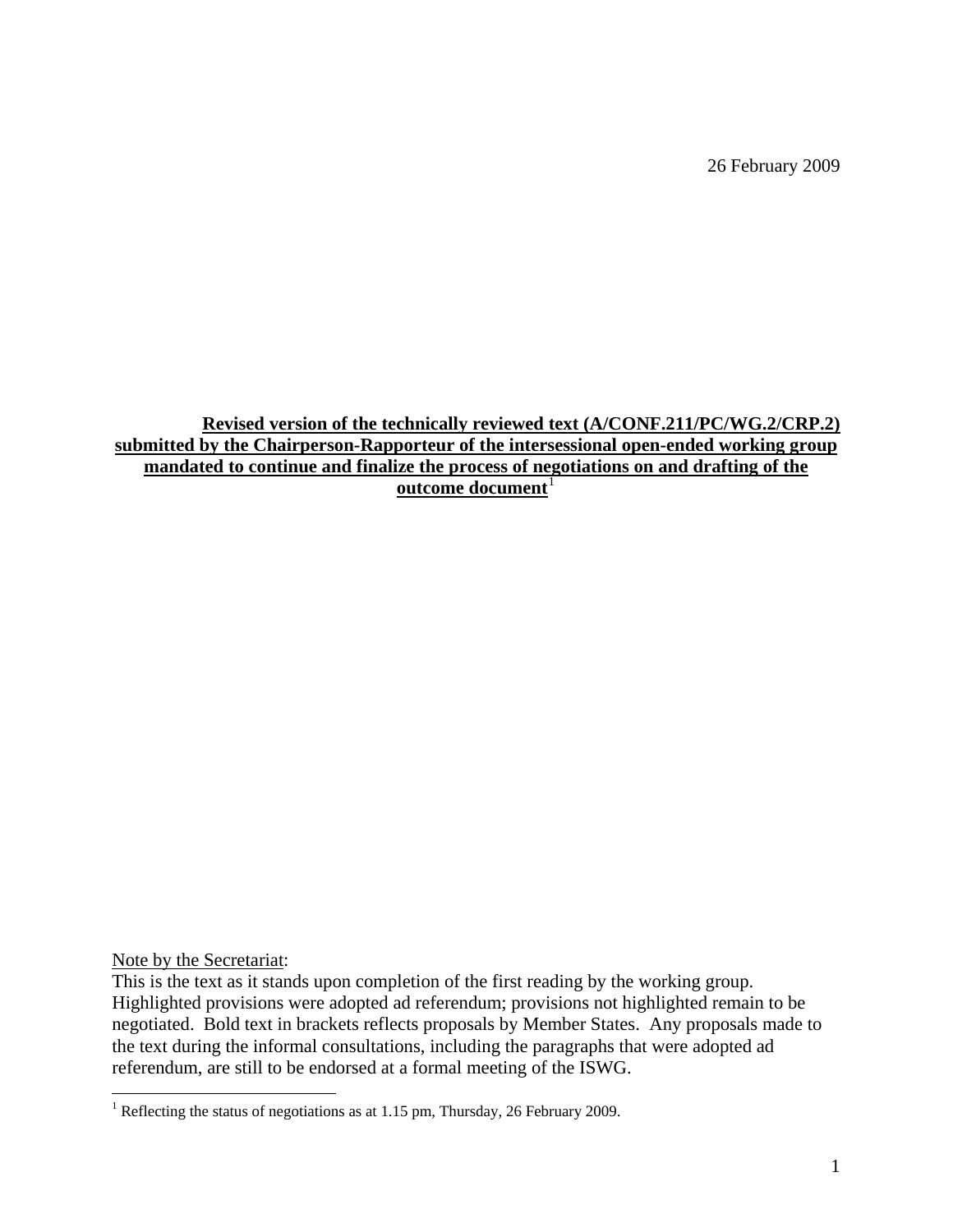26 February 2009

**Revised version of the technically reviewed text (A/CONF.211/PC/WG.2/CRP.2) submitted by the Chairperson-Rapporteur of the intersessional open-ended working group mandated to continue and finalize the process of negotiations on and drafting of the outcome document**[1]

Note by the Secretariat:
This is the text as it stands upon completion of the first reading by the working group. Highlighted provisions were adopted ad referendum; provisions not highlighted remain to be negotiated. Bold text in brackets reflects proposals by Member States. Any proposals made to the text during the informal consultations, including the paragraphs that were adopted ad referendum, are still to be endorsed at a formal meeting of the ISWG.

[1] Reflecting the status of negotiations as at 1.15 pm, Thursday, 26 February 2009.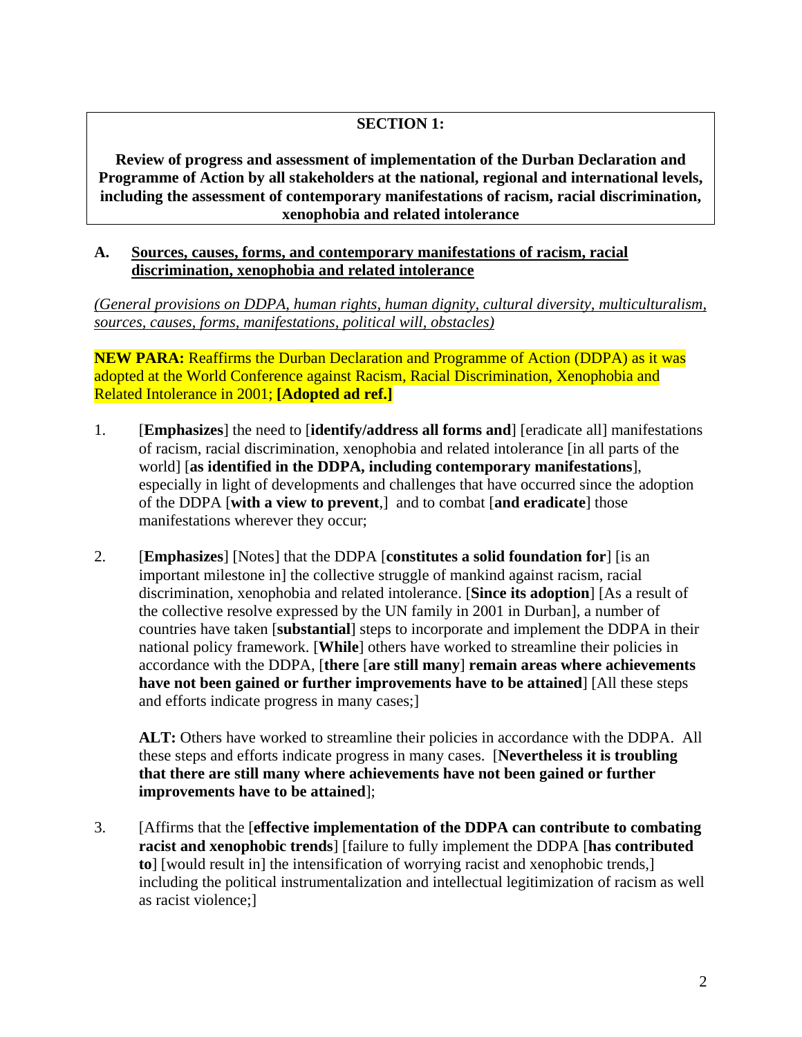**SECTION 1:**

**Review of progress and assessment of implementation of the Durban Declaration and Programme of Action by all stakeholders at the national, regional and international levels, including the assessment of contemporary manifestations of racism, racial discrimination, xenophobia and related intolerance**

## A. Sources, causes, forms, and contemporary manifestations of racism, racial discrimination, xenophobia and related intolerance

*(General provisions on DDPA, human rights, human dignity, cultural diversity, multiculturalism, sources, causes, forms, manifestations, political will, obstacles)*

**NEW PARA:** Reaffirms the Durban Declaration and Programme of Action (DDPA) as it was adopted at the World Conference against Racism, Racial Discrimination, Xenophobia and Related Intolerance in 2001; **[Adopted ad ref.]**

1. [**Emphasizes**] the need to [**identify/address all forms and**] [eradicate all] manifestations of racism, racial discrimination, xenophobia and related intolerance [in all parts of the world] [**as identified in the DDPA, including contemporary manifestations**], especially in light of developments and challenges that have occurred since the adoption of the DDPA [**with a view to prevent**,] and to combat [**and eradicate**] those manifestations wherever they occur;

2. [**Emphasizes**] [Notes] that the DDPA [**constitutes a solid foundation for**] [is an important milestone in] the collective struggle of mankind against racism, racial discrimination, xenophobia and related intolerance. [**Since its adoption**] [As a result of the collective resolve expressed by the UN family in 2001 in Durban], a number of countries have taken [**substantial**] steps to incorporate and implement the DDPA in their national policy framework. [**While**] others have worked to streamline their policies in accordance with the DDPA, [**there** [**are still many**] **remain areas where achievements have not been gained or further improvements have to be attained**] [All these steps and efforts indicate progress in many cases;]

   **ALT:** Others have worked to streamline their policies in accordance with the DDPA. All these steps and efforts indicate progress in many cases. [**Nevertheless it is troubling that there are still many where achievements have not been gained or further improvements have to be attained**];

3. [Affirms that the [**effective implementation of the DDPA can contribute to combating racist and xenophobic trends**] [failure to fully implement the DDPA [**has contributed to**] [would result in] the intensification of worrying racist and xenophobic trends,] including the political instrumentalization and intellectual legitimization of racism as well as racist violence;]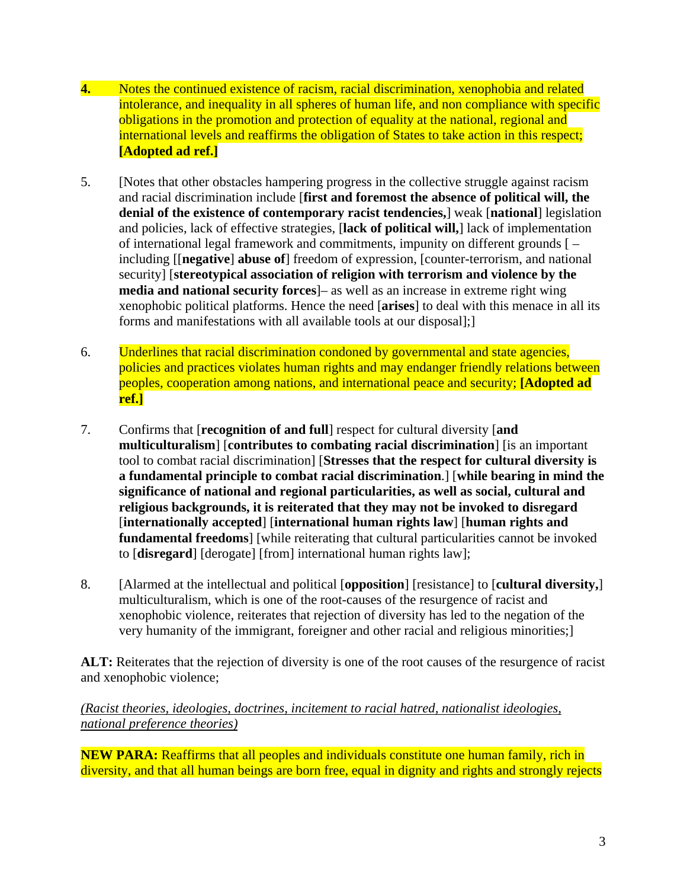**4.** Notes the continued existence of racism, racial discrimination, xenophobia and related intolerance, and inequality in all spheres of human life, and non compliance with specific obligations in the promotion and protection of equality at the national, regional and international levels and reaffirms the obligation of States to take action in this respect; **[Adopted ad ref.]**

5. [Notes that other obstacles hampering progress in the collective struggle against racism and racial discrimination include [**first and foremost the absence of political will, the denial of the existence of contemporary racist tendencies,**] weak [**national**] legislation and policies, lack of effective strategies, [**lack of political will,**] lack of implementation of international legal framework and commitments, impunity on different grounds [ – including [[**negative**] **abuse of**] freedom of expression, [counter-terrorism, and national security] [**stereotypical association of religion with terrorism and violence by the media and national security forces**]– as well as an increase in extreme right wing xenophobic political platforms. Hence the need [**arises**] to deal with this menace in all its forms and manifestations with all available tools at our disposal];]

6. Underlines that racial discrimination condoned by governmental and state agencies, policies and practices violates human rights and may endanger friendly relations between peoples, cooperation among nations, and international peace and security; **[Adopted ad ref.]**

7. Confirms that [**recognition of and full**] respect for cultural diversity [**and multiculturalism**] [**contributes to combating racial discrimination**] [is an important tool to combat racial discrimination] [**Stresses that the respect for cultural diversity is a fundamental principle to combat racial discrimination**.] [**while bearing in mind the significance of national and regional particularities, as well as social, cultural and religious backgrounds, it is reiterated that they may not be invoked to disregard** [**internationally accepted**] [**international human rights law**] [**human rights and fundamental freedoms**] [while reiterating that cultural particularities cannot be invoked to [**disregard**] [derogate] [from] international human rights law];

8. [Alarmed at the intellectual and political [**opposition**] [resistance] to [**cultural diversity,**] multiculturalism, which is one of the root-causes of the resurgence of racist and xenophobic violence, reiterates that rejection of diversity has led to the negation of the very humanity of the immigrant, foreigner and other racial and religious minorities;]

**ALT:** Reiterates that the rejection of diversity is one of the root causes of the resurgence of racist and xenophobic violence;

*(Racist theories, ideologies, doctrines, incitement to racial hatred, nationalist ideologies, national preference theories)*

**NEW PARA:** Reaffirms that all peoples and individuals constitute one human family, rich in diversity, and that all human beings are born free, equal in dignity and rights and strongly rejects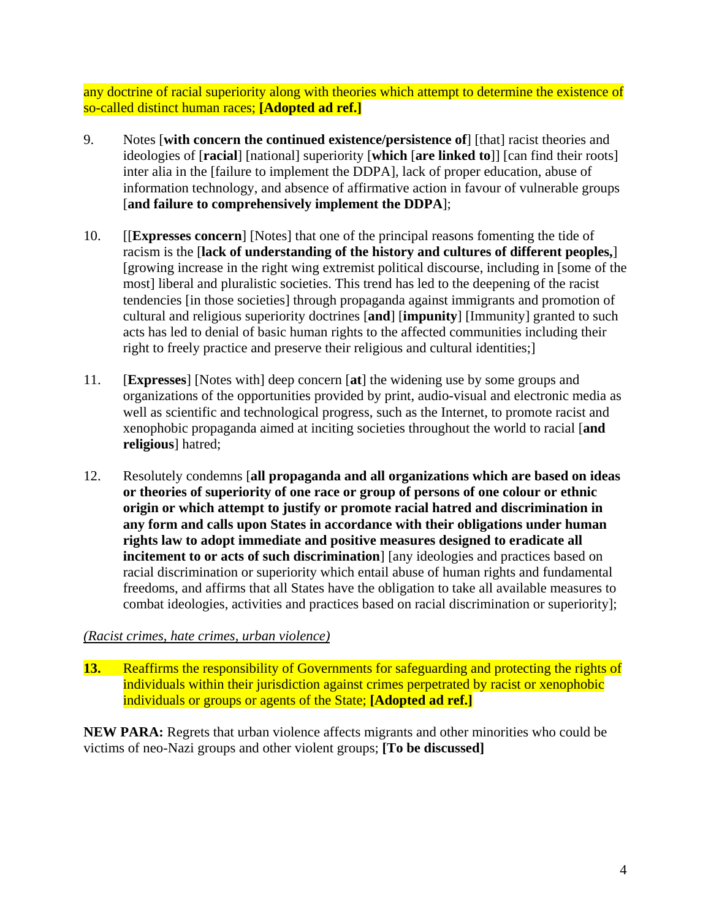any doctrine of racial superiority along with theories which attempt to determine the existence of so-called distinct human races; **[Adopted ad ref.]**

9. Notes [**with concern the continued existence/persistence of**] [that] racist theories and ideologies of [**racial**] [national] superiority [**which** [**are linked to**]] [can find their roots] inter alia in the [failure to implement the DDPA], lack of proper education, abuse of information technology, and absence of affirmative action in favour of vulnerable groups [**and failure to comprehensively implement the DDPA**];

10. [[**Expresses concern**] [Notes] that one of the principal reasons fomenting the tide of racism is the [**lack of understanding of the history and cultures of different peoples,**] [growing increase in the right wing extremist political discourse, including in [some of the most] liberal and pluralistic societies. This trend has led to the deepening of the racist tendencies [in those societies] through propaganda against immigrants and promotion of cultural and religious superiority doctrines [**and**] [**impunity**] [Immunity] granted to such acts has led to denial of basic human rights to the affected communities including their right to freely practice and preserve their religious and cultural identities;]

11. [**Expresses**] [Notes with] deep concern [**at**] the widening use by some groups and organizations of the opportunities provided by print, audio-visual and electronic media as well as scientific and technological progress, such as the Internet, to promote racist and xenophobic propaganda aimed at inciting societies throughout the world to racial [**and religious**] hatred;

12. Resolutely condemns [**all propaganda and all organizations which are based on ideas or theories of superiority of one race or group of persons of one colour or ethnic origin or which attempt to justify or promote racial hatred and discrimination in any form and calls upon States in accordance with their obligations under human rights law to adopt immediate and positive measures designed to eradicate all incitement to or acts of such discrimination**] [any ideologies and practices based on racial discrimination or superiority which entail abuse of human rights and fundamental freedoms, and affirms that all States have the obligation to take all available measures to combat ideologies, activities and practices based on racial discrimination or superiority];

*(Racist crimes, hate crimes, urban violence)*

**13.** Reaffirms the responsibility of Governments for safeguarding and protecting the rights of individuals within their jurisdiction against crimes perpetrated by racist or xenophobic individuals or groups or agents of the State; **[Adopted ad ref.]**

**NEW PARA:** Regrets that urban violence affects migrants and other minorities who could be victims of neo-Nazi groups and other violent groups; **[To be discussed]**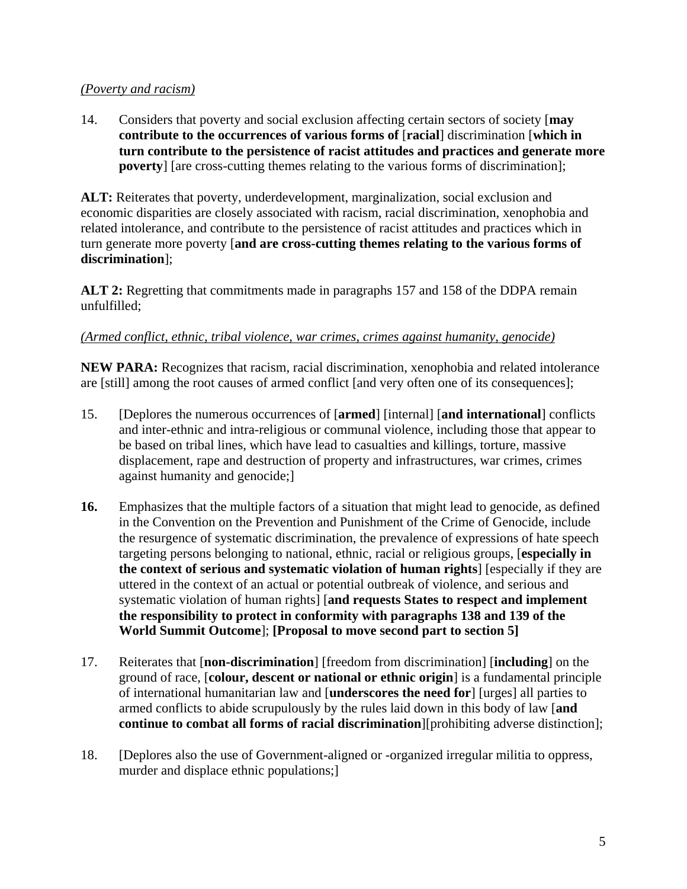*(Poverty and racism)*

14. Considers that poverty and social exclusion affecting certain sectors of society [**may contribute to the occurrences of various forms of** [**racial**] discrimination [**which in turn contribute to the persistence of racist attitudes and practices and generate more poverty**] [are cross-cutting themes relating to the various forms of discrimination];

**ALT:** Reiterates that poverty, underdevelopment, marginalization, social exclusion and economic disparities are closely associated with racism, racial discrimination, xenophobia and related intolerance, and contribute to the persistence of racist attitudes and practices which in turn generate more poverty [**and are cross-cutting themes relating to the various forms of discrimination**];

**ALT 2:** Regretting that commitments made in paragraphs 157 and 158 of the DDPA remain unfulfilled;

*(Armed conflict, ethnic, tribal violence, war crimes, crimes against humanity, genocide)*

**NEW PARA:** Recognizes that racism, racial discrimination, xenophobia and related intolerance are [still] among the root causes of armed conflict [and very often one of its consequences];

15. [Deplores the numerous occurrences of [**armed**] [internal] [**and international**] conflicts and inter-ethnic and intra-religious or communal violence, including those that appear to be based on tribal lines, which have lead to casualties and killings, torture, massive displacement, rape and destruction of property and infrastructures, war crimes, crimes against humanity and genocide;]

**16.** Emphasizes that the multiple factors of a situation that might lead to genocide, as defined in the Convention on the Prevention and Punishment of the Crime of Genocide, include the resurgence of systematic discrimination, the prevalence of expressions of hate speech targeting persons belonging to national, ethnic, racial or religious groups, [**especially in the context of serious and systematic violation of human rights**] [especially if they are uttered in the context of an actual or potential outbreak of violence, and serious and systematic violation of human rights] [**and requests States to respect and implement the responsibility to protect in conformity with paragraphs 138 and 139 of the World Summit Outcome**]; **[Proposal to move second part to section 5]**

17. Reiterates that [**non-discrimination**] [freedom from discrimination] [**including**] on the ground of race, [**colour, descent or national or ethnic origin**] is a fundamental principle of international humanitarian law and [**underscores the need for**] [urges] all parties to armed conflicts to abide scrupulously by the rules laid down in this body of law [**and continue to combat all forms of racial discrimination**][prohibiting adverse distinction];

18. [Deplores also the use of Government-aligned or -organized irregular militia to oppress, murder and displace ethnic populations;]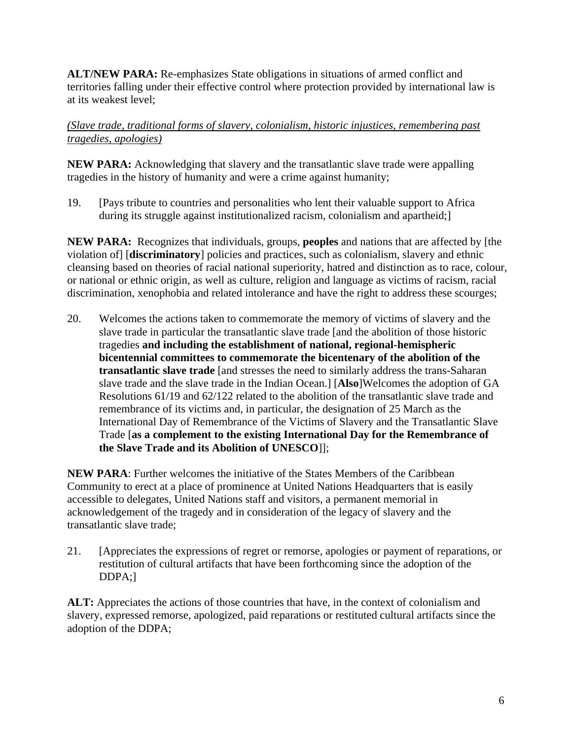**ALT/NEW PARA:** Re-emphasizes State obligations in situations of armed conflict and territories falling under their effective control where protection provided by international law is at its weakest level;

*(Slave trade, traditional forms of slavery, colonialism, historic injustices, remembering past tragedies, apologies)*

**NEW PARA:** Acknowledging that slavery and the transatlantic slave trade were appalling tragedies in the history of humanity and were a crime against humanity;

19. [Pays tribute to countries and personalities who lent their valuable support to Africa during its struggle against institutionalized racism, colonialism and apartheid;]

**NEW PARA:** Recognizes that individuals, groups, **peoples** and nations that are affected by [the violation of] [**discriminatory**] policies and practices, such as colonialism, slavery and ethnic cleansing based on theories of racial national superiority, hatred and distinction as to race, colour, or national or ethnic origin, as well as culture, religion and language as victims of racism, racial discrimination, xenophobia and related intolerance and have the right to address these scourges;

20. Welcomes the actions taken to commemorate the memory of victims of slavery and the slave trade in particular the transatlantic slave trade [and the abolition of those historic tragedies **and including the establishment of national, regional-hemispheric bicentennial committees to commemorate the bicentenary of the abolition of the transatlantic slave trade** [and stresses the need to similarly address the trans-Saharan slave trade and the slave trade in the Indian Ocean.] [**Also**]Welcomes the adoption of GA Resolutions 61/19 and 62/122 related to the abolition of the transatlantic slave trade and remembrance of its victims and, in particular, the designation of 25 March as the International Day of Remembrance of the Victims of Slavery and the Transatlantic Slave Trade [**as a complement to the existing International Day for the Remembrance of the Slave Trade and its Abolition of UNESCO**]];

**NEW PARA**: Further welcomes the initiative of the States Members of the Caribbean Community to erect at a place of prominence at United Nations Headquarters that is easily accessible to delegates, United Nations staff and visitors, a permanent memorial in acknowledgement of the tragedy and in consideration of the legacy of slavery and the transatlantic slave trade;

21. [Appreciates the expressions of regret or remorse, apologies or payment of reparations, or restitution of cultural artifacts that have been forthcoming since the adoption of the DDPA;]

**ALT:** Appreciates the actions of those countries that have, in the context of colonialism and slavery, expressed remorse, apologized, paid reparations or restituted cultural artifacts since the adoption of the DDPA;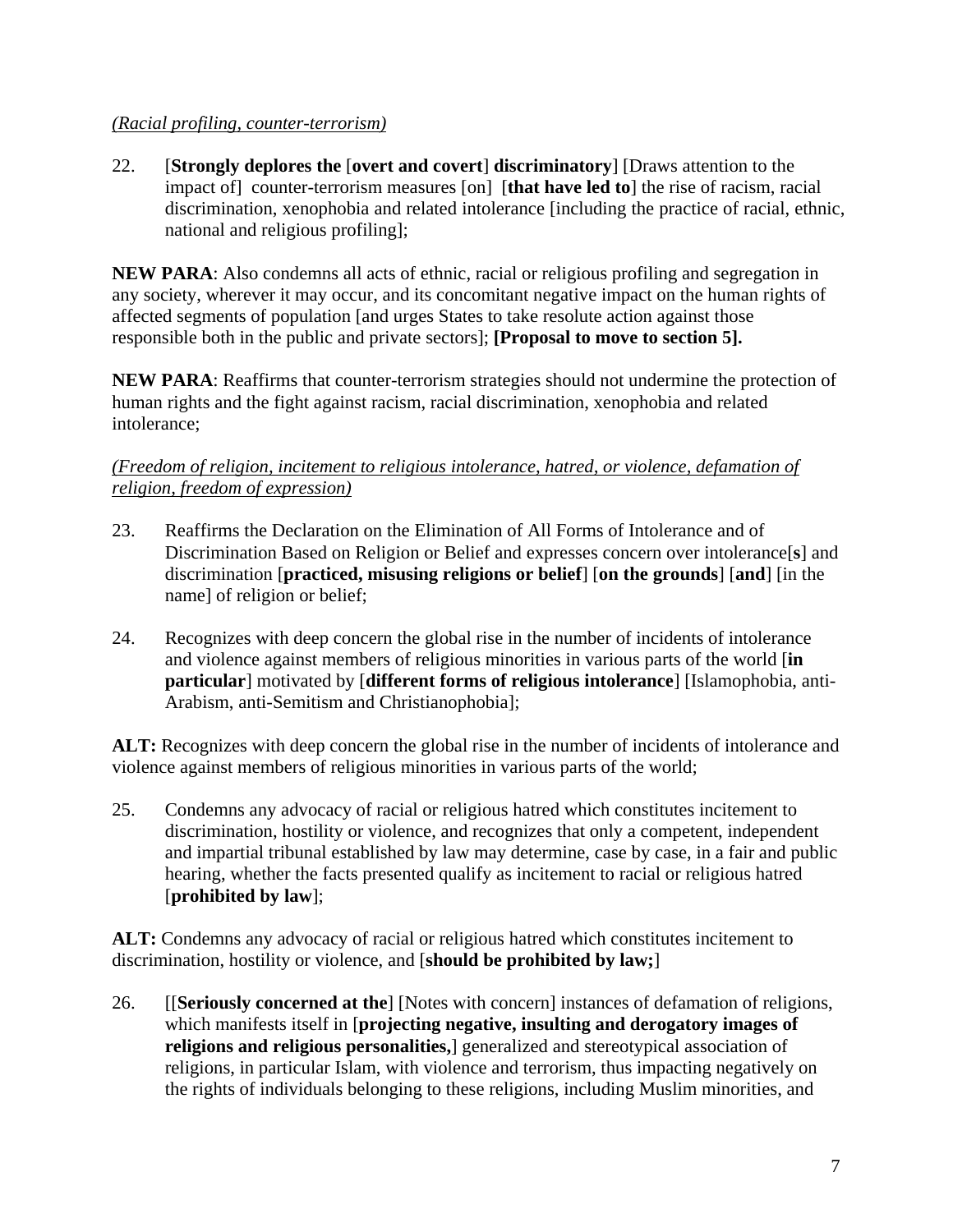*(Racial profiling, counter-terrorism)*

22. [**Strongly deplores the** [**overt and covert**] **discriminatory**] [Draws attention to the impact of] counter-terrorism measures [on] [**that have led to**] the rise of racism, racial discrimination, xenophobia and related intolerance [including the practice of racial, ethnic, national and religious profiling];

**NEW PARA**: Also condemns all acts of ethnic, racial or religious profiling and segregation in any society, wherever it may occur, and its concomitant negative impact on the human rights of affected segments of population [and urges States to take resolute action against those responsible both in the public and private sectors]; **[Proposal to move to section 5].**

**NEW PARA**: Reaffirms that counter-terrorism strategies should not undermine the protection of human rights and the fight against racism, racial discrimination, xenophobia and related intolerance;

*(Freedom of religion, incitement to religious intolerance, hatred, or violence, defamation of religion, freedom of expression)*

23. Reaffirms the Declaration on the Elimination of All Forms of Intolerance and of Discrimination Based on Religion or Belief and expresses concern over intolerance[**s**] and discrimination [**practiced, misusing religions or belief**] [**on the grounds**] [**and**] [in the name] of religion or belief;

24. Recognizes with deep concern the global rise in the number of incidents of intolerance and violence against members of religious minorities in various parts of the world [**in particular**] motivated by [**different forms of religious intolerance**] [Islamophobia, anti-Arabism, anti-Semitism and Christianophobia];

**ALT:** Recognizes with deep concern the global rise in the number of incidents of intolerance and violence against members of religious minorities in various parts of the world;

25. Condemns any advocacy of racial or religious hatred which constitutes incitement to discrimination, hostility or violence, and recognizes that only a competent, independent and impartial tribunal established by law may determine, case by case, in a fair and public hearing, whether the facts presented qualify as incitement to racial or religious hatred [**prohibited by law**];

**ALT:** Condemns any advocacy of racial or religious hatred which constitutes incitement to discrimination, hostility or violence, and [**should be prohibited by law;**]

26. [[**Seriously concerned at the**] [Notes with concern] instances of defamation of religions, which manifests itself in [**projecting negative, insulting and derogatory images of religions and religious personalities,**] generalized and stereotypical association of religions, in particular Islam, with violence and terrorism, thus impacting negatively on the rights of individuals belonging to these religions, including Muslim minorities, and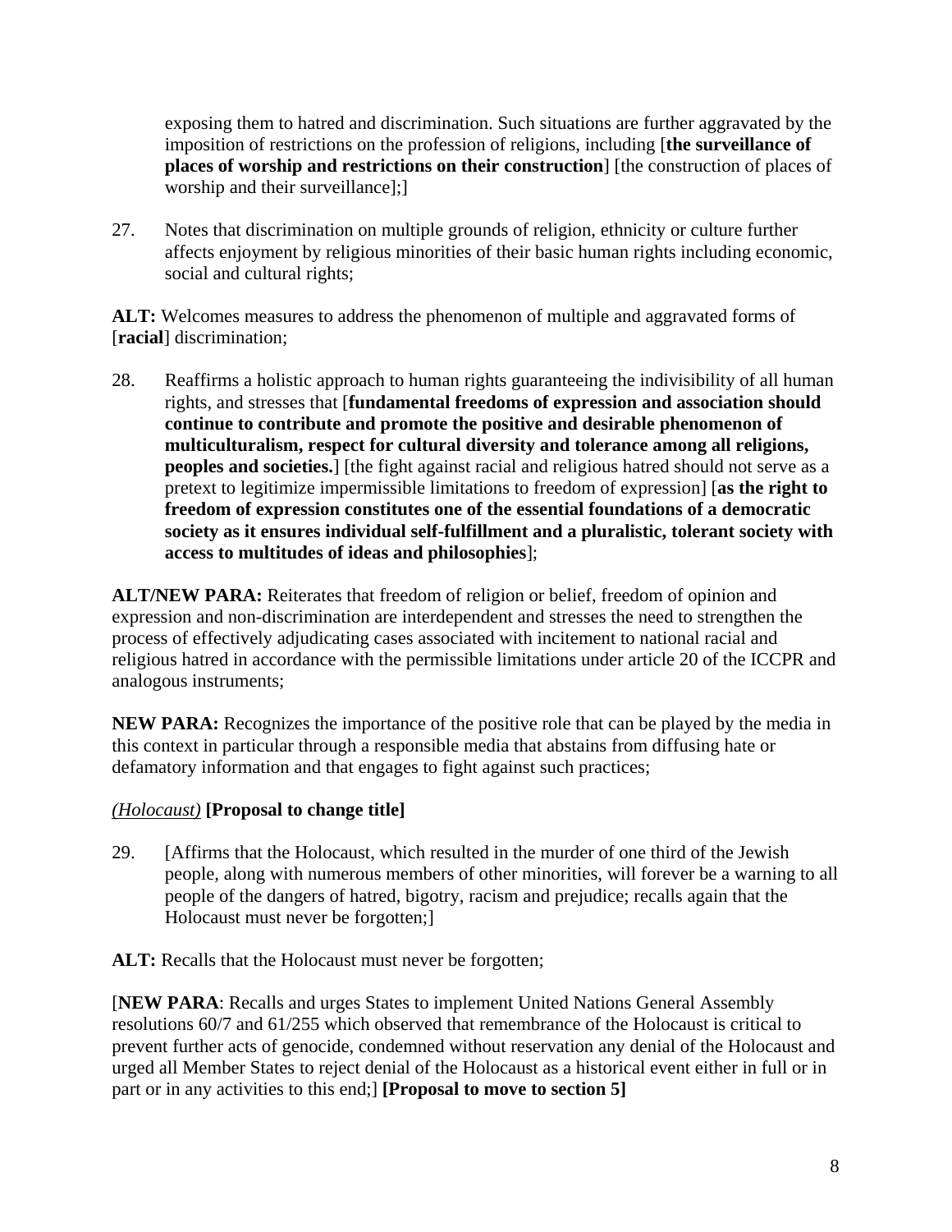exposing them to hatred and discrimination. Such situations are further aggravated by the imposition of restrictions on the profession of religions, including [**the surveillance of places of worship and restrictions on their construction**] [the construction of places of worship and their surveillance];]

27. Notes that discrimination on multiple grounds of religion, ethnicity or culture further affects enjoyment by religious minorities of their basic human rights including economic, social and cultural rights;

**ALT:** Welcomes measures to address the phenomenon of multiple and aggravated forms of [**racial**] discrimination;

28. Reaffirms a holistic approach to human rights guaranteeing the indivisibility of all human rights, and stresses that [**fundamental freedoms of expression and association should continue to contribute and promote the positive and desirable phenomenon of multiculturalism, respect for cultural diversity and tolerance among all religions, peoples and societies.**] [the fight against racial and religious hatred should not serve as a pretext to legitimize impermissible limitations to freedom of expression] [**as the right to freedom of expression constitutes one of the essential foundations of a democratic society as it ensures individual self-fulfillment and a pluralistic, tolerant society with access to multitudes of ideas and philosophies**];

**ALT/NEW PARA:** Reiterates that freedom of religion or belief, freedom of opinion and expression and non-discrimination are interdependent and stresses the need to strengthen the process of effectively adjudicating cases associated with incitement to national racial and religious hatred in accordance with the permissible limitations under article 20 of the ICCPR and analogous instruments;

**NEW PARA:** Recognizes the importance of the positive role that can be played by the media in this context in particular through a responsible media that abstains from diffusing hate or defamatory information and that engages to fight against such practices;

*(Holocaust)* **[Proposal to change title]**

29. [Affirms that the Holocaust, which resulted in the murder of one third of the Jewish people, along with numerous members of other minorities, will forever be a warning to all people of the dangers of hatred, bigotry, racism and prejudice; recalls again that the Holocaust must never be forgotten;]

**ALT:** Recalls that the Holocaust must never be forgotten;

[**NEW PARA**: Recalls and urges States to implement United Nations General Assembly resolutions 60/7 and 61/255 which observed that remembrance of the Holocaust is critical to prevent further acts of genocide, condemned without reservation any denial of the Holocaust and urged all Member States to reject denial of the Holocaust as a historical event either in full or in part or in any activities to this end;] **[Proposal to move to section 5]**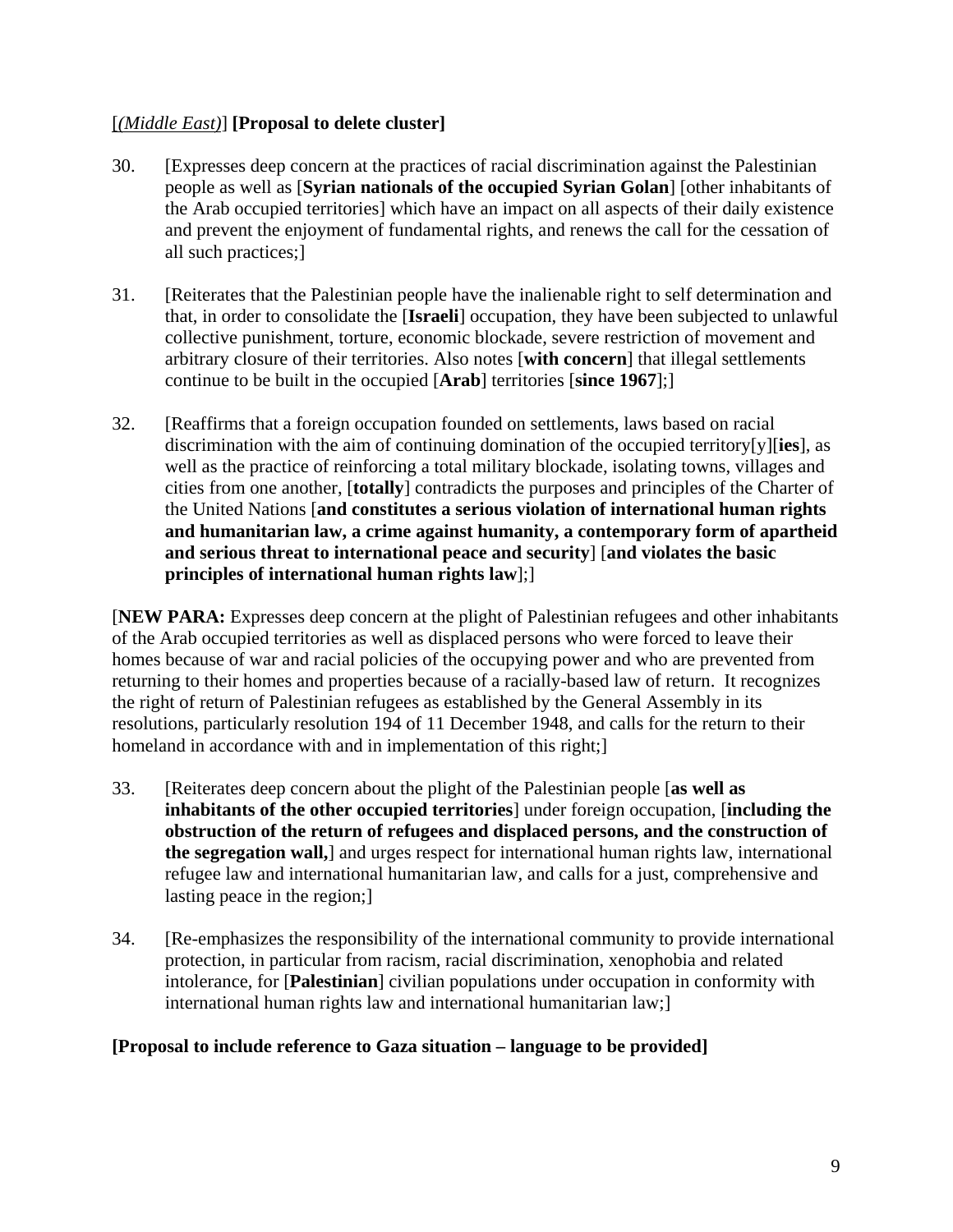[*(Middle East)*] **[Proposal to delete cluster]**

30. [Expresses deep concern at the practices of racial discrimination against the Palestinian people as well as [**Syrian nationals of the occupied Syrian Golan**] [other inhabitants of the Arab occupied territories] which have an impact on all aspects of their daily existence and prevent the enjoyment of fundamental rights, and renews the call for the cessation of all such practices;]

31. [Reiterates that the Palestinian people have the inalienable right to self determination and that, in order to consolidate the [**Israeli**] occupation, they have been subjected to unlawful collective punishment, torture, economic blockade, severe restriction of movement and arbitrary closure of their territories. Also notes [**with concern**] that illegal settlements continue to be built in the occupied [**Arab**] territories [**since 1967**];]

32. [Reaffirms that a foreign occupation founded on settlements, laws based on racial discrimination with the aim of continuing domination of the occupied territory[y][**ies**], as well as the practice of reinforcing a total military blockade, isolating towns, villages and cities from one another, [**totally**] contradicts the purposes and principles of the Charter of the United Nations [**and constitutes a serious violation of international human rights and humanitarian law, a crime against humanity, a contemporary form of apartheid and serious threat to international peace and security**] [**and violates the basic principles of international human rights law**];]

[**NEW PARA:** Expresses deep concern at the plight of Palestinian refugees and other inhabitants of the Arab occupied territories as well as displaced persons who were forced to leave their homes because of war and racial policies of the occupying power and who are prevented from returning to their homes and properties because of a racially-based law of return. It recognizes the right of return of Palestinian refugees as established by the General Assembly in its resolutions, particularly resolution 194 of 11 December 1948, and calls for the return to their homeland in accordance with and in implementation of this right;]

33. [Reiterates deep concern about the plight of the Palestinian people [**as well as inhabitants of the other occupied territories**] under foreign occupation, [**including the obstruction of the return of refugees and displaced persons, and the construction of the segregation wall,**] and urges respect for international human rights law, international refugee law and international humanitarian law, and calls for a just, comprehensive and lasting peace in the region;]

34. [Re-emphasizes the responsibility of the international community to provide international protection, in particular from racism, racial discrimination, xenophobia and related intolerance, for [**Palestinian**] civilian populations under occupation in conformity with international human rights law and international humanitarian law;]

**[Proposal to include reference to Gaza situation – language to be provided]**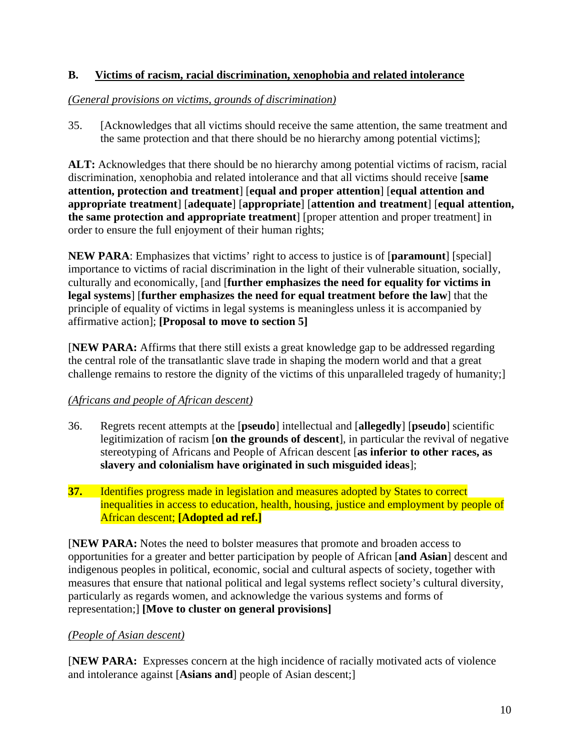## B. Victims of racism, racial discrimination, xenophobia and related intolerance

*(General provisions on victims, grounds of discrimination)*

35. [Acknowledges that all victims should receive the same attention, the same treatment and the same protection and that there should be no hierarchy among potential victims];

**ALT:** Acknowledges that there should be no hierarchy among potential victims of racism, racial discrimination, xenophobia and related intolerance and that all victims should receive [**same attention, protection and treatment**] [**equal and proper attention**] [**equal attention and appropriate treatment**] [**adequate**] [**appropriate**] [**attention and treatment**] [**equal attention, the same protection and appropriate treatment**] [proper attention and proper treatment] in order to ensure the full enjoyment of their human rights;

**NEW PARA**: Emphasizes that victims' right to access to justice is of [**paramount**] [special] importance to victims of racial discrimination in the light of their vulnerable situation, socially, culturally and economically, [and [**further emphasizes the need for equality for victims in legal systems**] [**further emphasizes the need for equal treatment before the law**] that the principle of equality of victims in legal systems is meaningless unless it is accompanied by affirmative action]; **[Proposal to move to section 5]**

[**NEW PARA:** Affirms that there still exists a great knowledge gap to be addressed regarding the central role of the transatlantic slave trade in shaping the modern world and that a great challenge remains to restore the dignity of the victims of this unparalleled tragedy of humanity;]

*(Africans and people of African descent)*

36. Regrets recent attempts at the [**pseudo**] intellectual and [**allegedly**] [**pseudo**] scientific legitimization of racism [**on the grounds of descent**], in particular the revival of negative stereotyping of Africans and People of African descent [**as inferior to other races, as slavery and colonialism have originated in such misguided ideas**];

**37.** Identifies progress made in legislation and measures adopted by States to correct inequalities in access to education, health, housing, justice and employment by people of African descent; **[Adopted ad ref.]**

[**NEW PARA:** Notes the need to bolster measures that promote and broaden access to opportunities for a greater and better participation by people of African [**and Asian**] descent and indigenous peoples in political, economic, social and cultural aspects of society, together with measures that ensure that national political and legal systems reflect society's cultural diversity, particularly as regards women, and acknowledge the various systems and forms of representation;] **[Move to cluster on general provisions]**

*(People of Asian descent)*

[**NEW PARA:** Expresses concern at the high incidence of racially motivated acts of violence and intolerance against [**Asians and**] people of Asian descent;]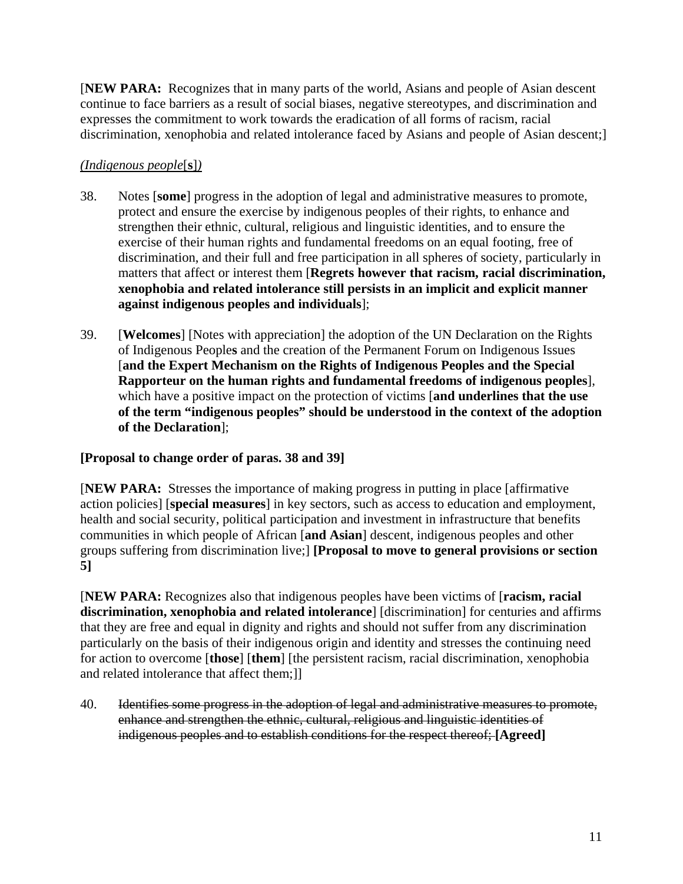[**NEW PARA:** Recognizes that in many parts of the world, Asians and people of Asian descent continue to face barriers as a result of social biases, negative stereotypes, and discrimination and expresses the commitment to work towards the eradication of all forms of racism, racial discrimination, xenophobia and related intolerance faced by Asians and people of Asian descent;]

*(Indigenous people*[**s**]*)*

38. Notes [**some**] progress in the adoption of legal and administrative measures to promote, protect and ensure the exercise by indigenous peoples of their rights, to enhance and strengthen their ethnic, cultural, religious and linguistic identities, and to ensure the exercise of their human rights and fundamental freedoms on an equal footing, free of discrimination, and their full and free participation in all spheres of society, particularly in matters that affect or interest them [**Regrets however that racism, racial discrimination, xenophobia and related intolerance still persists in an implicit and explicit manner against indigenous peoples and individuals**];

39. [**Welcomes**] [Notes with appreciation] the adoption of the UN Declaration on the Rights of Indigenous People**s** and the creation of the Permanent Forum on Indigenous Issues [**and the Expert Mechanism on the Rights of Indigenous Peoples and the Special Rapporteur on the human rights and fundamental freedoms of indigenous peoples**], which have a positive impact on the protection of victims [**and underlines that the use of the term "indigenous peoples" should be understood in the context of the adoption of the Declaration**];

**[Proposal to change order of paras. 38 and 39]**

[**NEW PARA:** Stresses the importance of making progress in putting in place [affirmative action policies] [**special measures**] in key sectors, such as access to education and employment, health and social security, political participation and investment in infrastructure that benefits communities in which people of African [**and Asian**] descent, indigenous peoples and other groups suffering from discrimination live;] **[Proposal to move to general provisions or section 5]**

[**NEW PARA:** Recognizes also that indigenous peoples have been victims of [**racism, racial discrimination, xenophobia and related intolerance**] [discrimination] for centuries and affirms that they are free and equal in dignity and rights and should not suffer from any discrimination particularly on the basis of their indigenous origin and identity and stresses the continuing need for action to overcome [**those**] [**them**] [the persistent racism, racial discrimination, xenophobia and related intolerance that affect them;]]

40. ~~Identifies some progress in the adoption of legal and administrative measures to promote, enhance and strengthen the ethnic, cultural, religious and linguistic identities of indigenous peoples and to establish conditions for the respect thereof;~~ **[Agreed]**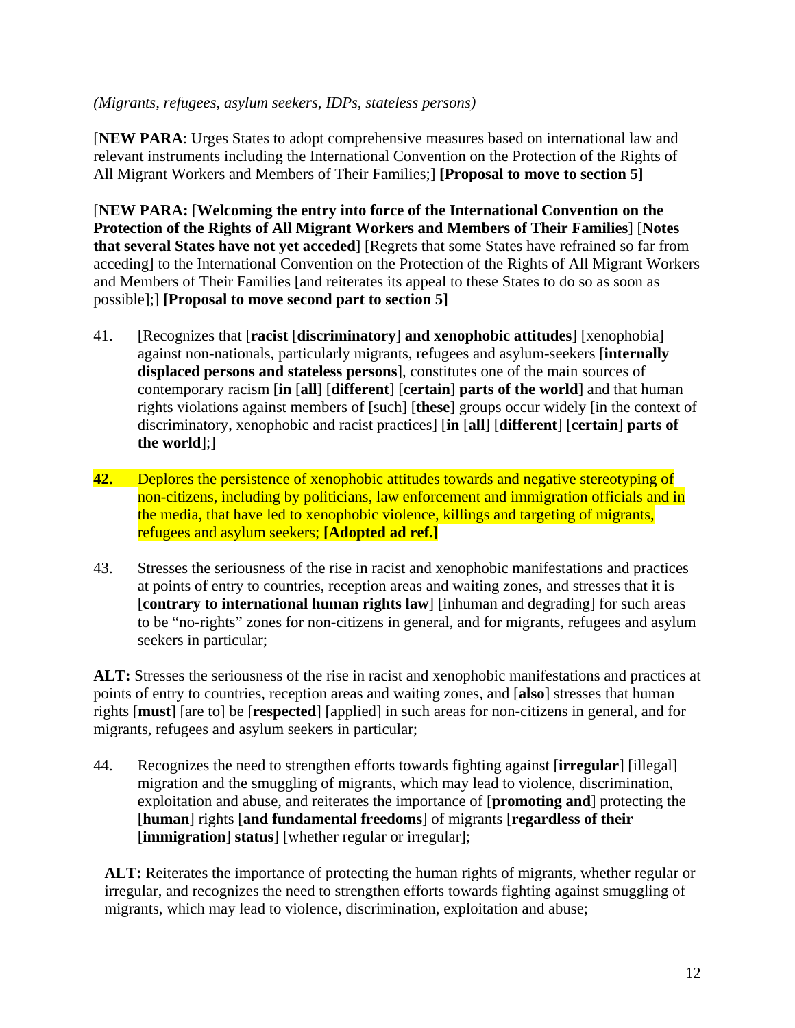*(Migrants, refugees, asylum seekers, IDPs, stateless persons)*

[**NEW PARA**: Urges States to adopt comprehensive measures based on international law and relevant instruments including the International Convention on the Protection of the Rights of All Migrant Workers and Members of Their Families;] **[Proposal to move to section 5]**

[**NEW PARA:** [**Welcoming the entry into force of the International Convention on the Protection of the Rights of All Migrant Workers and Members of Their Families**] [**Notes that several States have not yet acceded**] [Regrets that some States have refrained so far from acceding] to the International Convention on the Protection of the Rights of All Migrant Workers and Members of Their Families [and reiterates its appeal to these States to do so as soon as possible];] **[Proposal to move second part to section 5]**

41. [Recognizes that [**racist** [**discriminatory**] **and xenophobic attitudes**] [xenophobia] against non-nationals, particularly migrants, refugees and asylum-seekers [**internally displaced persons and stateless persons**], constitutes one of the main sources of contemporary racism [**in** [**all**] [**different**] [**certain**] **parts of the world**] and that human rights violations against members of [such] [**these**] groups occur widely [in the context of discriminatory, xenophobic and racist practices] [**in** [**all**] [**different**] [**certain**] **parts of the world**];]

**42.** Deplores the persistence of xenophobic attitudes towards and negative stereotyping of non-citizens, including by politicians, law enforcement and immigration officials and in the media, that have led to xenophobic violence, killings and targeting of migrants, refugees and asylum seekers; **[Adopted ad ref.]**

43. Stresses the seriousness of the rise in racist and xenophobic manifestations and practices at points of entry to countries, reception areas and waiting zones, and stresses that it is [**contrary to international human rights law**] [inhuman and degrading] for such areas to be "no-rights" zones for non-citizens in general, and for migrants, refugees and asylum seekers in particular;

**ALT:** Stresses the seriousness of the rise in racist and xenophobic manifestations and practices at points of entry to countries, reception areas and waiting zones, and [**also**] stresses that human rights [**must**] [are to] be [**respected**] [applied] in such areas for non-citizens in general, and for migrants, refugees and asylum seekers in particular;

44. Recognizes the need to strengthen efforts towards fighting against [**irregular**] [illegal] migration and the smuggling of migrants, which may lead to violence, discrimination, exploitation and abuse, and reiterates the importance of [**promoting and**] protecting the [**human**] rights [**and fundamental freedoms**] of migrants [**regardless of their** [**immigration**] **status**] [whether regular or irregular];

**ALT:** Reiterates the importance of protecting the human rights of migrants, whether regular or irregular, and recognizes the need to strengthen efforts towards fighting against smuggling of migrants, which may lead to violence, discrimination, exploitation and abuse;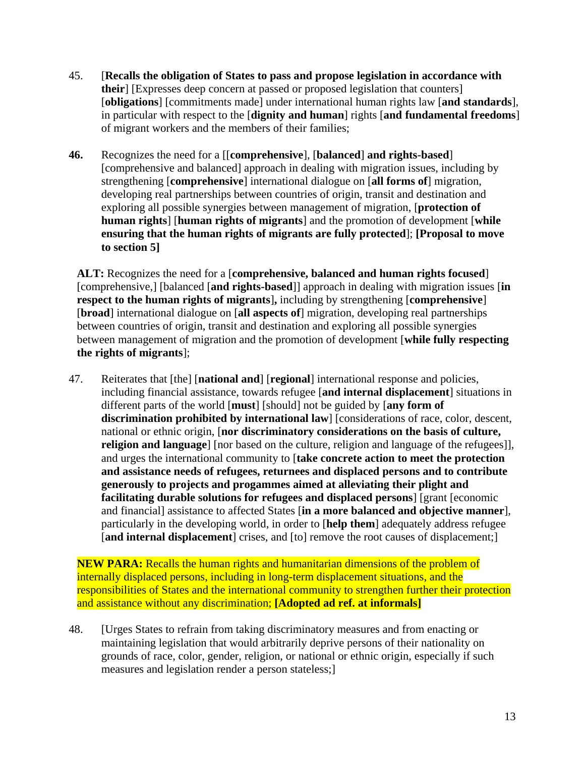45. [**Recalls the obligation of States to pass and propose legislation in accordance with their**] [Expresses deep concern at passed or proposed legislation that counters] [**obligations**] [commitments made] under international human rights law [**and standards**], in particular with respect to the [**dignity and human**] rights [**and fundamental freedoms**] of migrant workers and the members of their families;

**46.** Recognizes the need for a [[**comprehensive**], [**balanced**] **and rights-based**] [comprehensive and balanced] approach in dealing with migration issues, including by strengthening [**comprehensive**] international dialogue on [**all forms of**] migration, developing real partnerships between countries of origin, transit and destination and exploring all possible synergies between management of migration, [**protection of human rights**] [**human rights of migrants**] and the promotion of development [**while ensuring that the human rights of migrants are fully protected**]; **[Proposal to move to section 5]**

**ALT:** Recognizes the need for a [**comprehensive, balanced and human rights focused**] [comprehensive,] [balanced [**and rights-based**]] approach in dealing with migration issues [**in respect to the human rights of migrants**]**,** including by strengthening [**comprehensive**] [**broad**] international dialogue on [**all aspects of**] migration, developing real partnerships between countries of origin, transit and destination and exploring all possible synergies between management of migration and the promotion of development [**while fully respecting the rights of migrants**];

47. Reiterates that [the] [**national and**] [**regional**] international response and policies, including financial assistance, towards refugee [**and internal displacement**] situations in different parts of the world [**must**] [should] not be guided by [**any form of discrimination prohibited by international law**] [considerations of race, color, descent, national or ethnic origin, [**nor discriminatory considerations on the basis of culture, religion and language**] [nor based on the culture, religion and language of the refugees]], and urges the international community to [**take concrete action to meet the protection and assistance needs of refugees, returnees and displaced persons and to contribute generously to projects and progammes aimed at alleviating their plight and facilitating durable solutions for refugees and displaced persons**] [grant [economic and financial] assistance to affected States [**in a more balanced and objective manner**], particularly in the developing world, in order to [**help them**] adequately address refugee [**and internal displacement**] crises, and [to] remove the root causes of displacement;]

**NEW PARA:** Recalls the human rights and humanitarian dimensions of the problem of internally displaced persons, including in long-term displacement situations, and the responsibilities of States and the international community to strengthen further their protection and assistance without any discrimination; **[Adopted ad ref. at informals]**

48. [Urges States to refrain from taking discriminatory measures and from enacting or maintaining legislation that would arbitrarily deprive persons of their nationality on grounds of race, color, gender, religion, or national or ethnic origin, especially if such measures and legislation render a person stateless;]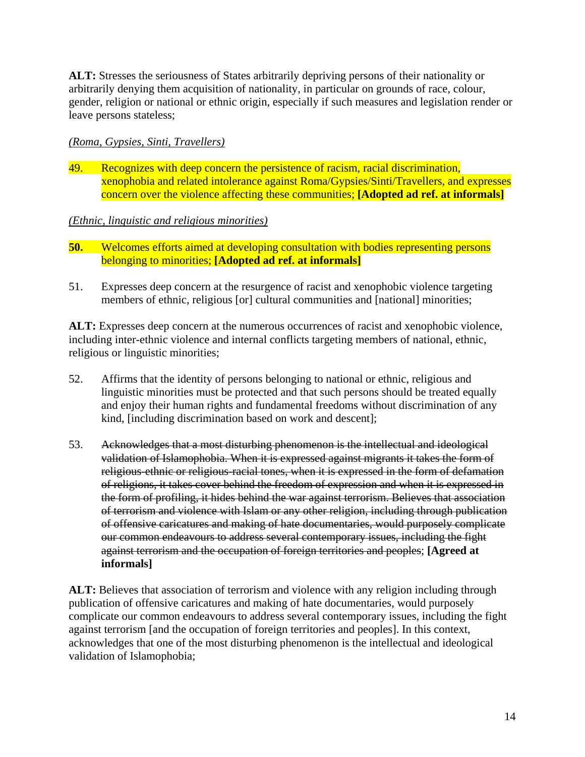**ALT:** Stresses the seriousness of States arbitrarily depriving persons of their nationality or arbitrarily denying them acquisition of nationality, in particular on grounds of race, colour, gender, religion or national or ethnic origin, especially if such measures and legislation render or leave persons stateless;

*(Roma, Gypsies, Sinti, Travellers)*

49. Recognizes with deep concern the persistence of racism, racial discrimination, xenophobia and related intolerance against Roma/Gypsies/Sinti/Travellers, and expresses concern over the violence affecting these communities; **[Adopted ad ref. at informals]**

*(Ethnic, linguistic and religious minorities)*

**50.** Welcomes efforts aimed at developing consultation with bodies representing persons belonging to minorities; **[Adopted ad ref. at informals]**

51. Expresses deep concern at the resurgence of racist and xenophobic violence targeting members of ethnic, religious [or] cultural communities and [national] minorities;

**ALT:** Expresses deep concern at the numerous occurrences of racist and xenophobic violence, including inter-ethnic violence and internal conflicts targeting members of national, ethnic, religious or linguistic minorities;

52. Affirms that the identity of persons belonging to national or ethnic, religious and linguistic minorities must be protected and that such persons should be treated equally and enjoy their human rights and fundamental freedoms without discrimination of any kind, [including discrimination based on work and descent];

53. ~~Acknowledges that a most disturbing phenomenon is the intellectual and ideological validation of Islamophobia. When it is expressed against migrants it takes the form of religious-ethnic or religious-racial tones, when it is expressed in the form of defamation of religions, it takes cover behind the freedom of expression and when it is expressed in the form of profiling, it hides behind the war against terrorism. Believes that association of terrorism and violence with Islam or any other religion, including through publication of offensive caricatures and making of hate documentaries, would purposely complicate our common endeavours to address several contemporary issues, including the fight against terrorism and the occupation of foreign territories and peoples~~; **[Agreed at informals]**

**ALT:** Believes that association of terrorism and violence with any religion including through publication of offensive caricatures and making of hate documentaries, would purposely complicate our common endeavours to address several contemporary issues, including the fight against terrorism [and the occupation of foreign territories and peoples]. In this context, acknowledges that one of the most disturbing phenomenon is the intellectual and ideological validation of Islamophobia;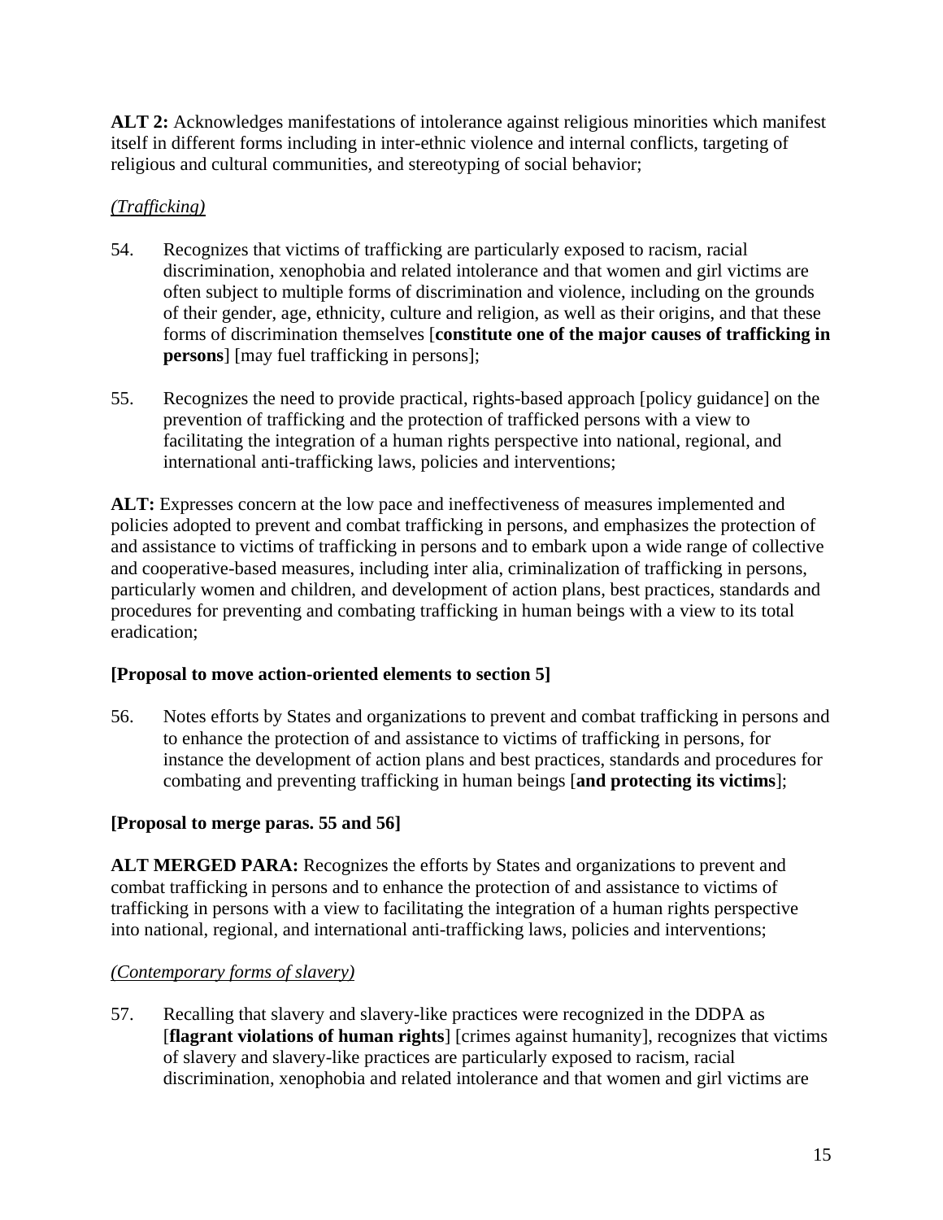**ALT 2:** Acknowledges manifestations of intolerance against religious minorities which manifest itself in different forms including in inter-ethnic violence and internal conflicts, targeting of religious and cultural communities, and stereotyping of social behavior;

*(Trafficking)*

54. Recognizes that victims of trafficking are particularly exposed to racism, racial discrimination, xenophobia and related intolerance and that women and girl victims are often subject to multiple forms of discrimination and violence, including on the grounds of their gender, age, ethnicity, culture and religion, as well as their origins, and that these forms of discrimination themselves [**constitute one of the major causes of trafficking in persons**] [may fuel trafficking in persons];

55. Recognizes the need to provide practical, rights-based approach [policy guidance] on the prevention of trafficking and the protection of trafficked persons with a view to facilitating the integration of a human rights perspective into national, regional, and international anti-trafficking laws, policies and interventions;

**ALT:** Expresses concern at the low pace and ineffectiveness of measures implemented and policies adopted to prevent and combat trafficking in persons, and emphasizes the protection of and assistance to victims of trafficking in persons and to embark upon a wide range of collective and cooperative-based measures, including inter alia, criminalization of trafficking in persons, particularly women and children, and development of action plans, best practices, standards and procedures for preventing and combating trafficking in human beings with a view to its total eradication;

**[Proposal to move action-oriented elements to section 5]**

56. Notes efforts by States and organizations to prevent and combat trafficking in persons and to enhance the protection of and assistance to victims of trafficking in persons, for instance the development of action plans and best practices, standards and procedures for combating and preventing trafficking in human beings [**and protecting its victims**];

**[Proposal to merge paras. 55 and 56]**

**ALT MERGED PARA:** Recognizes the efforts by States and organizations to prevent and combat trafficking in persons and to enhance the protection of and assistance to victims of trafficking in persons with a view to facilitating the integration of a human rights perspective into national, regional, and international anti-trafficking laws, policies and interventions;

*(Contemporary forms of slavery)*

57. Recalling that slavery and slavery-like practices were recognized in the DDPA as [**flagrant violations of human rights**] [crimes against humanity], recognizes that victims of slavery and slavery-like practices are particularly exposed to racism, racial discrimination, xenophobia and related intolerance and that women and girl victims are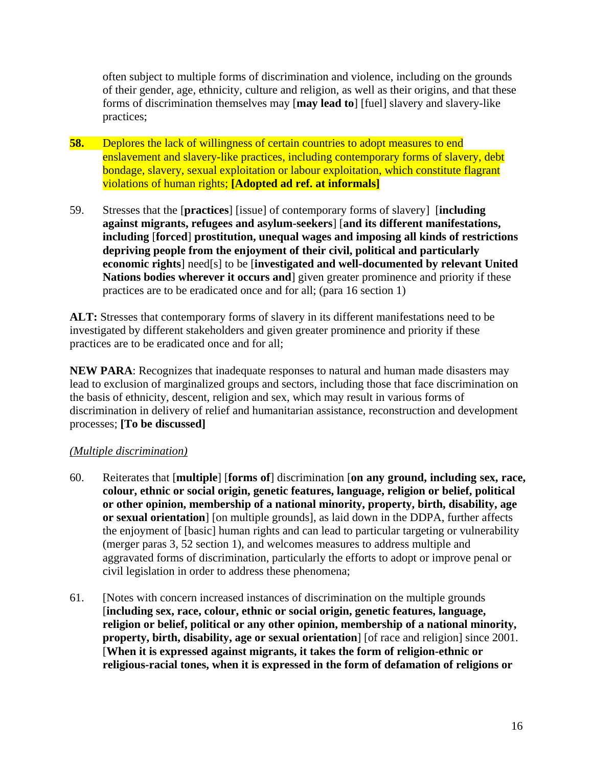often subject to multiple forms of discrimination and violence, including on the grounds of their gender, age, ethnicity, culture and religion, as well as their origins, and that these forms of discrimination themselves may [**may lead to**] [fuel] slavery and slavery-like practices;

**58.** Deplores the lack of willingness of certain countries to adopt measures to end enslavement and slavery-like practices, including contemporary forms of slavery, debt bondage, slavery, sexual exploitation or labour exploitation, which constitute flagrant violations of human rights; **[Adopted ad ref. at informals]**

59. Stresses that the [**practices**] [issue] of contemporary forms of slavery] [**including against migrants, refugees and asylum-seekers**] [**and its different manifestations, including** [**forced**] **prostitution, unequal wages and imposing all kinds of restrictions depriving people from the enjoyment of their civil, political and particularly economic rights**] need[s] to be [**investigated and well-documented by relevant United Nations bodies wherever it occurs and**] given greater prominence and priority if these practices are to be eradicated once and for all; (para 16 section 1)

**ALT:** Stresses that contemporary forms of slavery in its different manifestations need to be investigated by different stakeholders and given greater prominence and priority if these practices are to be eradicated once and for all;

**NEW PARA**: Recognizes that inadequate responses to natural and human made disasters may lead to exclusion of marginalized groups and sectors, including those that face discrimination on the basis of ethnicity, descent, religion and sex, which may result in various forms of discrimination in delivery of relief and humanitarian assistance, reconstruction and development processes; **[To be discussed]**

*(Multiple discrimination)*

60. Reiterates that [**multiple**] [**forms of**] discrimination [**on any ground, including sex, race, colour, ethnic or social origin, genetic features, language, religion or belief, political or other opinion, membership of a national minority, property, birth, disability, age or sexual orientation**] [on multiple grounds], as laid down in the DDPA, further affects the enjoyment of [basic] human rights and can lead to particular targeting or vulnerability (merger paras 3, 52 section 1), and welcomes measures to address multiple and aggravated forms of discrimination, particularly the efforts to adopt or improve penal or civil legislation in order to address these phenomena;

61. [Notes with concern increased instances of discrimination on the multiple grounds [**including sex, race, colour, ethnic or social origin, genetic features, language, religion or belief, political or any other opinion, membership of a national minority, property, birth, disability, age or sexual orientation**] [of race and religion] since 2001. [**When it is expressed against migrants, it takes the form of religion-ethnic or religious-racial tones, when it is expressed in the form of defamation of religions or**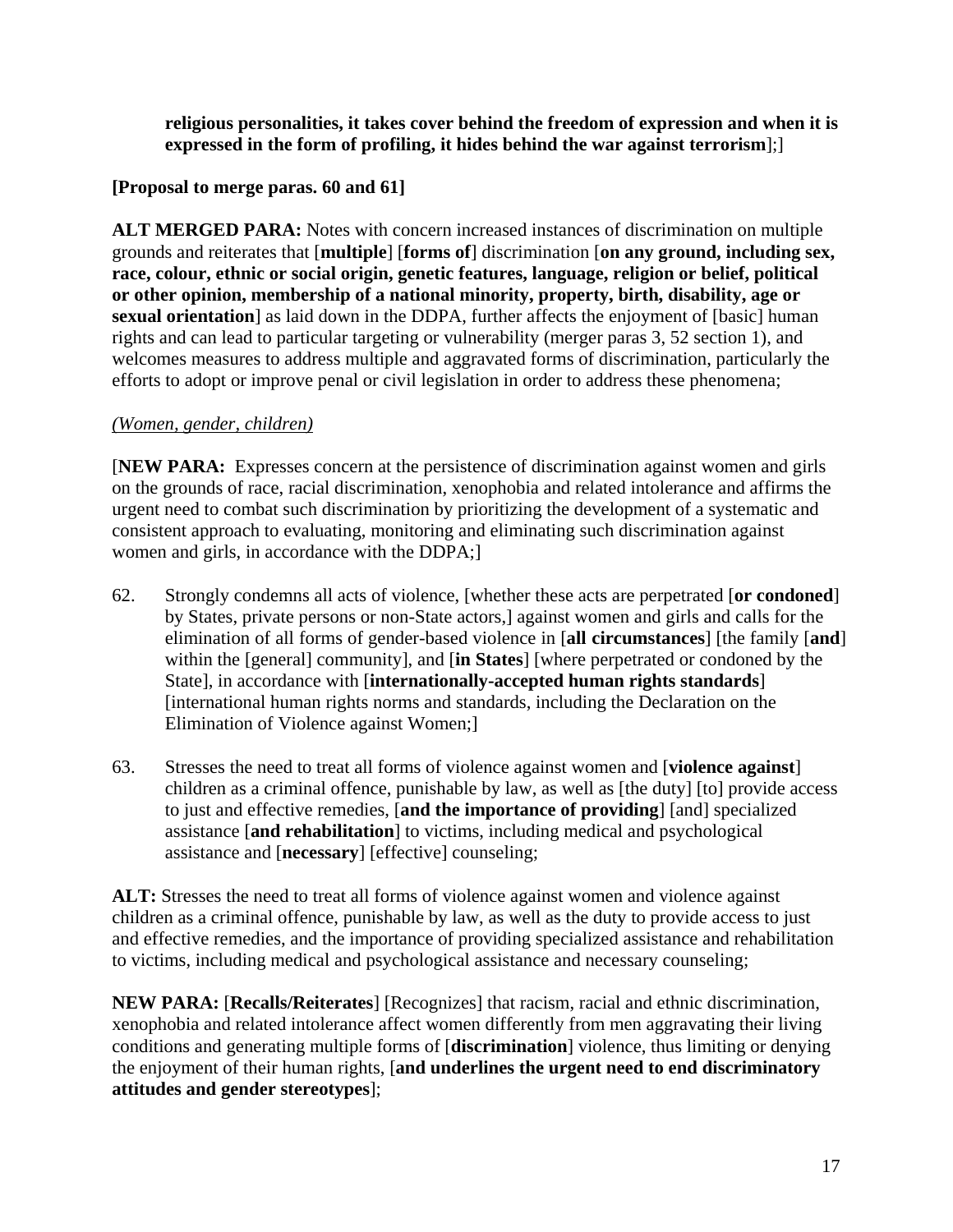**religious personalities, it takes cover behind the freedom of expression and when it is expressed in the form of profiling, it hides behind the war against terrorism**];]

**[Proposal to merge paras. 60 and 61]**

**ALT MERGED PARA:** Notes with concern increased instances of discrimination on multiple grounds and reiterates that [**multiple**] [**forms of**] discrimination [**on any ground, including sex, race, colour, ethnic or social origin, genetic features, language, religion or belief, political or other opinion, membership of a national minority, property, birth, disability, age or sexual orientation**] as laid down in the DDPA, further affects the enjoyment of [basic] human rights and can lead to particular targeting or vulnerability (merger paras 3, 52 section 1), and welcomes measures to address multiple and aggravated forms of discrimination, particularly the efforts to adopt or improve penal or civil legislation in order to address these phenomena;

*(Women, gender, children)*

[**NEW PARA:** Expresses concern at the persistence of discrimination against women and girls on the grounds of race, racial discrimination, xenophobia and related intolerance and affirms the urgent need to combat such discrimination by prioritizing the development of a systematic and consistent approach to evaluating, monitoring and eliminating such discrimination against women and girls, in accordance with the DDPA;]

62. Strongly condemns all acts of violence, [whether these acts are perpetrated [**or condoned**] by States, private persons or non-State actors,] against women and girls and calls for the elimination of all forms of gender-based violence in [**all circumstances**] [the family [**and**] within the [general] community], and [**in States**] [where perpetrated or condoned by the State], in accordance with [**internationally-accepted human rights standards**] [international human rights norms and standards, including the Declaration on the Elimination of Violence against Women;]

63. Stresses the need to treat all forms of violence against women and [**violence against**] children as a criminal offence, punishable by law, as well as [the duty] [to] provide access to just and effective remedies, [**and the importance of providing**] [and] specialized assistance [**and rehabilitation**] to victims, including medical and psychological assistance and [**necessary**] [effective] counseling;

**ALT:** Stresses the need to treat all forms of violence against women and violence against children as a criminal offence, punishable by law, as well as the duty to provide access to just and effective remedies, and the importance of providing specialized assistance and rehabilitation to victims, including medical and psychological assistance and necessary counseling;

**NEW PARA:** [**Recalls/Reiterates**] [Recognizes] that racism, racial and ethnic discrimination, xenophobia and related intolerance affect women differently from men aggravating their living conditions and generating multiple forms of [**discrimination**] violence, thus limiting or denying the enjoyment of their human rights, [**and underlines the urgent need to end discriminatory attitudes and gender stereotypes**];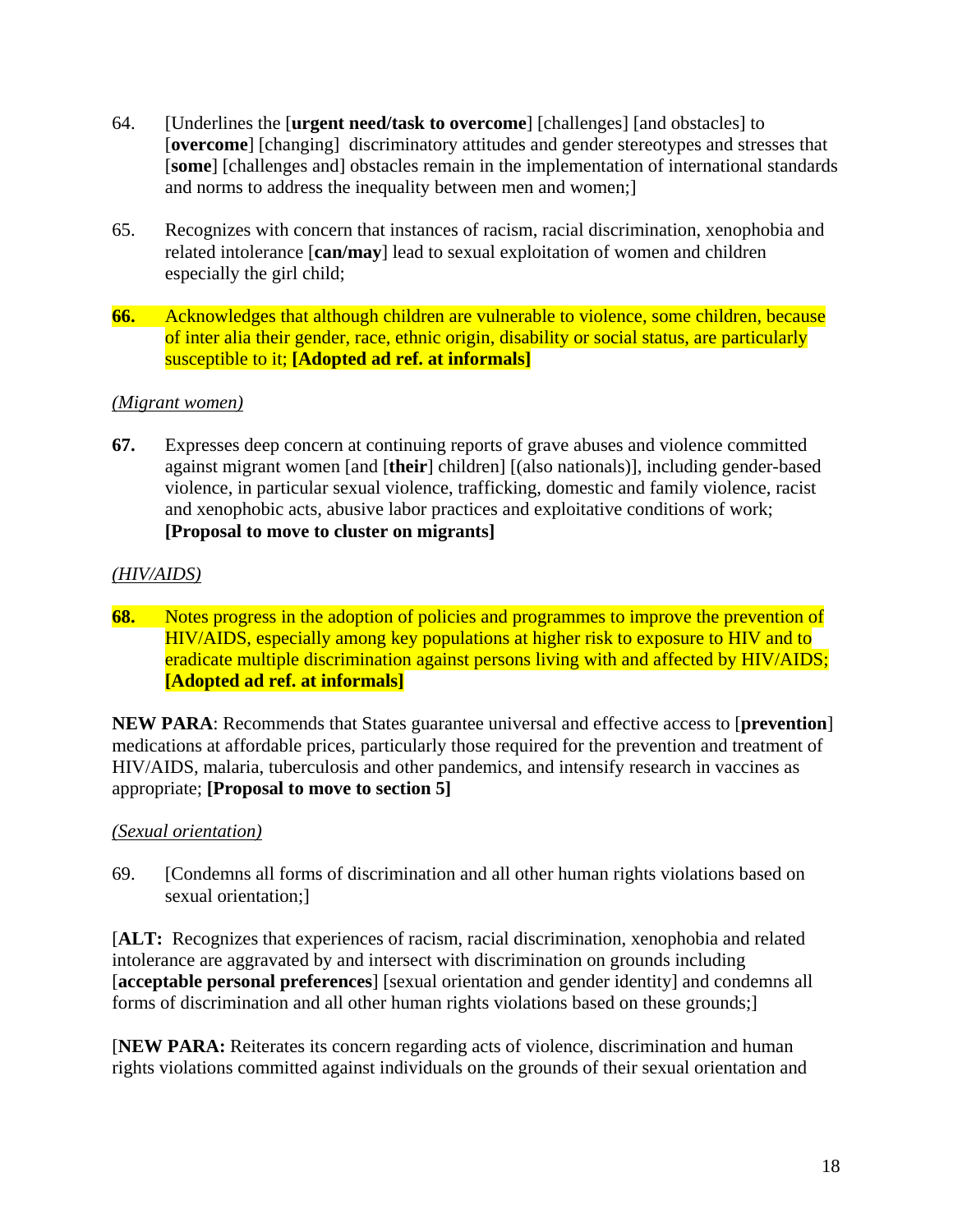64. [Underlines the [**urgent need/task to overcome**] [challenges] [and obstacles] to [**overcome**] [changing] discriminatory attitudes and gender stereotypes and stresses that [**some**] [challenges and] obstacles remain in the implementation of international standards and norms to address the inequality between men and women;]

65. Recognizes with concern that instances of racism, racial discrimination, xenophobia and related intolerance [**can/may**] lead to sexual exploitation of women and children especially the girl child;

**66.** Acknowledges that although children are vulnerable to violence, some children, because of inter alia their gender, race, ethnic origin, disability or social status, are particularly susceptible to it; **[Adopted ad ref. at informals]**

*(Migrant women)*

**67.** Expresses deep concern at continuing reports of grave abuses and violence committed against migrant women [and [**their**] children] [(also nationals)], including gender-based violence, in particular sexual violence, trafficking, domestic and family violence, racist and xenophobic acts, abusive labor practices and exploitative conditions of work; **[Proposal to move to cluster on migrants]**

*(HIV/AIDS)*

**68.** Notes progress in the adoption of policies and programmes to improve the prevention of HIV/AIDS, especially among key populations at higher risk to exposure to HIV and to eradicate multiple discrimination against persons living with and affected by HIV/AIDS; **[Adopted ad ref. at informals]**

**NEW PARA**: Recommends that States guarantee universal and effective access to [**prevention**] medications at affordable prices, particularly those required for the prevention and treatment of HIV/AIDS, malaria, tuberculosis and other pandemics, and intensify research in vaccines as appropriate; **[Proposal to move to section 5]**

*(Sexual orientation)*

69. [Condemns all forms of discrimination and all other human rights violations based on sexual orientation;]

[**ALT:** Recognizes that experiences of racism, racial discrimination, xenophobia and related intolerance are aggravated by and intersect with discrimination on grounds including [**acceptable personal preferences**] [sexual orientation and gender identity] and condemns all forms of discrimination and all other human rights violations based on these grounds;]

[**NEW PARA:** Reiterates its concern regarding acts of violence, discrimination and human rights violations committed against individuals on the grounds of their sexual orientation and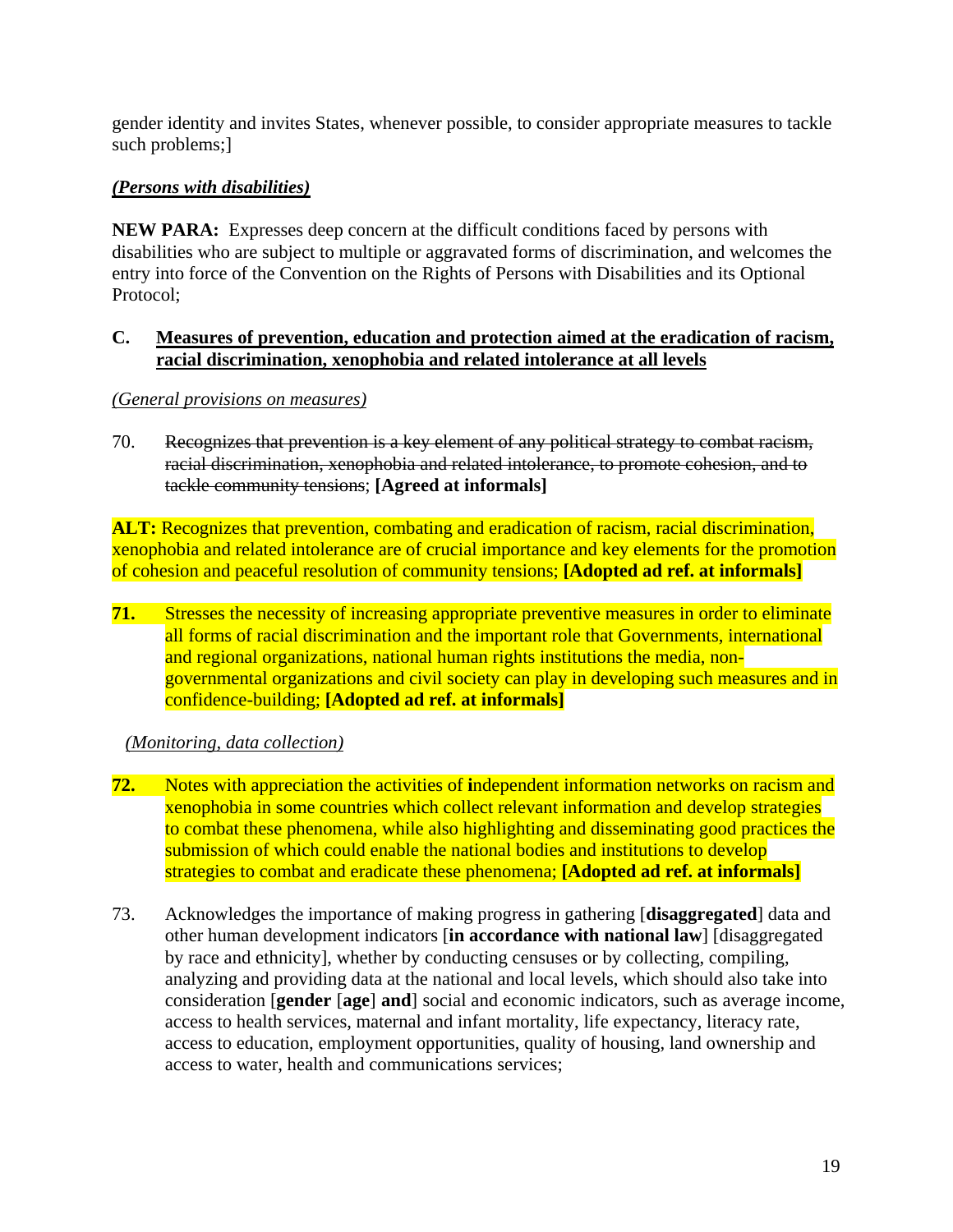gender identity and invites States, whenever possible, to consider appropriate measures to tackle such problems;]

***(Persons with disabilities)***

**NEW PARA:** Expresses deep concern at the difficult conditions faced by persons with disabilities who are subject to multiple or aggravated forms of discrimination, and welcomes the entry into force of the Convention on the Rights of Persons with Disabilities and its Optional Protocol;

## C. Measures of prevention, education and protection aimed at the eradication of racism, racial discrimination, xenophobia and related intolerance at all levels

*(General provisions on measures)*

70. ~~Recognizes that prevention is a key element of any political strategy to combat racism, racial discrimination, xenophobia and related intolerance, to promote cohesion, and to tackle community tensions~~; **[Agreed at informals]**

**ALT:** Recognizes that prevention, combating and eradication of racism, racial discrimination, xenophobia and related intolerance are of crucial importance and key elements for the promotion of cohesion and peaceful resolution of community tensions; **[Adopted ad ref. at informals]**

**71.** Stresses the necessity of increasing appropriate preventive measures in order to eliminate all forms of racial discrimination and the important role that Governments, international and regional organizations, national human rights institutions the media, non-governmental organizations and civil society can play in developing such measures and in confidence-building; **[Adopted ad ref. at informals]**

*(Monitoring, data collection)*

**72.** Notes with appreciation the activities of **i**ndependent information networks on racism and xenophobia in some countries which collect relevant information and develop strategies to combat these phenomena, while also highlighting and disseminating good practices the submission of which could enable the national bodies and institutions to develop strategies to combat and eradicate these phenomena; **[Adopted ad ref. at informals]**

73. Acknowledges the importance of making progress in gathering [**disaggregated**] data and other human development indicators [**in accordance with national law**] [disaggregated by race and ethnicity], whether by conducting censuses or by collecting, compiling, analyzing and providing data at the national and local levels, which should also take into consideration [**gender** [**age**] **and**] social and economic indicators, such as average income, access to health services, maternal and infant mortality, life expectancy, literacy rate, access to education, employment opportunities, quality of housing, land ownership and access to water, health and communications services;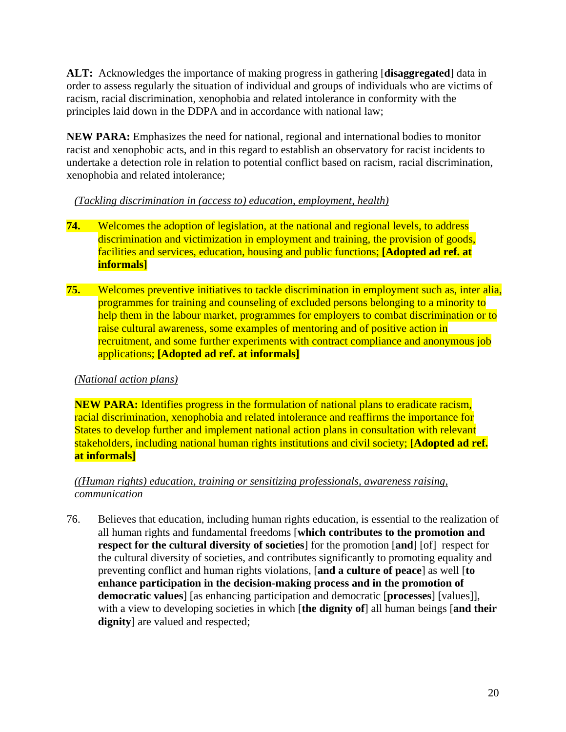**ALT:** Acknowledges the importance of making progress in gathering [**disaggregated**] data in order to assess regularly the situation of individual and groups of individuals who are victims of racism, racial discrimination, xenophobia and related intolerance in conformity with the principles laid down in the DDPA and in accordance with national law;

**NEW PARA:** Emphasizes the need for national, regional and international bodies to monitor racist and xenophobic acts, and in this regard to establish an observatory for racist incidents to undertake a detection role in relation to potential conflict based on racism, racial discrimination, xenophobia and related intolerance;

*(Tackling discrimination in (access to) education, employment, health)*

**74.** Welcomes the adoption of legislation, at the national and regional levels, to address discrimination and victimization in employment and training, the provision of goods, facilities and services, education, housing and public functions; **[Adopted ad ref. at informals]**

**75.** Welcomes preventive initiatives to tackle discrimination in employment such as, inter alia, programmes for training and counseling of excluded persons belonging to a minority to help them in the labour market, programmes for employers to combat discrimination or to raise cultural awareness, some examples of mentoring and of positive action in recruitment, and some further experiments with contract compliance and anonymous job applications; **[Adopted ad ref. at informals]**

*(National action plans)*

**NEW PARA:** Identifies progress in the formulation of national plans to eradicate racism, racial discrimination, xenophobia and related intolerance and reaffirms the importance for States to develop further and implement national action plans in consultation with relevant stakeholders, including national human rights institutions and civil society; **[Adopted ad ref. at informals]**

*((Human rights) education, training or sensitizing professionals, awareness raising, communication*

76. Believes that education, including human rights education, is essential to the realization of all human rights and fundamental freedoms [**which contributes to the promotion and respect for the cultural diversity of societies**] for the promotion [**and**] [of] respect for the cultural diversity of societies, and contributes significantly to promoting equality and preventing conflict and human rights violations, [**and a culture of peace**] as well [**to enhance participation in the decision-making process and in the promotion of democratic values**] [as enhancing participation and democratic [**processes**] [values]], with a view to developing societies in which [**the dignity of**] all human beings [**and their dignity**] are valued and respected;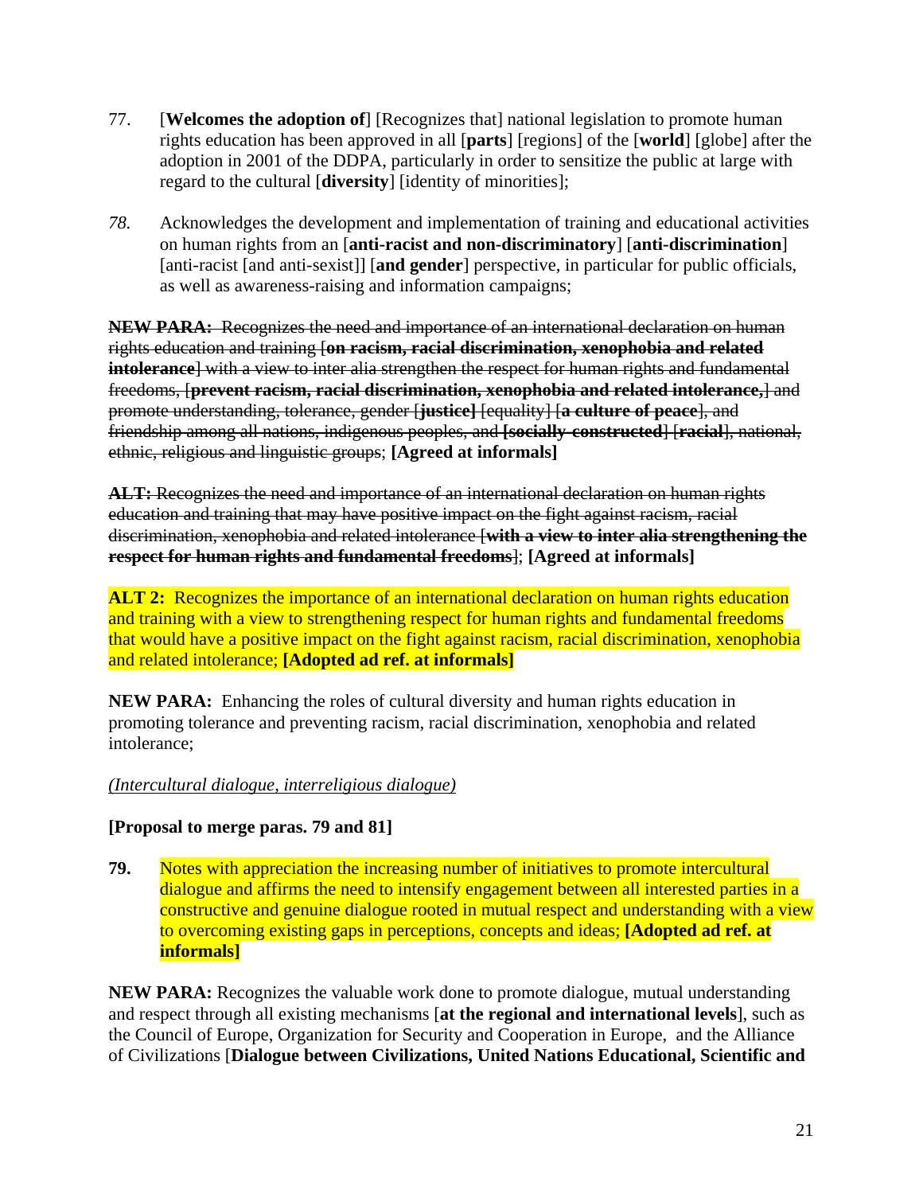77. [**Welcomes the adoption of**] [Recognizes that] national legislation to promote human rights education has been approved in all [**parts**] [regions] of the [**world**] [globe] after the adoption in 2001 of the DDPA, particularly in order to sensitize the public at large with regard to the cultural [**diversity**] [identity of minorities];

*78.* Acknowledges the development and implementation of training and educational activities on human rights from an [**anti-racist and non-discriminatory**] [**anti-discrimination**] [anti-racist [and anti-sexist]] [**and gender**] perspective, in particular for public officials, as well as awareness-raising and information campaigns;

~~**NEW PARA:** Recognizes the need and importance of an international declaration on human rights education and training [**on racism, racial discrimination, xenophobia and related intolerance**] with a view to inter alia strengthen the respect for human rights and fundamental freedoms, [**prevent racism, racial discrimination, xenophobia and related intolerance,**] and promote understanding, tolerance, gender [**justice]** [equality] [**a culture of peace**], and friendship among all nations, indigenous peoples, and **[socially-constructed**] [**racial**], national, ethnic, religious and linguistic groups~~; **[Agreed at informals]**

~~**ALT:** Recognizes the need and importance of an international declaration on human rights education and training that may have positive impact on the fight against racism, racial discrimination, xenophobia and related intolerance [**with a view to inter alia strengthening the respect for human rights and fundamental freedoms**]~~; **[Agreed at informals]**

**ALT 2:** Recognizes the importance of an international declaration on human rights education and training with a view to strengthening respect for human rights and fundamental freedoms that would have a positive impact on the fight against racism, racial discrimination, xenophobia and related intolerance; **[Adopted ad ref. at informals]**

**NEW PARA:** Enhancing the roles of cultural diversity and human rights education in promoting tolerance and preventing racism, racial discrimination, xenophobia and related intolerance;

*(Intercultural dialogue, interreligious dialogue)*

**[Proposal to merge paras. 79 and 81]**

**79.** Notes with appreciation the increasing number of initiatives to promote intercultural dialogue and affirms the need to intensify engagement between all interested parties in a constructive and genuine dialogue rooted in mutual respect and understanding with a view to overcoming existing gaps in perceptions, concepts and ideas; **[Adopted ad ref. at informals]**

**NEW PARA:** Recognizes the valuable work done to promote dialogue, mutual understanding and respect through all existing mechanisms [**at the regional and international levels**], such as the Council of Europe, Organization for Security and Cooperation in Europe, and the Alliance of Civilizations [**Dialogue between Civilizations, United Nations Educational, Scientific and**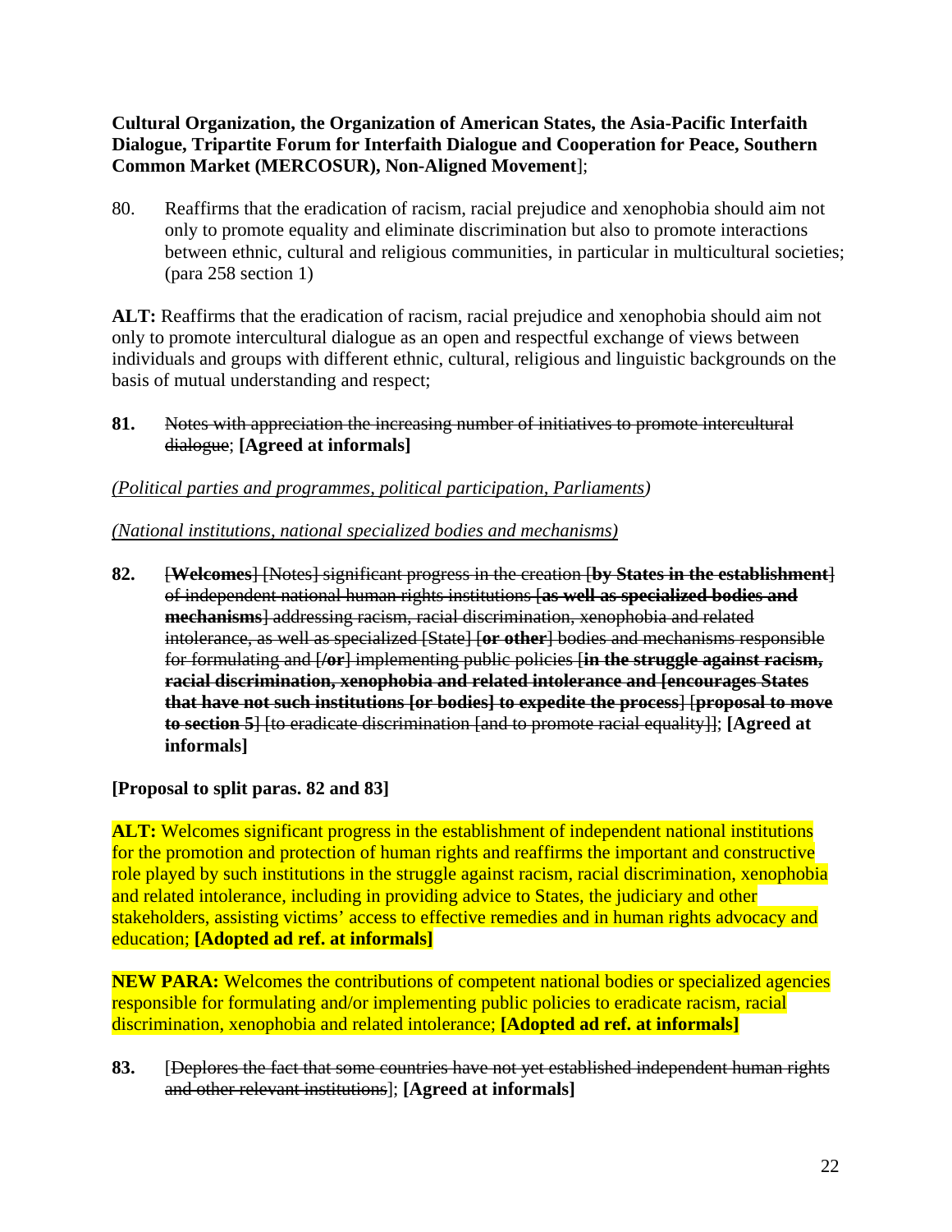**Cultural Organization, the Organization of American States, the Asia-Pacific Interfaith Dialogue, Tripartite Forum for Interfaith Dialogue and Cooperation for Peace, Southern Common Market (MERCOSUR), Non-Aligned Movement**];

80. Reaffirms that the eradication of racism, racial prejudice and xenophobia should aim not only to promote equality and eliminate discrimination but also to promote interactions between ethnic, cultural and religious communities, in particular in multicultural societies; (para 258 section 1)

**ALT:** Reaffirms that the eradication of racism, racial prejudice and xenophobia should aim not only to promote intercultural dialogue as an open and respectful exchange of views between individuals and groups with different ethnic, cultural, religious and linguistic backgrounds on the basis of mutual understanding and respect;

**81.** ~~Notes with appreciation the increasing number of initiatives to promote intercultural dialogue~~; **[Agreed at informals]**

*(Political parties and programmes, political participation, Parliaments)*

*(National institutions, national specialized bodies and mechanisms)*

**82.** ~~[**Welcomes**] [Notes] significant progress in the creation [**by States in the establishment**] of independent national human rights institutions [**as well as specialized bodies and mechanisms**] addressing racism, racial discrimination, xenophobia and related intolerance, as well as specialized [State] [**or other**] bodies and mechanisms responsible for formulating and [**/or**] implementing public policies [**in the struggle against racism, racial discrimination, xenophobia and related intolerance and [encourages States that have not such institutions [or bodies] to expedite the process**] [**proposal to move to section 5**] [to eradicate discrimination [and to promote racial equality]]~~; **[Agreed at informals]**

**[Proposal to split paras. 82 and 83]**

**ALT:** Welcomes significant progress in the establishment of independent national institutions for the promotion and protection of human rights and reaffirms the important and constructive role played by such institutions in the struggle against racism, racial discrimination, xenophobia and related intolerance, including in providing advice to States, the judiciary and other stakeholders, assisting victims' access to effective remedies and in human rights advocacy and education; **[Adopted ad ref. at informals]**

**NEW PARA:** Welcomes the contributions of competent national bodies or specialized agencies responsible for formulating and/or implementing public policies to eradicate racism, racial discrimination, xenophobia and related intolerance; **[Adopted ad ref. at informals]**

**83.** [~~Deplores the fact that some countries have not yet established independent human rights and other relevant institutions~~]; **[Agreed at informals]**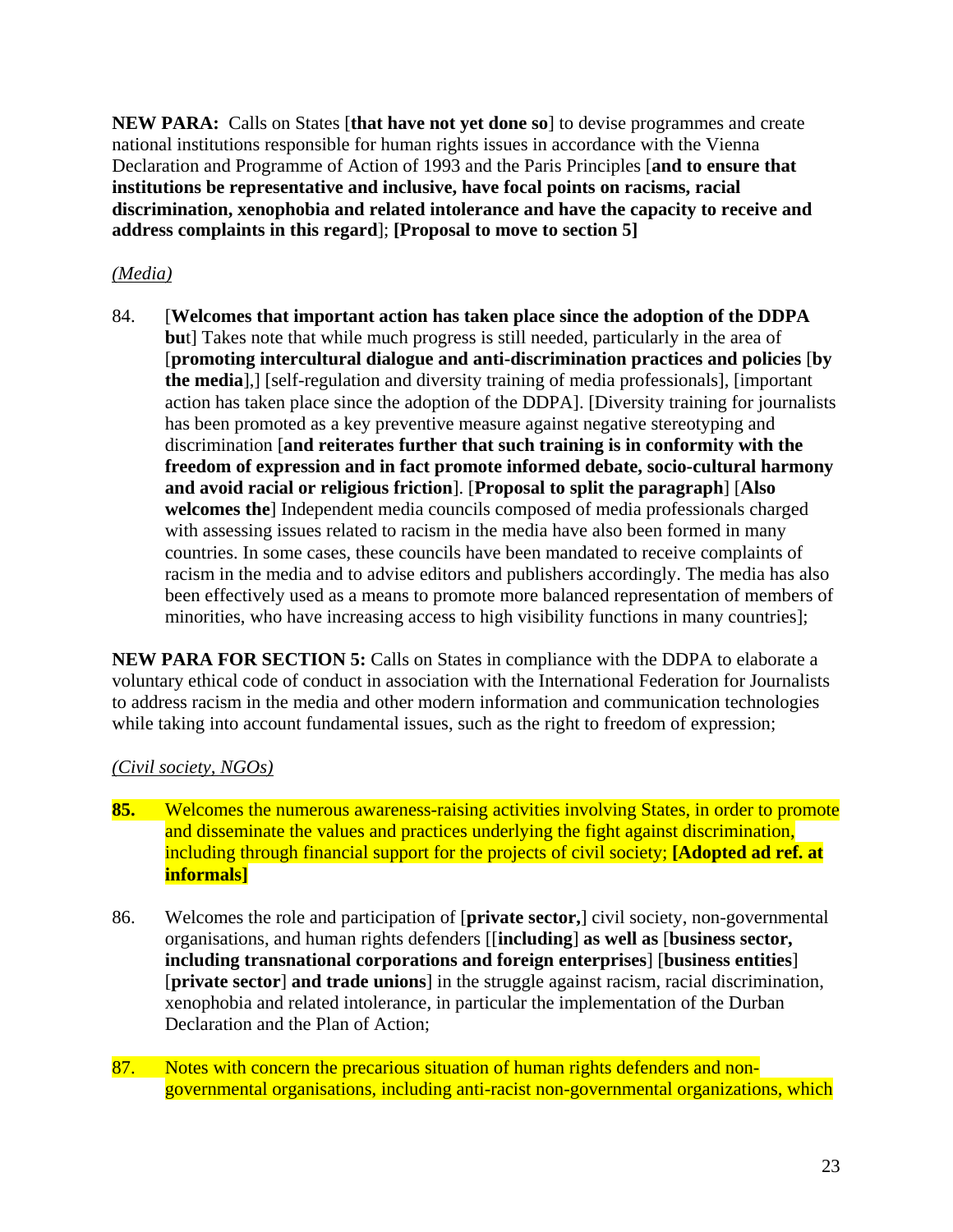**NEW PARA:** Calls on States [**that have not yet done so**] to devise programmes and create national institutions responsible for human rights issues in accordance with the Vienna Declaration and Programme of Action of 1993 and the Paris Principles [**and to ensure that institutions be representative and inclusive, have focal points on racisms, racial discrimination, xenophobia and related intolerance and have the capacity to receive and address complaints in this regard**]; **[Proposal to move to section 5]**

*(Media)*

84. [**Welcomes that important action has taken place since the adoption of the DDPA but**] Takes note that while much progress is still needed, particularly in the area of [**promoting intercultural dialogue and anti-discrimination practices and policies** [**by the media**],] [self-regulation and diversity training of media professionals], [important action has taken place since the adoption of the DDPA]. [Diversity training for journalists has been promoted as a key preventive measure against negative stereotyping and discrimination [**and reiterates further that such training is in conformity with the freedom of expression and in fact promote informed debate, socio-cultural harmony and avoid racial or religious friction**]. [**Proposal to split the paragraph**] [**Also welcomes the**] Independent media councils composed of media professionals charged with assessing issues related to racism in the media have also been formed in many countries. In some cases, these councils have been mandated to receive complaints of racism in the media and to advise editors and publishers accordingly. The media has also been effectively used as a means to promote more balanced representation of members of minorities, who have increasing access to high visibility functions in many countries];

**NEW PARA FOR SECTION 5:** Calls on States in compliance with the DDPA to elaborate a voluntary ethical code of conduct in association with the International Federation for Journalists to address racism in the media and other modern information and communication technologies while taking into account fundamental issues, such as the right to freedom of expression;

*(Civil society, NGOs)*

**85.** Welcomes the numerous awareness-raising activities involving States, in order to promote and disseminate the values and practices underlying the fight against discrimination, including through financial support for the projects of civil society; **[Adopted ad ref. at informals]**

86. Welcomes the role and participation of [**private sector,**] civil society, non-governmental organisations, and human rights defenders [[**including**] **as well as** [**business sector, including transnational corporations and foreign enterprises**] [**business entities**] [**private sector**] **and trade unions**] in the struggle against racism, racial discrimination, xenophobia and related intolerance, in particular the implementation of the Durban Declaration and the Plan of Action;

87. Notes with concern the precarious situation of human rights defenders and non-governmental organisations, including anti-racist non-governmental organizations, which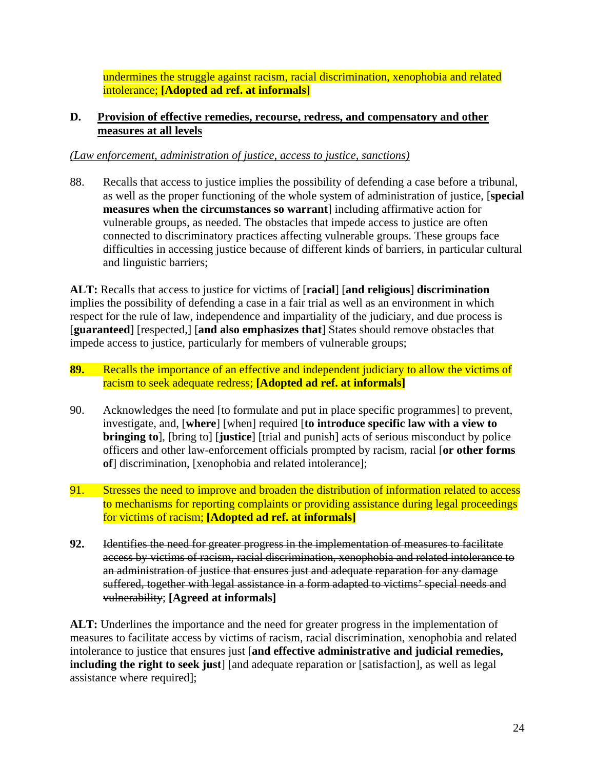undermines the struggle against racism, racial discrimination, xenophobia and related intolerance; **[Adopted ad ref. at informals]**

## D. Provision of effective remedies, recourse, redress, and compensatory and other measures at all levels

*(Law enforcement, administration of justice, access to justice, sanctions)*

88. Recalls that access to justice implies the possibility of defending a case before a tribunal, as well as the proper functioning of the whole system of administration of justice, [**special measures when the circumstances so warrant**] including affirmative action for vulnerable groups, as needed. The obstacles that impede access to justice are often connected to discriminatory practices affecting vulnerable groups. These groups face difficulties in accessing justice because of different kinds of barriers, in particular cultural and linguistic barriers;

**ALT:** Recalls that access to justice for victims of [**racial**] [**and religious**] **discrimination** implies the possibility of defending a case in a fair trial as well as an environment in which respect for the rule of law, independence and impartiality of the judiciary, and due process is [**guaranteed**] [respected,] [**and also emphasizes that**] States should remove obstacles that impede access to justice, particularly for members of vulnerable groups;

**89.** Recalls the importance of an effective and independent judiciary to allow the victims of racism to seek adequate redress; **[Adopted ad ref. at informals]**

90. Acknowledges the need [to formulate and put in place specific programmes] to prevent, investigate, and, [**where**] [when] required [**to introduce specific law with a view to bringing to**], [bring to] [**justice**] [trial and punish] acts of serious misconduct by police officers and other law-enforcement officials prompted by racism, racial [**or other forms of**] discrimination, [xenophobia and related intolerance];

91. Stresses the need to improve and broaden the distribution of information related to access to mechanisms for reporting complaints or providing assistance during legal proceedings for victims of racism; **[Adopted ad ref. at informals]**

**92.** ~~Identifies the need for greater progress in the implementation of measures to facilitate access by victims of racism, racial discrimination, xenophobia and related intolerance to an administration of justice that ensures just and adequate reparation for any damage suffered, together with legal assistance in a form adapted to victims' special needs and vulnerability~~; **[Agreed at informals]**

**ALT:** Underlines the importance and the need for greater progress in the implementation of measures to facilitate access by victims of racism, racial discrimination, xenophobia and related intolerance to justice that ensures just [**and effective administrative and judicial remedies, including the right to seek just**] [and adequate reparation or [satisfaction], as well as legal assistance where required];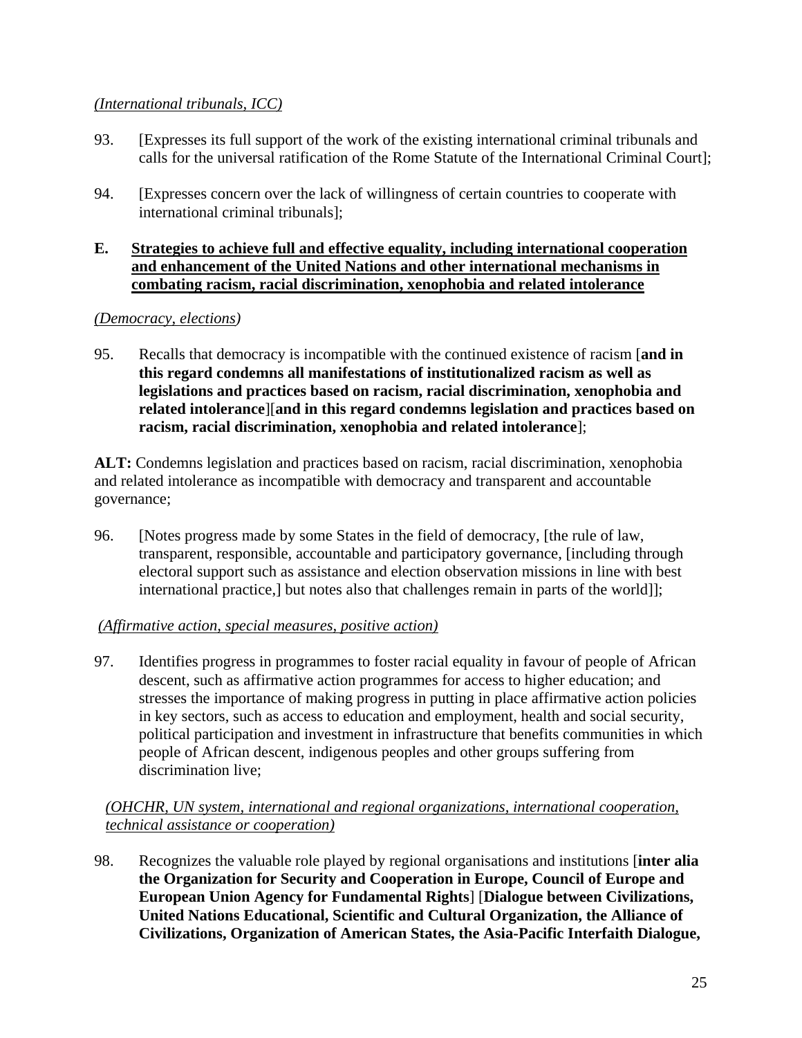*(International tribunals, ICC)*

93. [Expresses its full support of the work of the existing international criminal tribunals and calls for the universal ratification of the Rome Statute of the International Criminal Court];

94. [Expresses concern over the lack of willingness of certain countries to cooperate with international criminal tribunals];

## E. Strategies to achieve full and effective equality, including international cooperation and enhancement of the United Nations and other international mechanisms in combating racism, racial discrimination, xenophobia and related intolerance

*(Democracy, elections)*

95. Recalls that democracy is incompatible with the continued existence of racism [**and in this regard condemns all manifestations of institutionalized racism as well as legislations and practices based on racism, racial discrimination, xenophobia and related intolerance**][**and in this regard condemns legislation and practices based on racism, racial discrimination, xenophobia and related intolerance**];

**ALT:** Condemns legislation and practices based on racism, racial discrimination, xenophobia and related intolerance as incompatible with democracy and transparent and accountable governance;

96. [Notes progress made by some States in the field of democracy, [the rule of law, transparent, responsible, accountable and participatory governance, [including through electoral support such as assistance and election observation missions in line with best international practice,] but notes also that challenges remain in parts of the world]];

*(Affirmative action, special measures, positive action)*

97. Identifies progress in programmes to foster racial equality in favour of people of African descent, such as affirmative action programmes for access to higher education; and stresses the importance of making progress in putting in place affirmative action policies in key sectors, such as access to education and employment, health and social security, political participation and investment in infrastructure that benefits communities in which people of African descent, indigenous peoples and other groups suffering from discrimination live;

*(OHCHR, UN system, international and regional organizations, international cooperation, technical assistance or cooperation)*

98. Recognizes the valuable role played by regional organisations and institutions [**inter alia the Organization for Security and Cooperation in Europe, Council of Europe and European Union Agency for Fundamental Rights**] [**Dialogue between Civilizations, United Nations Educational, Scientific and Cultural Organization, the Alliance of Civilizations, Organization of American States, the Asia-Pacific Interfaith Dialogue,**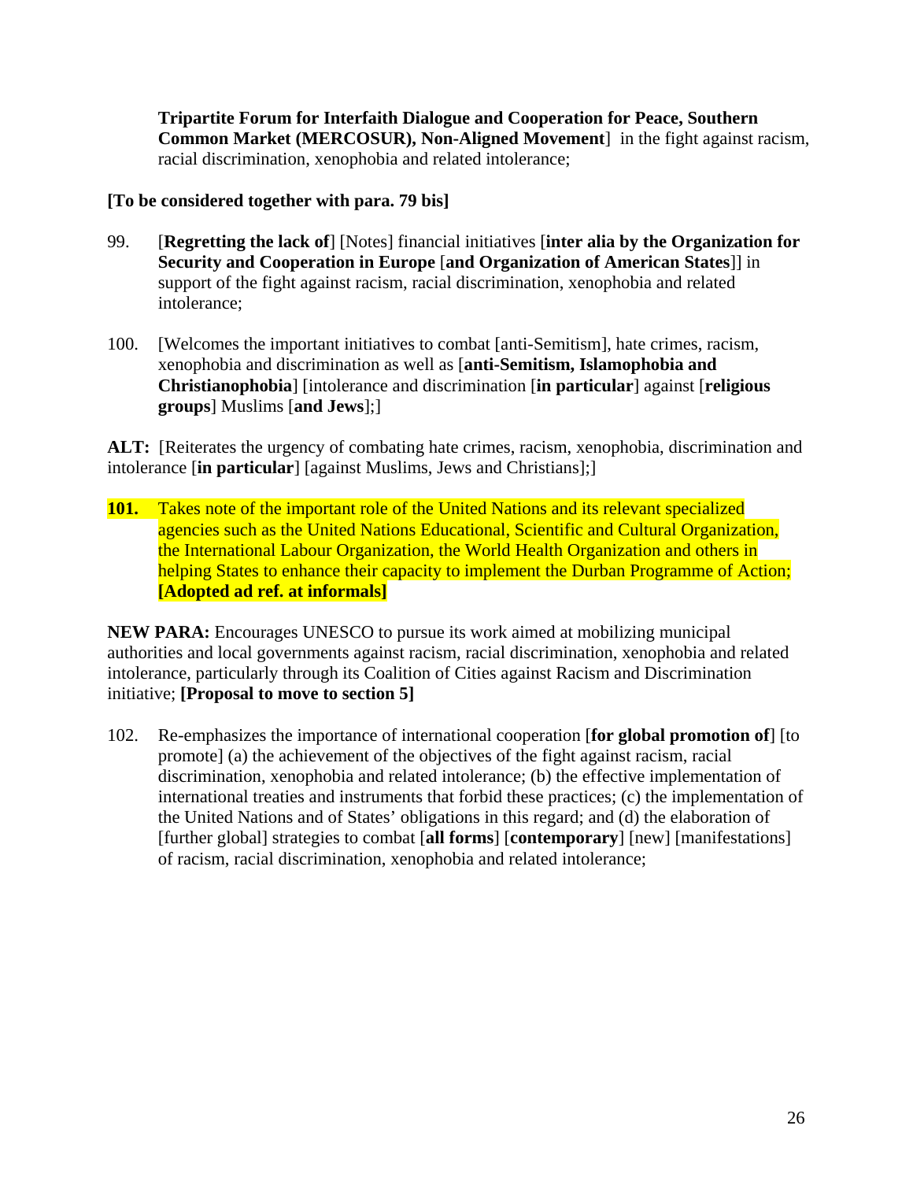**Tripartite Forum for Interfaith Dialogue and Cooperation for Peace, Southern Common Market (MERCOSUR), Non-Aligned Movement**] in the fight against racism, racial discrimination, xenophobia and related intolerance;

**[To be considered together with para. 79 bis]**

99. [**Regretting the lack of**] [Notes] financial initiatives [**inter alia by the Organization for Security and Cooperation in Europe** [**and Organization of American States**]] in support of the fight against racism, racial discrimination, xenophobia and related intolerance;

100. [Welcomes the important initiatives to combat [anti-Semitism], hate crimes, racism, xenophobia and discrimination as well as [**anti-Semitism, Islamophobia and Christianophobia**] [intolerance and discrimination [**in particular**] against [**religious groups**] Muslims [**and Jews**];]

**ALT:** [Reiterates the urgency of combating hate crimes, racism, xenophobia, discrimination and intolerance [**in particular**] [against Muslims, Jews and Christians];]

**101.** Takes note of the important role of the United Nations and its relevant specialized agencies such as the United Nations Educational, Scientific and Cultural Organization, the International Labour Organization, the World Health Organization and others in helping States to enhance their capacity to implement the Durban Programme of Action; **[Adopted ad ref. at informals]**

**NEW PARA:** Encourages UNESCO to pursue its work aimed at mobilizing municipal authorities and local governments against racism, racial discrimination, xenophobia and related intolerance, particularly through its Coalition of Cities against Racism and Discrimination initiative; **[Proposal to move to section 5]**

102. Re-emphasizes the importance of international cooperation [**for global promotion of**] [to promote] (a) the achievement of the objectives of the fight against racism, racial discrimination, xenophobia and related intolerance; (b) the effective implementation of international treaties and instruments that forbid these practices; (c) the implementation of the United Nations and of States' obligations in this regard; and (d) the elaboration of [further global] strategies to combat [**all forms**] [**contemporary**] [new] [manifestations] of racism, racial discrimination, xenophobia and related intolerance;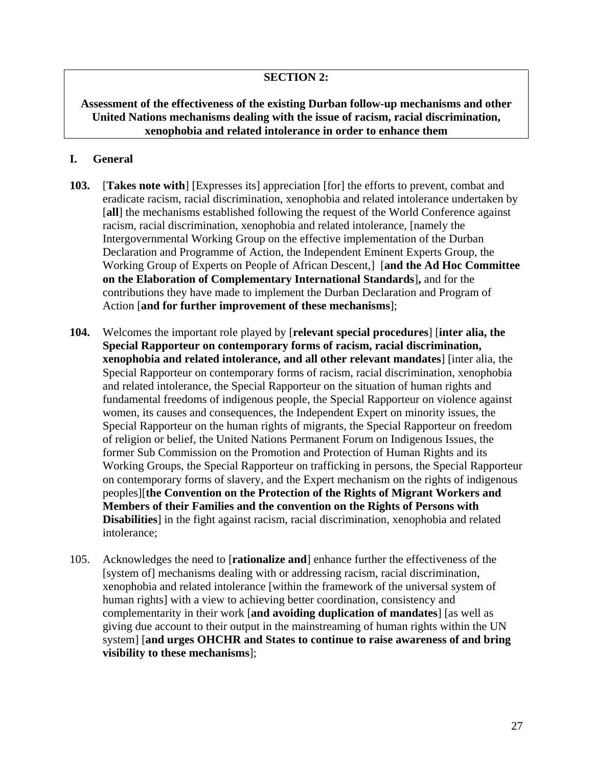**SECTION 2:**

**Assessment of the effectiveness of the existing Durban follow-up mechanisms and other United Nations mechanisms dealing with the issue of racism, racial discrimination, xenophobia and related intolerance in order to enhance them**

## I. General

**103.** [**Takes note with**] [Expresses its] appreciation [for] the efforts to prevent, combat and eradicate racism, racial discrimination, xenophobia and related intolerance undertaken by [**all**] the mechanisms established following the request of the World Conference against racism, racial discrimination, xenophobia and related intolerance, [namely the Intergovernmental Working Group on the effective implementation of the Durban Declaration and Programme of Action, the Independent Eminent Experts Group, the Working Group of Experts on People of African Descent,] [**and the Ad Hoc Committee on the Elaboration of Complementary International Standards**]**,** and for the contributions they have made to implement the Durban Declaration and Program of Action [**and for further improvement of these mechanisms**];

**104.** Welcomes the important role played by [**relevant special procedures**] [**inter alia, the Special Rapporteur on contemporary forms of racism, racial discrimination, xenophobia and related intolerance, and all other relevant mandates**] [inter alia, the Special Rapporteur on contemporary forms of racism, racial discrimination, xenophobia and related intolerance, the Special Rapporteur on the situation of human rights and fundamental freedoms of indigenous people, the Special Rapporteur on violence against women, its causes and consequences, the Independent Expert on minority issues, the Special Rapporteur on the human rights of migrants, the Special Rapporteur on freedom of religion or belief, the United Nations Permanent Forum on Indigenous Issues, the former Sub Commission on the Promotion and Protection of Human Rights and its Working Groups, the Special Rapporteur on trafficking in persons, the Special Rapporteur on contemporary forms of slavery, and the Expert mechanism on the rights of indigenous peoples][**the Convention on the Protection of the Rights of Migrant Workers and Members of their Families and the convention on the Rights of Persons with Disabilities**] in the fight against racism, racial discrimination, xenophobia and related intolerance;

105. Acknowledges the need to [**rationalize and**] enhance further the effectiveness of the [system of] mechanisms dealing with or addressing racism, racial discrimination, xenophobia and related intolerance [within the framework of the universal system of human rights] with a view to achieving better coordination, consistency and complementarity in their work [**and avoiding duplication of mandates**] [as well as giving due account to their output in the mainstreaming of human rights within the UN system] [**and urges OHCHR and States to continue to raise awareness of and bring visibility to these mechanisms**];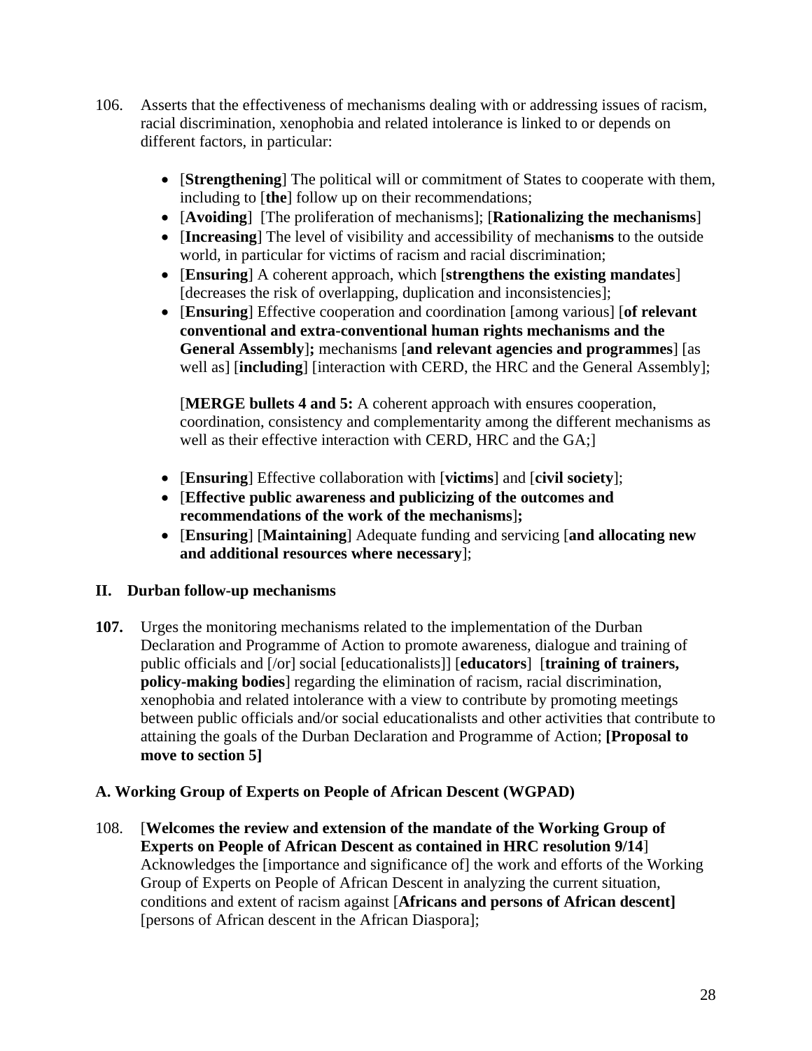106. Asserts that the effectiveness of mechanisms dealing with or addressing issues of racism, racial discrimination, xenophobia and related intolerance is linked to or depends on different factors, in particular:

- [**Strengthening**] The political will or commitment of States to cooperate with them, including to [**the**] follow up on their recommendations;
- [**Avoiding**] [The proliferation of mechanisms]; [**Rationalizing the mechanisms**]
- [**Increasing**] The level of visibility and accessibility of mechani**sms** to the outside world, in particular for victims of racism and racial discrimination;
- [**Ensuring**] A coherent approach, which [**strengthens the existing mandates**] [decreases the risk of overlapping, duplication and inconsistencies];
- [**Ensuring**] Effective cooperation and coordination [among various] [**of relevant conventional and extra-conventional human rights mechanisms and the General Assembly**]**;** mechanisms [**and relevant agencies and programmes**] [as well as] [**including**] [interaction with CERD, the HRC and the General Assembly];

  [**MERGE bullets 4 and 5:** A coherent approach with ensures cooperation, coordination, consistency and complementarity among the different mechanisms as well as their effective interaction with CERD, HRC and the GA;]

- [**Ensuring**] Effective collaboration with [**victims**] and [**civil society**];
- [**Effective public awareness and publicizing of the outcomes and recommendations of the work of the mechanisms**]**;**
- [**Ensuring**] [**Maintaining**] Adequate funding and servicing [**and allocating new and additional resources where necessary**];

## II. Durban follow-up mechanisms

**107.** Urges the monitoring mechanisms related to the implementation of the Durban Declaration and Programme of Action to promote awareness, dialogue and training of public officials and [/or] social [educationalists]] [**educators**] [**training of trainers, policy-making bodies**] regarding the elimination of racism, racial discrimination, xenophobia and related intolerance with a view to contribute by promoting meetings between public officials and/or social educationalists and other activities that contribute to attaining the goals of the Durban Declaration and Programme of Action; **[Proposal to move to section 5]**

### A. Working Group of Experts on People of African Descent (WGPAD)

108. [**Welcomes the review and extension of the mandate of the Working Group of Experts on People of African Descent as contained in HRC resolution 9/14**] Acknowledges the [importance and significance of] the work and efforts of the Working Group of Experts on People of African Descent in analyzing the current situation, conditions and extent of racism against [**Africans and persons of African descent]** [persons of African descent in the African Diaspora];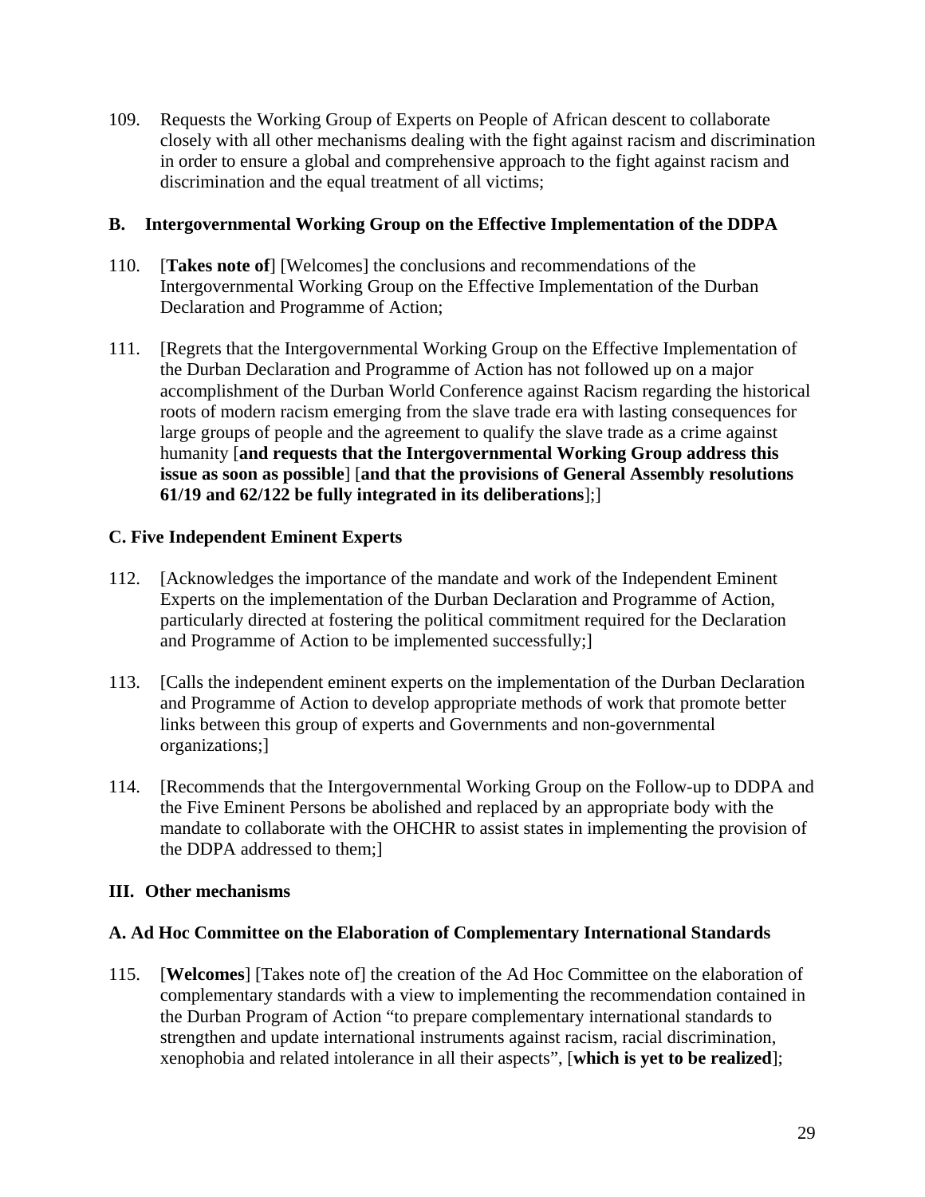109. Requests the Working Group of Experts on People of African descent to collaborate closely with all other mechanisms dealing with the fight against racism and discrimination in order to ensure a global and comprehensive approach to the fight against racism and discrimination and the equal treatment of all victims;

### B. Intergovernmental Working Group on the Effective Implementation of the DDPA

110. [**Takes note of**] [Welcomes] the conclusions and recommendations of the Intergovernmental Working Group on the Effective Implementation of the Durban Declaration and Programme of Action;

111. [Regrets that the Intergovernmental Working Group on the Effective Implementation of the Durban Declaration and Programme of Action has not followed up on a major accomplishment of the Durban World Conference against Racism regarding the historical roots of modern racism emerging from the slave trade era with lasting consequences for large groups of people and the agreement to qualify the slave trade as a crime against humanity [**and requests that the Intergovernmental Working Group address this issue as soon as possible**] [**and that the provisions of General Assembly resolutions 61/19 and 62/122 be fully integrated in its deliberations**];]

### C. Five Independent Eminent Experts

112. [Acknowledges the importance of the mandate and work of the Independent Eminent Experts on the implementation of the Durban Declaration and Programme of Action, particularly directed at fostering the political commitment required for the Declaration and Programme of Action to be implemented successfully;]

113. [Calls the independent eminent experts on the implementation of the Durban Declaration and Programme of Action to develop appropriate methods of work that promote better links between this group of experts and Governments and non-governmental organizations;]

114. [Recommends that the Intergovernmental Working Group on the Follow-up to DDPA and the Five Eminent Persons be abolished and replaced by an appropriate body with the mandate to collaborate with the OHCHR to assist states in implementing the provision of the DDPA addressed to them;]

## III. Other mechanisms

### A. Ad Hoc Committee on the Elaboration of Complementary International Standards

115. [**Welcomes**] [Takes note of] the creation of the Ad Hoc Committee on the elaboration of complementary standards with a view to implementing the recommendation contained in the Durban Program of Action "to prepare complementary international standards to strengthen and update international instruments against racism, racial discrimination, xenophobia and related intolerance in all their aspects", [**which is yet to be realized**];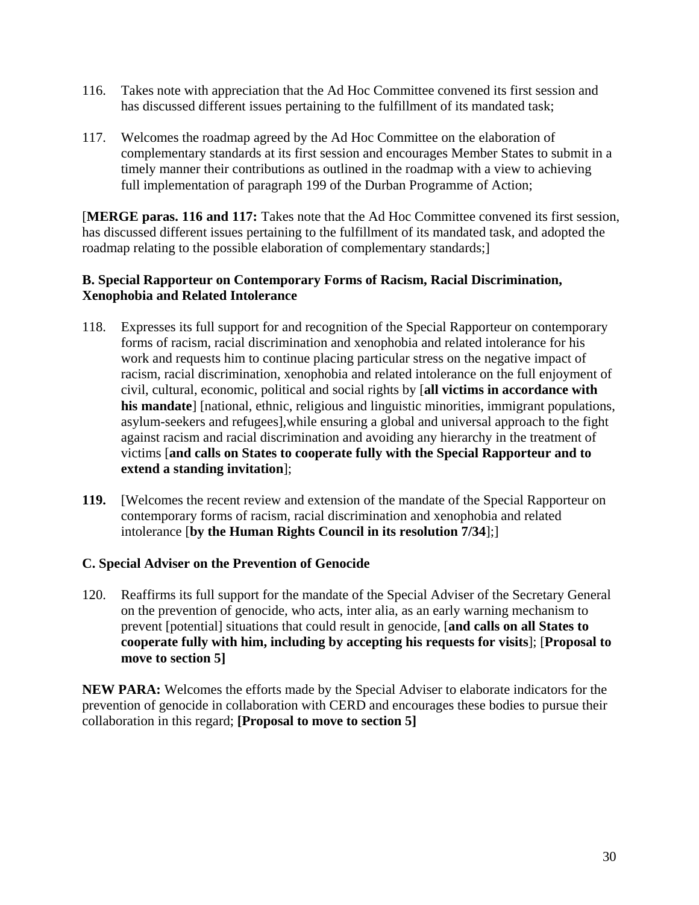116. Takes note with appreciation that the Ad Hoc Committee convened its first session and has discussed different issues pertaining to the fulfillment of its mandated task;

117. Welcomes the roadmap agreed by the Ad Hoc Committee on the elaboration of complementary standards at its first session and encourages Member States to submit in a timely manner their contributions as outlined in the roadmap with a view to achieving full implementation of paragraph 199 of the Durban Programme of Action;

[**MERGE paras. 116 and 117:** Takes note that the Ad Hoc Committee convened its first session, has discussed different issues pertaining to the fulfillment of its mandated task, and adopted the roadmap relating to the possible elaboration of complementary standards;]

### B. Special Rapporteur on Contemporary Forms of Racism, Racial Discrimination, Xenophobia and Related Intolerance

118. Expresses its full support for and recognition of the Special Rapporteur on contemporary forms of racism, racial discrimination and xenophobia and related intolerance for his work and requests him to continue placing particular stress on the negative impact of racism, racial discrimination, xenophobia and related intolerance on the full enjoyment of civil, cultural, economic, political and social rights by [**all victims in accordance with his mandate**] [national, ethnic, religious and linguistic minorities, immigrant populations, asylum-seekers and refugees],while ensuring a global and universal approach to the fight against racism and racial discrimination and avoiding any hierarchy in the treatment of victims [**and calls on States to cooperate fully with the Special Rapporteur and to extend a standing invitation**];

**119.** [Welcomes the recent review and extension of the mandate of the Special Rapporteur on contemporary forms of racism, racial discrimination and xenophobia and related intolerance [**by the Human Rights Council in its resolution 7/34**];]

### C. Special Adviser on the Prevention of Genocide

120. Reaffirms its full support for the mandate of the Special Adviser of the Secretary General on the prevention of genocide, who acts, inter alia, as an early warning mechanism to prevent [potential] situations that could result in genocide, [**and calls on all States to cooperate fully with him, including by accepting his requests for visits**]; [**Proposal to move to section 5]**

**NEW PARA:** Welcomes the efforts made by the Special Adviser to elaborate indicators for the prevention of genocide in collaboration with CERD and encourages these bodies to pursue their collaboration in this regard; **[Proposal to move to section 5]**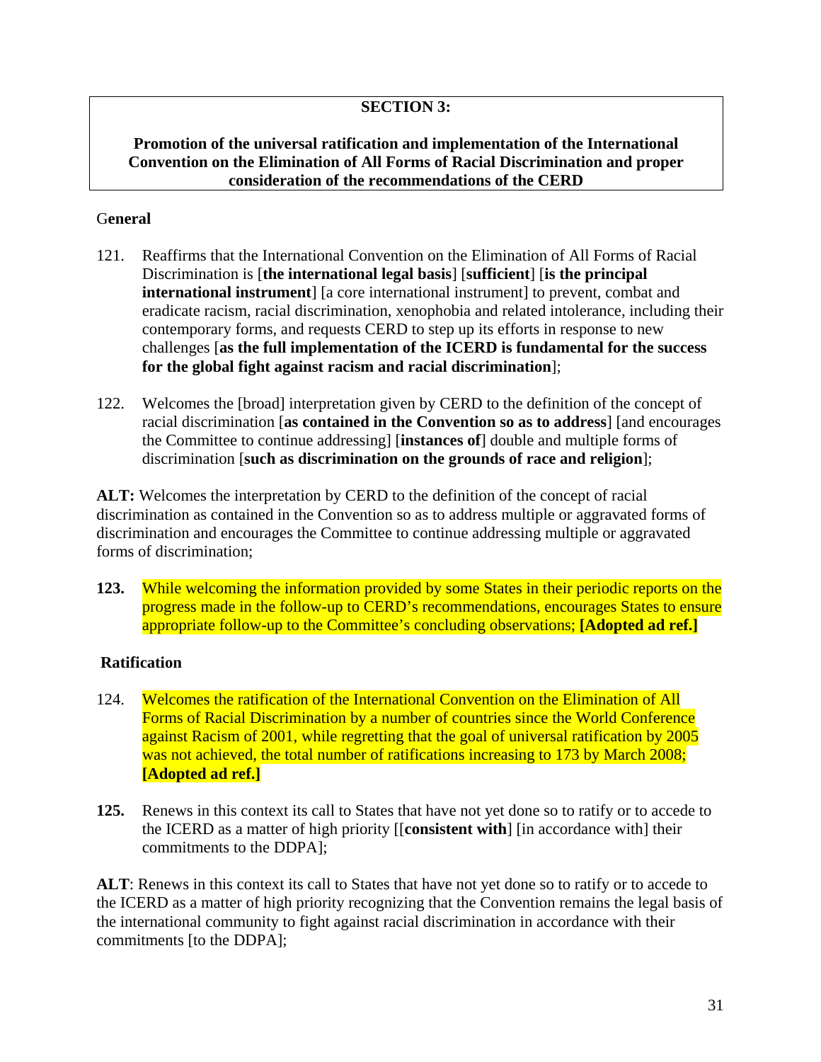**SECTION 3:**

**Promotion of the universal ratification and implementation of the International Convention on the Elimination of All Forms of Racial Discrimination and proper consideration of the recommendations of the CERD**

**General**

121. Reaffirms that the International Convention on the Elimination of All Forms of Racial Discrimination is [**the international legal basis**] [**sufficient**] [**is the principal international instrument**] [a core international instrument] to prevent, combat and eradicate racism, racial discrimination, xenophobia and related intolerance, including their contemporary forms, and requests CERD to step up its efforts in response to new challenges [**as the full implementation of the ICERD is fundamental for the success for the global fight against racism and racial discrimination**];

122. Welcomes the [broad] interpretation given by CERD to the definition of the concept of racial discrimination [**as contained in the Convention so as to address**] [and encourages the Committee to continue addressing] [**instances of**] double and multiple forms of discrimination [**such as discrimination on the grounds of race and religion**];

**ALT:** Welcomes the interpretation by CERD to the definition of the concept of racial discrimination as contained in the Convention so as to address multiple or aggravated forms of discrimination and encourages the Committee to continue addressing multiple or aggravated forms of discrimination;

**123.** While welcoming the information provided by some States in their periodic reports on the progress made in the follow-up to CERD's recommendations, encourages States to ensure appropriate follow-up to the Committee's concluding observations; **[Adopted ad ref.]**

**Ratification**

124. Welcomes the ratification of the International Convention on the Elimination of All Forms of Racial Discrimination by a number of countries since the World Conference against Racism of 2001, while regretting that the goal of universal ratification by 2005 was not achieved, the total number of ratifications increasing to 173 by March 2008; **[Adopted ad ref.]**

**125.** Renews in this context its call to States that have not yet done so to ratify or to accede to the ICERD as a matter of high priority [[**consistent with**] [in accordance with] their commitments to the DDPA];

**ALT**: Renews in this context its call to States that have not yet done so to ratify or to accede to the ICERD as a matter of high priority recognizing that the Convention remains the legal basis of the international community to fight against racial discrimination in accordance with their commitments [to the DDPA];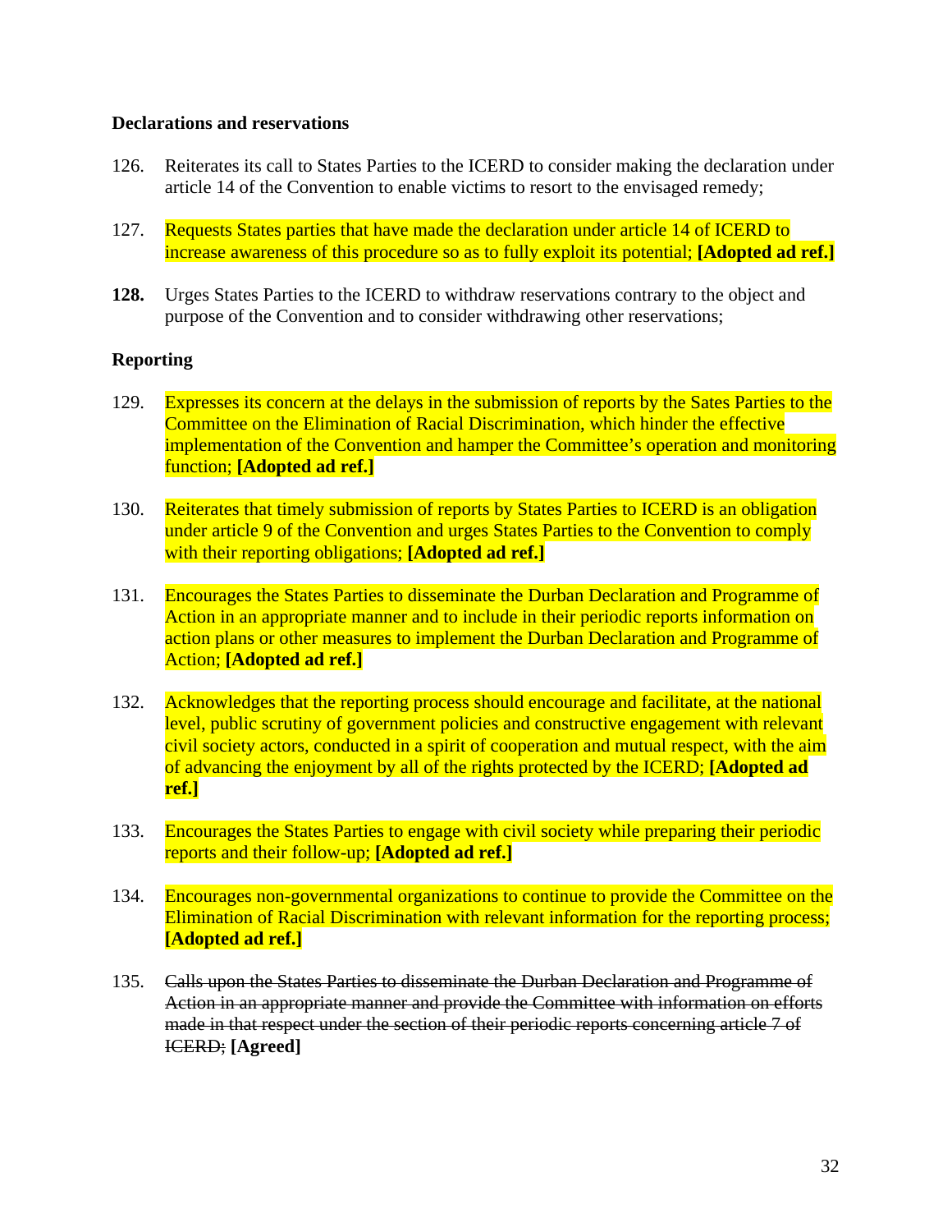**Declarations and reservations**

126. Reiterates its call to States Parties to the ICERD to consider making the declaration under article 14 of the Convention to enable victims to resort to the envisaged remedy;

127. Requests States parties that have made the declaration under article 14 of ICERD to increase awareness of this procedure so as to fully exploit its potential; **[Adopted ad ref.]**

**128.** Urges States Parties to the ICERD to withdraw reservations contrary to the object and purpose of the Convention and to consider withdrawing other reservations;

**Reporting**

129. Expresses its concern at the delays in the submission of reports by the Sates Parties to the Committee on the Elimination of Racial Discrimination, which hinder the effective implementation of the Convention and hamper the Committee's operation and monitoring function; **[Adopted ad ref.]**

130. Reiterates that timely submission of reports by States Parties to ICERD is an obligation under article 9 of the Convention and urges States Parties to the Convention to comply with their reporting obligations; **[Adopted ad ref.]**

131. Encourages the States Parties to disseminate the Durban Declaration and Programme of Action in an appropriate manner and to include in their periodic reports information on action plans or other measures to implement the Durban Declaration and Programme of Action; **[Adopted ad ref.]**

132. Acknowledges that the reporting process should encourage and facilitate, at the national level, public scrutiny of government policies and constructive engagement with relevant civil society actors, conducted in a spirit of cooperation and mutual respect, with the aim of advancing the enjoyment by all of the rights protected by the ICERD; **[Adopted ad ref.]**

133. Encourages the States Parties to engage with civil society while preparing their periodic reports and their follow-up; **[Adopted ad ref.]**

134. Encourages non-governmental organizations to continue to provide the Committee on the Elimination of Racial Discrimination with relevant information for the reporting process; **[Adopted ad ref.]**

135. ~~Calls upon the States Parties to disseminate the Durban Declaration and Programme of Action in an appropriate manner and provide the Committee with information on efforts made in that respect under the section of their periodic reports concerning article 7 of ICERD;~~ **[Agreed]**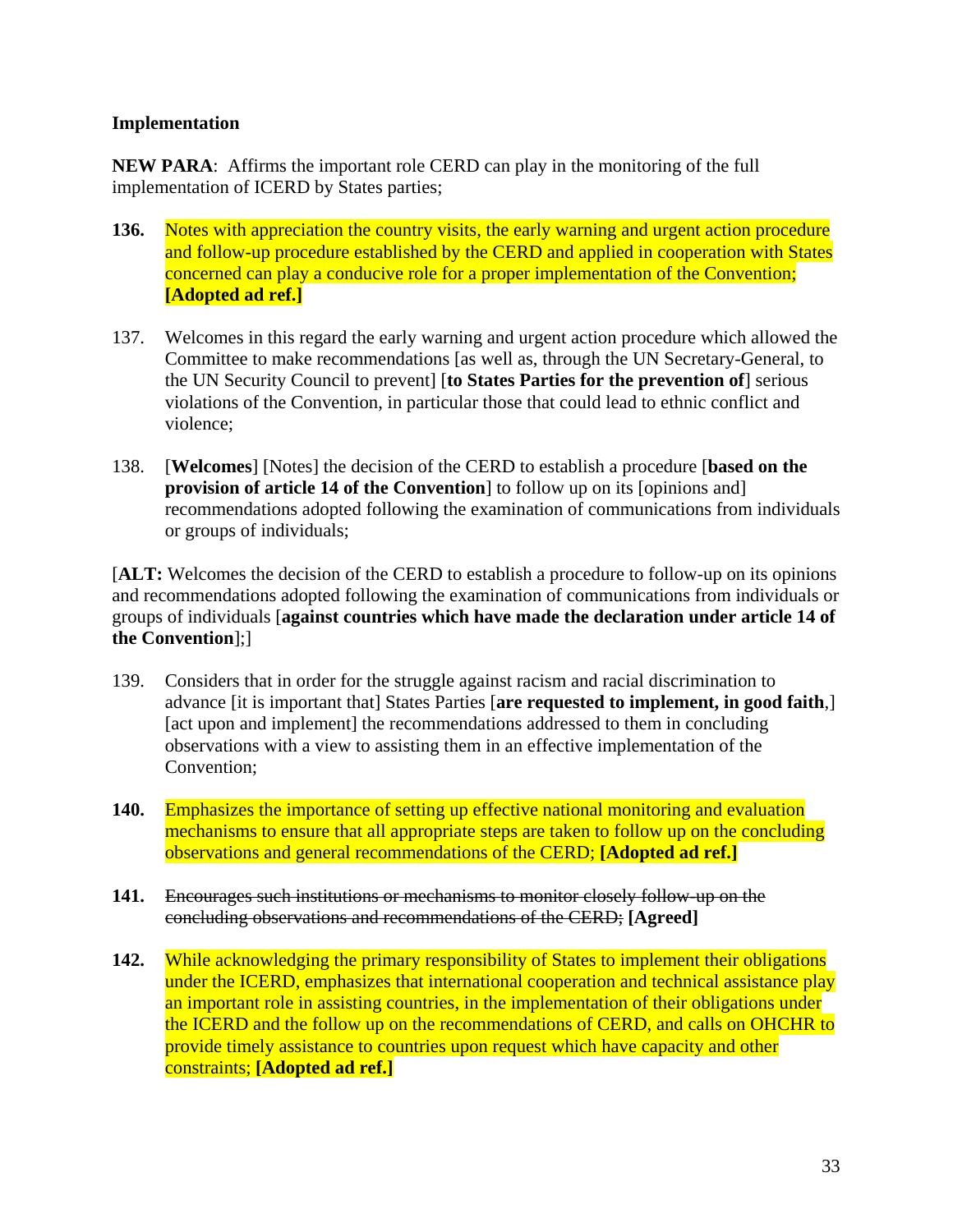**Implementation**

**NEW PARA**: Affirms the important role CERD can play in the monitoring of the full implementation of ICERD by States parties;

**136.** Notes with appreciation the country visits, the early warning and urgent action procedure and follow-up procedure established by the CERD and applied in cooperation with States concerned can play a conducive role for a proper implementation of the Convention; **[Adopted ad ref.]**

137. Welcomes in this regard the early warning and urgent action procedure which allowed the Committee to make recommendations [as well as, through the UN Secretary-General, to the UN Security Council to prevent] [**to States Parties for the prevention of**] serious violations of the Convention, in particular those that could lead to ethnic conflict and violence;

138. [**Welcomes**] [Notes] the decision of the CERD to establish a procedure [**based on the provision of article 14 of the Convention**] to follow up on its [opinions and] recommendations adopted following the examination of communications from individuals or groups of individuals;

[**ALT:** Welcomes the decision of the CERD to establish a procedure to follow-up on its opinions and recommendations adopted following the examination of communications from individuals or groups of individuals [**against countries which have made the declaration under article 14 of the Convention**];]

139. Considers that in order for the struggle against racism and racial discrimination to advance [it is important that] States Parties [**are requested to implement, in good faith**,] [act upon and implement] the recommendations addressed to them in concluding observations with a view to assisting them in an effective implementation of the Convention;

**140.** Emphasizes the importance of setting up effective national monitoring and evaluation mechanisms to ensure that all appropriate steps are taken to follow up on the concluding observations and general recommendations of the CERD; **[Adopted ad ref.]**

**141.** ~~Encourages such institutions or mechanisms to monitor closely follow-up on the concluding observations and recommendations of the CERD;~~ **[Agreed]**

**142.** While acknowledging the primary responsibility of States to implement their obligations under the ICERD, emphasizes that international cooperation and technical assistance play an important role in assisting countries, in the implementation of their obligations under the ICERD and the follow up on the recommendations of CERD, and calls on OHCHR to provide timely assistance to countries upon request which have capacity and other constraints; **[Adopted ad ref.]**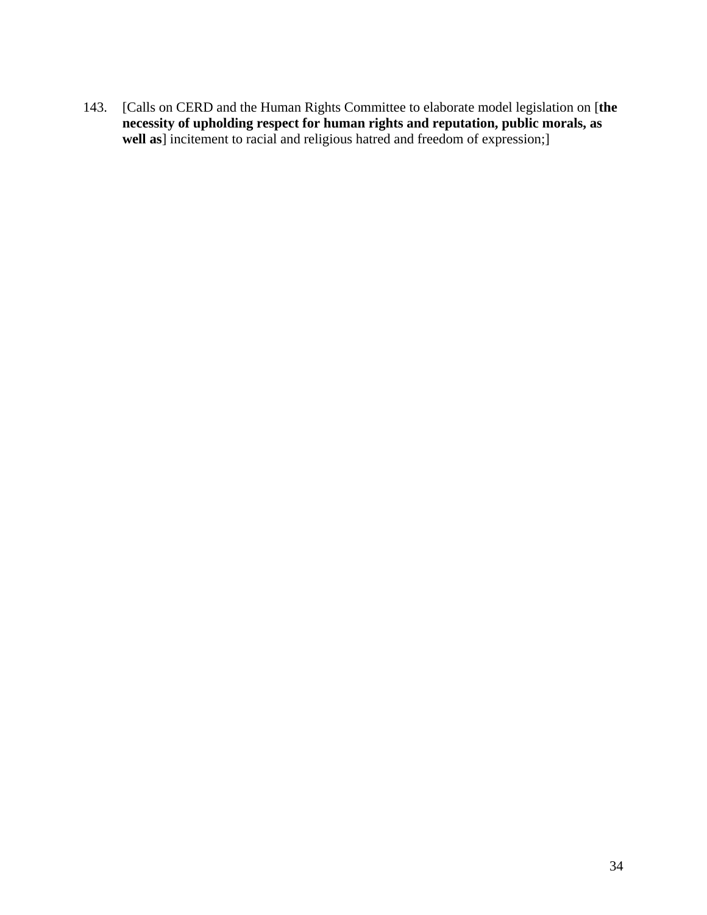143. [Calls on CERD and the Human Rights Committee to elaborate model legislation on [**the necessity of upholding respect for human rights and reputation, public morals, as well as**] incitement to racial and religious hatred and freedom of expression;]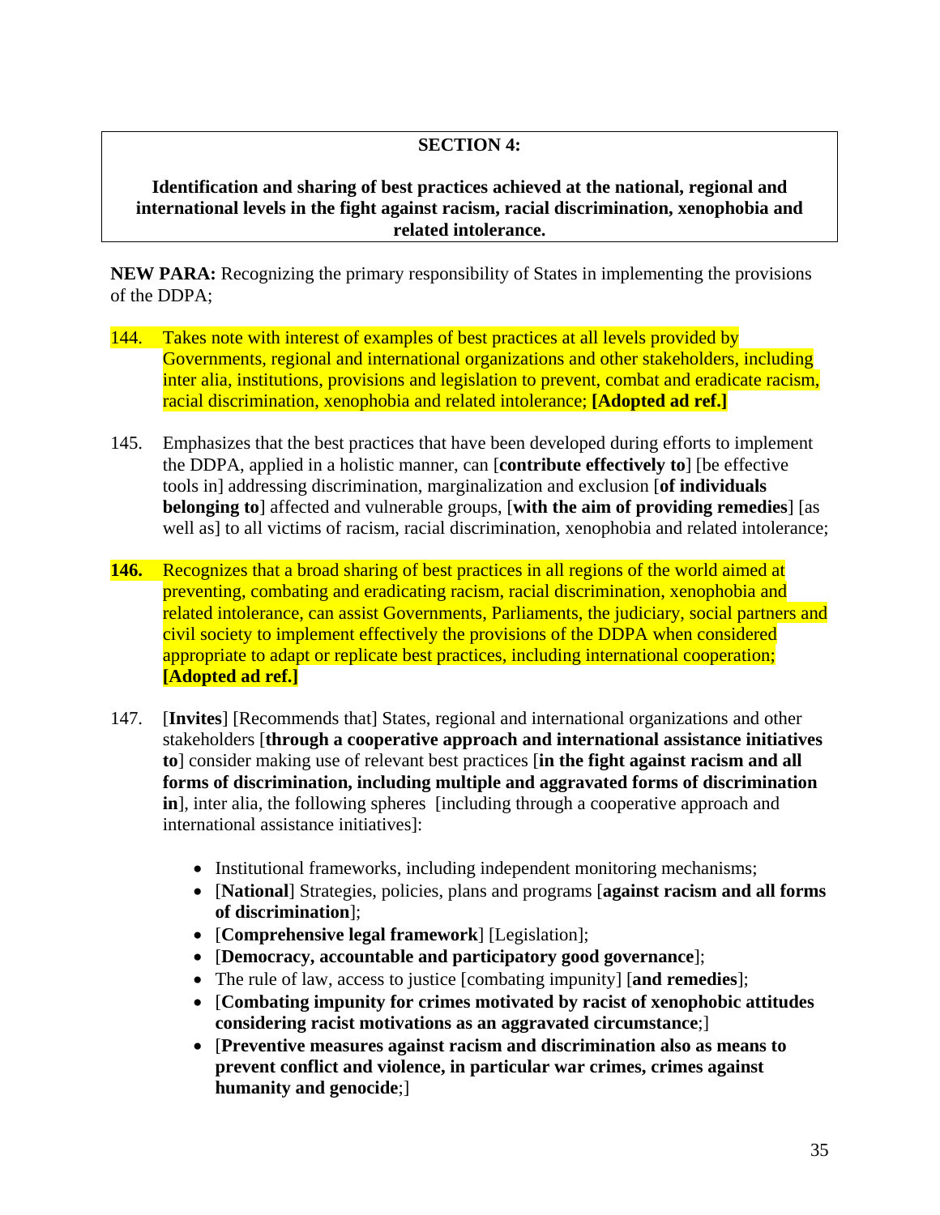**SECTION 4:**

**Identification and sharing of best practices achieved at the national, regional and international levels in the fight against racism, racial discrimination, xenophobia and related intolerance.**

**NEW PARA:** Recognizing the primary responsibility of States in implementing the provisions of the DDPA;

144. Takes note with interest of examples of best practices at all levels provided by Governments, regional and international organizations and other stakeholders, including inter alia, institutions, provisions and legislation to prevent, combat and eradicate racism, racial discrimination, xenophobia and related intolerance; **[Adopted ad ref.]**

145. Emphasizes that the best practices that have been developed during efforts to implement the DDPA, applied in a holistic manner, can [**contribute effectively to**] [be effective tools in] addressing discrimination, marginalization and exclusion [**of individuals belonging to**] affected and vulnerable groups, [**with the aim of providing remedies**] [as well as] to all victims of racism, racial discrimination, xenophobia and related intolerance;

**146.** Recognizes that a broad sharing of best practices in all regions of the world aimed at preventing, combating and eradicating racism, racial discrimination, xenophobia and related intolerance, can assist Governments, Parliaments, the judiciary, social partners and civil society to implement effectively the provisions of the DDPA when considered appropriate to adapt or replicate best practices, including international cooperation; **[Adopted ad ref.]**

147. [**Invites**] [Recommends that] States, regional and international organizations and other stakeholders [**through a cooperative approach and international assistance initiatives to**] consider making use of relevant best practices [**in the fight against racism and all forms of discrimination, including multiple and aggravated forms of discrimination in**], inter alia, the following spheres [including through a cooperative approach and international assistance initiatives]:

- Institutional frameworks, including independent monitoring mechanisms;
- [**National**] Strategies, policies, plans and programs [**against racism and all forms of discrimination**];
- [**Comprehensive legal framework**] [Legislation];
- [**Democracy, accountable and participatory good governance**];
- The rule of law, access to justice [combating impunity] [**and remedies**];
- [**Combating impunity for crimes motivated by racist of xenophobic attitudes considering racist motivations as an aggravated circumstance**;]
- [**Preventive measures against racism and discrimination also as means to prevent conflict and violence, in particular war crimes, crimes against humanity and genocide**;]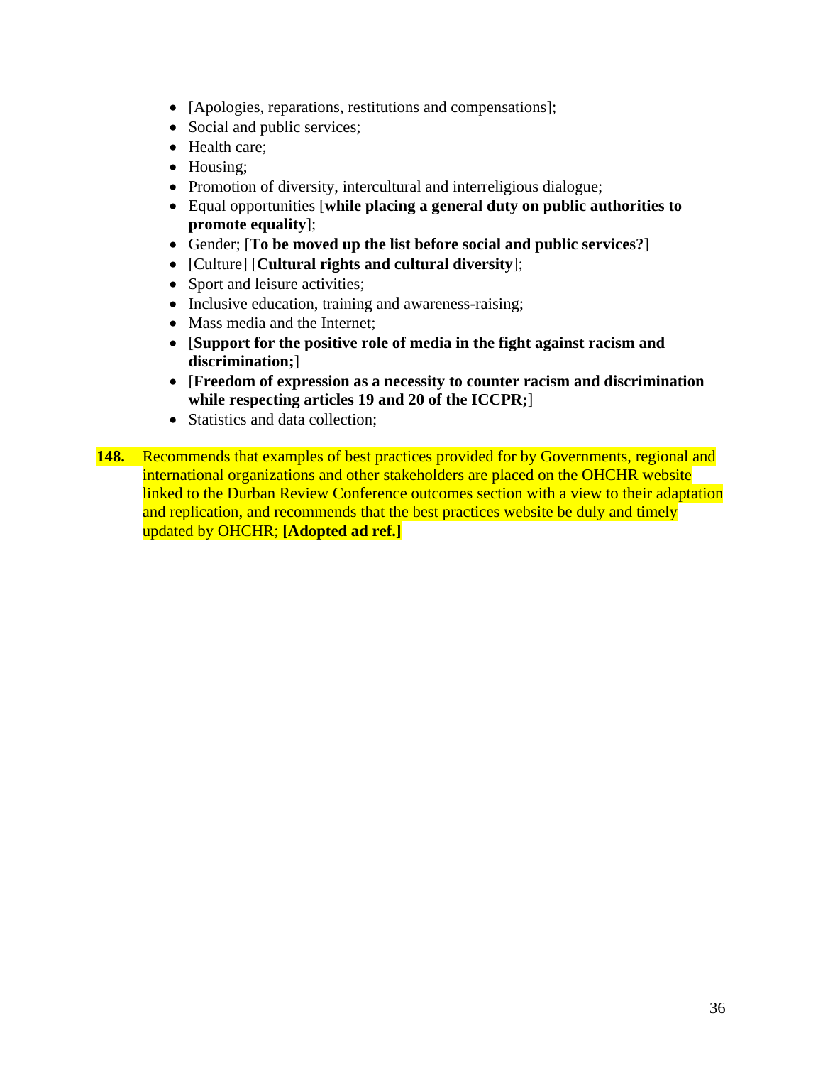- [Apologies, reparations, restitutions and compensations];
- Social and public services;
- Health care;
- Housing;
- Promotion of diversity, intercultural and interreligious dialogue;
- Equal opportunities [**while placing a general duty on public authorities to promote equality**];
- Gender; [**To be moved up the list before social and public services?**]
- [Culture] [**Cultural rights and cultural diversity**];
- Sport and leisure activities;
- Inclusive education, training and awareness-raising;
- Mass media and the Internet;
- [**Support for the positive role of media in the fight against racism and discrimination;**]
- [**Freedom of expression as a necessity to counter racism and discrimination while respecting articles 19 and 20 of the ICCPR;**]
- Statistics and data collection;

**148.** Recommends that examples of best practices provided for by Governments, regional and international organizations and other stakeholders are placed on the OHCHR website linked to the Durban Review Conference outcomes section with a view to their adaptation and replication, and recommends that the best practices website be duly and timely updated by OHCHR; **[Adopted ad ref.]**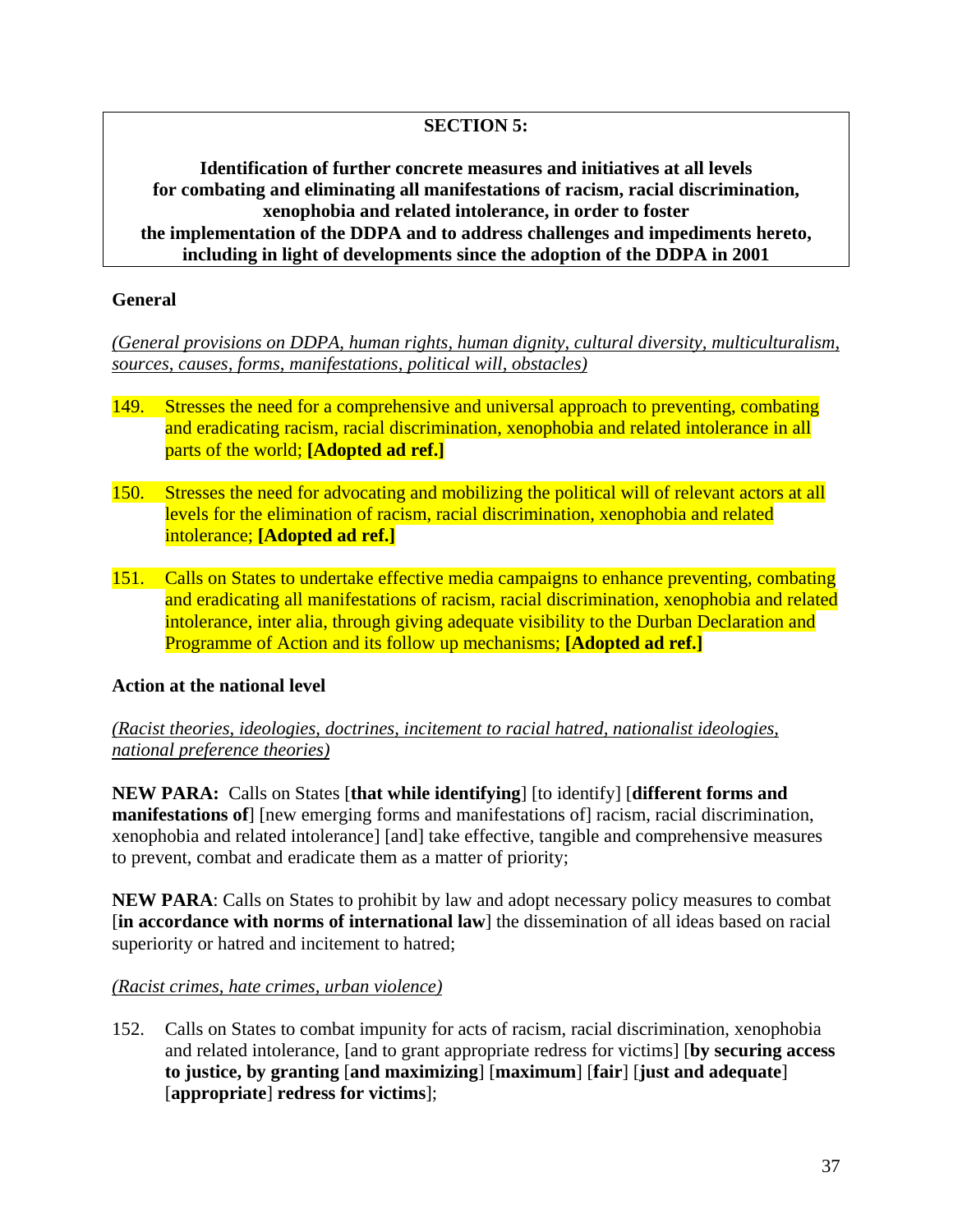**SECTION 5:**

**Identification of further concrete measures and initiatives at all levels for combating and eliminating all manifestations of racism, racial discrimination, xenophobia and related intolerance, in order to foster the implementation of the DDPA and to address challenges and impediments hereto, including in light of developments since the adoption of the DDPA in 2001**

**General**

*(General provisions on DDPA, human rights, human dignity, cultural diversity, multiculturalism, sources, causes, forms, manifestations, political will, obstacles)*

149. Stresses the need for a comprehensive and universal approach to preventing, combating and eradicating racism, racial discrimination, xenophobia and related intolerance in all parts of the world; **[Adopted ad ref.]**

150. Stresses the need for advocating and mobilizing the political will of relevant actors at all levels for the elimination of racism, racial discrimination, xenophobia and related intolerance; **[Adopted ad ref.]**

151. Calls on States to undertake effective media campaigns to enhance preventing, combating and eradicating all manifestations of racism, racial discrimination, xenophobia and related intolerance, inter alia, through giving adequate visibility to the Durban Declaration and Programme of Action and its follow up mechanisms; **[Adopted ad ref.]**

**Action at the national level**

*(Racist theories, ideologies, doctrines, incitement to racial hatred, nationalist ideologies, national preference theories)*

**NEW PARA:** Calls on States [**that while identifying**] [to identify] [**different forms and manifestations of**] [new emerging forms and manifestations of] racism, racial discrimination, xenophobia and related intolerance] [and] take effective, tangible and comprehensive measures to prevent, combat and eradicate them as a matter of priority;

**NEW PARA**: Calls on States to prohibit by law and adopt necessary policy measures to combat [**in accordance with norms of international law**] the dissemination of all ideas based on racial superiority or hatred and incitement to hatred;

*(Racist crimes, hate crimes, urban violence)*

152. Calls on States to combat impunity for acts of racism, racial discrimination, xenophobia and related intolerance, [and to grant appropriate redress for victims] [**by securing access to justice, by granting** [**and maximizing**] [**maximum**] [**fair**] [**just and adequate**] [**appropriate**] **redress for victims**];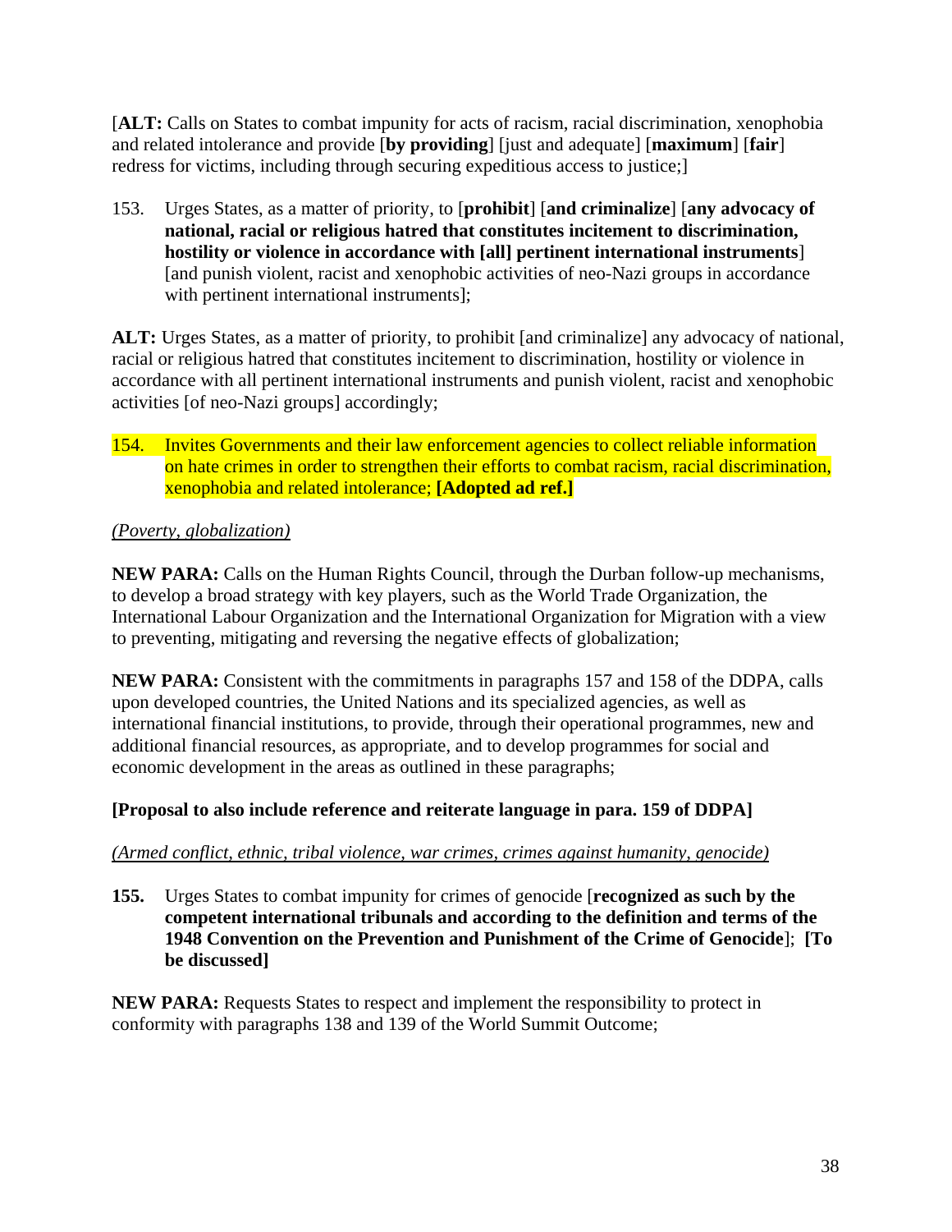[**ALT:** Calls on States to combat impunity for acts of racism, racial discrimination, xenophobia and related intolerance and provide [**by providing**] [just and adequate] [**maximum**] [**fair**] redress for victims, including through securing expeditious access to justice;]

153. Urges States, as a matter of priority, to [**prohibit**] [**and criminalize**] [**any advocacy of national, racial or religious hatred that constitutes incitement to discrimination, hostility or violence in accordance with [all] pertinent international instruments**] [and punish violent, racist and xenophobic activities of neo-Nazi groups in accordance with pertinent international instruments];

**ALT:** Urges States, as a matter of priority, to prohibit [and criminalize] any advocacy of national, racial or religious hatred that constitutes incitement to discrimination, hostility or violence in accordance with all pertinent international instruments and punish violent, racist and xenophobic activities [of neo-Nazi groups] accordingly;

154. Invites Governments and their law enforcement agencies to collect reliable information on hate crimes in order to strengthen their efforts to combat racism, racial discrimination, xenophobia and related intolerance; **[Adopted ad ref.]**

*(Poverty, globalization)*

**NEW PARA:** Calls on the Human Rights Council, through the Durban follow-up mechanisms, to develop a broad strategy with key players, such as the World Trade Organization, the International Labour Organization and the International Organization for Migration with a view to preventing, mitigating and reversing the negative effects of globalization;

**NEW PARA:** Consistent with the commitments in paragraphs 157 and 158 of the DDPA, calls upon developed countries, the United Nations and its specialized agencies, as well as international financial institutions, to provide, through their operational programmes, new and additional financial resources, as appropriate, and to develop programmes for social and economic development in the areas as outlined in these paragraphs;

**[Proposal to also include reference and reiterate language in para. 159 of DDPA]**

*(Armed conflict, ethnic, tribal violence, war crimes, crimes against humanity, genocide)*

**155.** Urges States to combat impunity for crimes of genocide [**recognized as such by the competent international tribunals and according to the definition and terms of the 1948 Convention on the Prevention and Punishment of the Crime of Genocide**]; **[To be discussed]**

**NEW PARA:** Requests States to respect and implement the responsibility to protect in conformity with paragraphs 138 and 139 of the World Summit Outcome;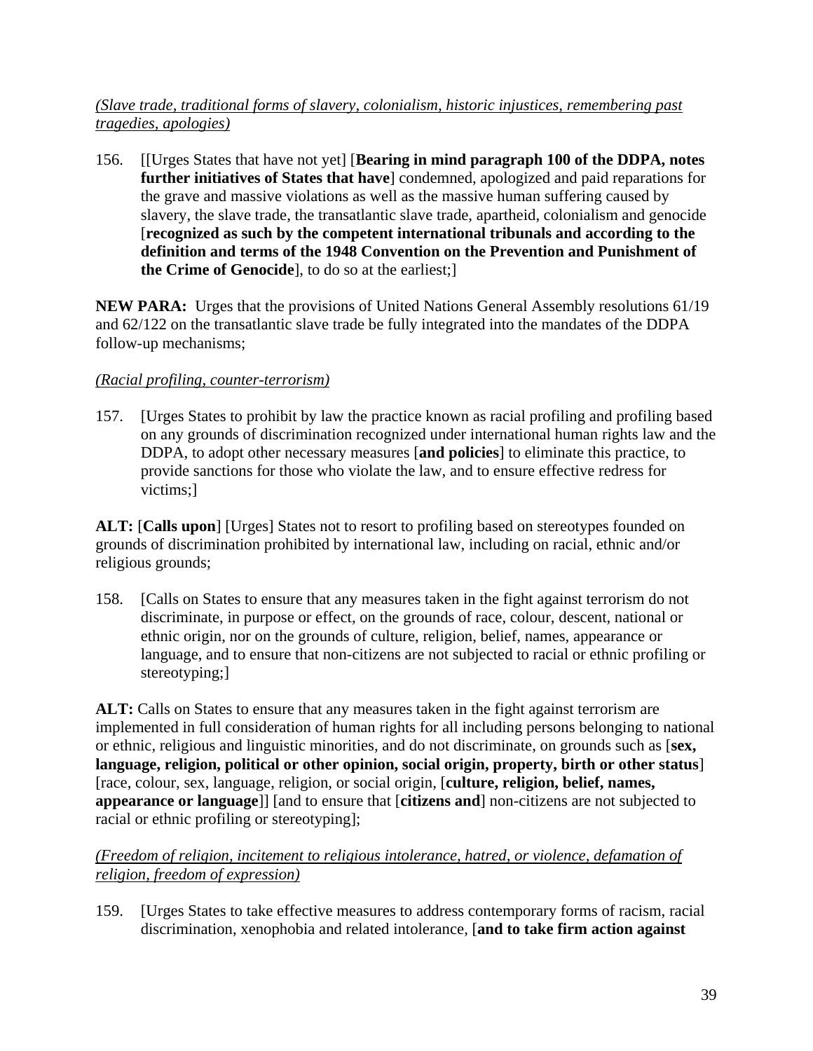*(Slave trade, traditional forms of slavery, colonialism, historic injustices, remembering past tragedies, apologies)*

156. [[Urges States that have not yet] [**Bearing in mind paragraph 100 of the DDPA, notes further initiatives of States that have**] condemned, apologized and paid reparations for the grave and massive violations as well as the massive human suffering caused by slavery, the slave trade, the transatlantic slave trade, apartheid, colonialism and genocide [**recognized as such by the competent international tribunals and according to the definition and terms of the 1948 Convention on the Prevention and Punishment of the Crime of Genocide**], to do so at the earliest;]

**NEW PARA:** Urges that the provisions of United Nations General Assembly resolutions 61/19 and 62/122 on the transatlantic slave trade be fully integrated into the mandates of the DDPA follow-up mechanisms;

*(Racial profiling, counter-terrorism)*

157. [Urges States to prohibit by law the practice known as racial profiling and profiling based on any grounds of discrimination recognized under international human rights law and the DDPA, to adopt other necessary measures [**and policies**] to eliminate this practice, to provide sanctions for those who violate the law, and to ensure effective redress for victims;]

**ALT:** [**Calls upon**] [Urges] States not to resort to profiling based on stereotypes founded on grounds of discrimination prohibited by international law, including on racial, ethnic and/or religious grounds;

158. [Calls on States to ensure that any measures taken in the fight against terrorism do not discriminate, in purpose or effect, on the grounds of race, colour, descent, national or ethnic origin, nor on the grounds of culture, religion, belief, names, appearance or language, and to ensure that non-citizens are not subjected to racial or ethnic profiling or stereotyping;]

**ALT:** Calls on States to ensure that any measures taken in the fight against terrorism are implemented in full consideration of human rights for all including persons belonging to national or ethnic, religious and linguistic minorities, and do not discriminate, on grounds such as [**sex, language, religion, political or other opinion, social origin, property, birth or other status**] [race, colour, sex, language, religion, or social origin, [**culture, religion, belief, names, appearance or language**]] [and to ensure that [**citizens and**] non-citizens are not subjected to racial or ethnic profiling or stereotyping];

*(Freedom of religion, incitement to religious intolerance, hatred, or violence, defamation of religion, freedom of expression)*

159. [Urges States to take effective measures to address contemporary forms of racism, racial discrimination, xenophobia and related intolerance, [**and to take firm action against**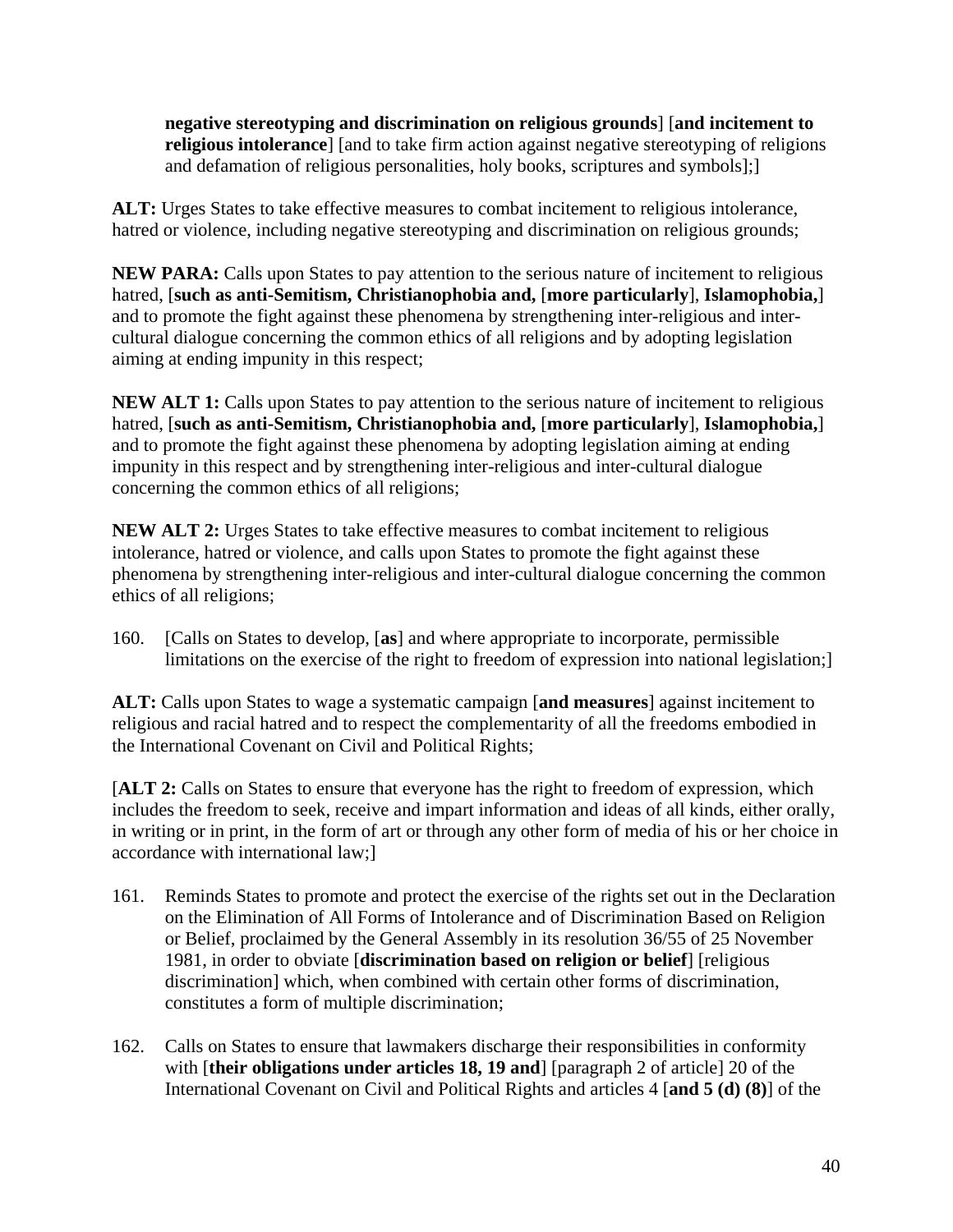**negative stereotyping and discrimination on religious grounds**] [**and incitement to religious intolerance**] [and to take firm action against negative stereotyping of religions and defamation of religious personalities, holy books, scriptures and symbols];]

**ALT:** Urges States to take effective measures to combat incitement to religious intolerance, hatred or violence, including negative stereotyping and discrimination on religious grounds;

**NEW PARA:** Calls upon States to pay attention to the serious nature of incitement to religious hatred, [**such as anti-Semitism, Christianophobia and,** [**more particularly**], **Islamophobia,**] and to promote the fight against these phenomena by strengthening inter-religious and inter-cultural dialogue concerning the common ethics of all religions and by adopting legislation aiming at ending impunity in this respect;

**NEW ALT 1:** Calls upon States to pay attention to the serious nature of incitement to religious hatred, [**such as anti-Semitism, Christianophobia and,** [**more particularly**], **Islamophobia,**] and to promote the fight against these phenomena by adopting legislation aiming at ending impunity in this respect and by strengthening inter-religious and inter-cultural dialogue concerning the common ethics of all religions;

**NEW ALT 2:** Urges States to take effective measures to combat incitement to religious intolerance, hatred or violence, and calls upon States to promote the fight against these phenomena by strengthening inter-religious and inter-cultural dialogue concerning the common ethics of all religions;

160. [Calls on States to develop, [**as**] and where appropriate to incorporate, permissible limitations on the exercise of the right to freedom of expression into national legislation;]

**ALT:** Calls upon States to wage a systematic campaign [**and measures**] against incitement to religious and racial hatred and to respect the complementarity of all the freedoms embodied in the International Covenant on Civil and Political Rights;

[**ALT 2:** Calls on States to ensure that everyone has the right to freedom of expression, which includes the freedom to seek, receive and impart information and ideas of all kinds, either orally, in writing or in print, in the form of art or through any other form of media of his or her choice in accordance with international law;]

161. Reminds States to promote and protect the exercise of the rights set out in the Declaration on the Elimination of All Forms of Intolerance and of Discrimination Based on Religion or Belief, proclaimed by the General Assembly in its resolution 36/55 of 25 November 1981, in order to obviate [**discrimination based on religion or belief**] [religious discrimination] which, when combined with certain other forms of discrimination, constitutes a form of multiple discrimination;

162. Calls on States to ensure that lawmakers discharge their responsibilities in conformity with [**their obligations under articles 18, 19 and**] [paragraph 2 of article] 20 of the International Covenant on Civil and Political Rights and articles 4 [**and 5 (d) (8)**] of the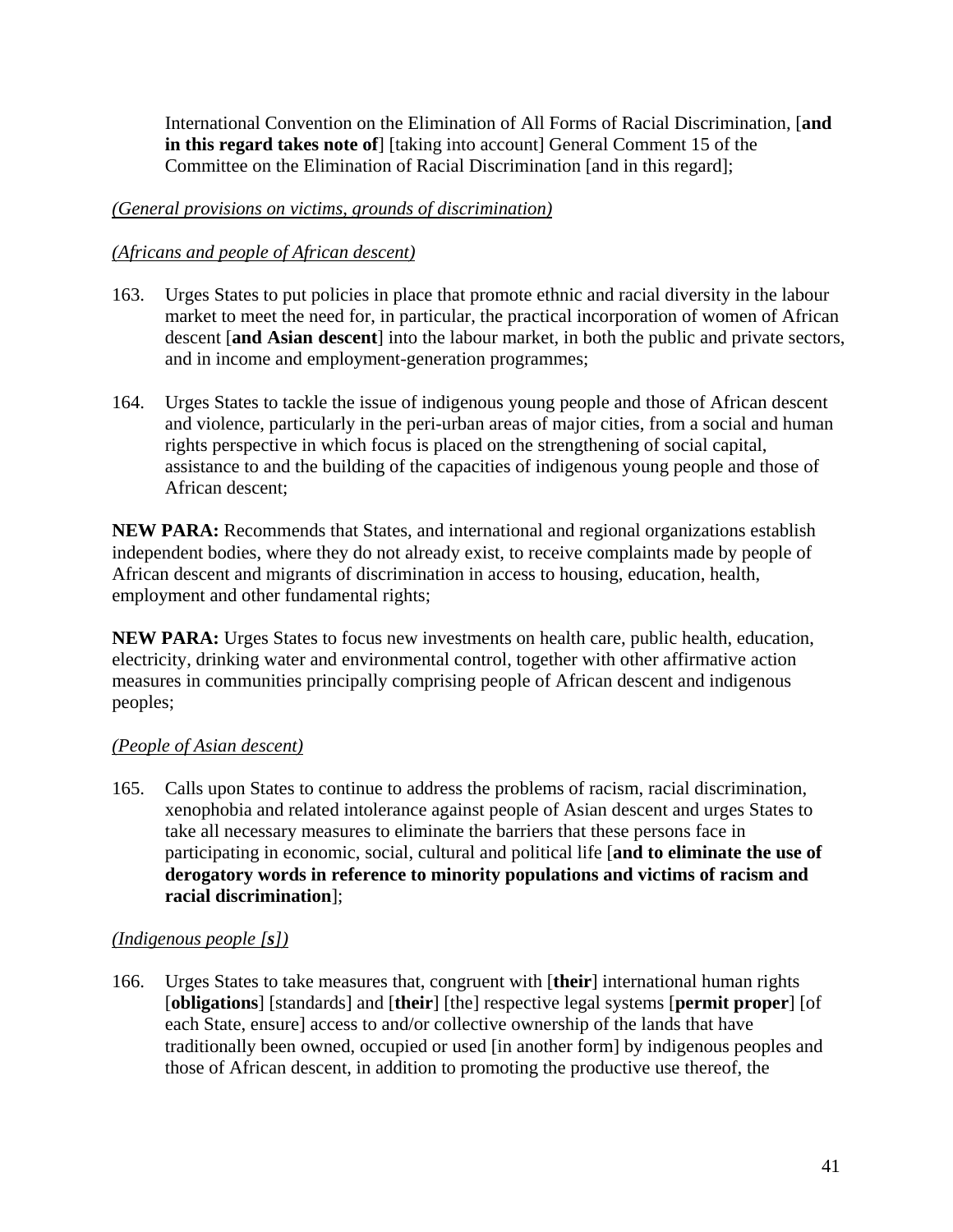International Convention on the Elimination of All Forms of Racial Discrimination, [**and in this regard takes note of**] [taking into account] General Comment 15 of the Committee on the Elimination of Racial Discrimination [and in this regard];

*(General provisions on victims, grounds of discrimination)*

*(Africans and people of African descent)*

163. Urges States to put policies in place that promote ethnic and racial diversity in the labour market to meet the need for, in particular, the practical incorporation of women of African descent [**and Asian descent**] into the labour market, in both the public and private sectors, and in income and employment-generation programmes;

164. Urges States to tackle the issue of indigenous young people and those of African descent and violence, particularly in the peri-urban areas of major cities, from a social and human rights perspective in which focus is placed on the strengthening of social capital, assistance to and the building of the capacities of indigenous young people and those of African descent;

**NEW PARA:** Recommends that States, and international and regional organizations establish independent bodies, where they do not already exist, to receive complaints made by people of African descent and migrants of discrimination in access to housing, education, health, employment and other fundamental rights;

**NEW PARA:** Urges States to focus new investments on health care, public health, education, electricity, drinking water and environmental control, together with other affirmative action measures in communities principally comprising people of African descent and indigenous peoples;

*(People of Asian descent)*

165. Calls upon States to continue to address the problems of racism, racial discrimination, xenophobia and related intolerance against people of Asian descent and urges States to take all necessary measures to eliminate the barriers that these persons face in participating in economic, social, cultural and political life [**and to eliminate the use of derogatory words in reference to minority populations and victims of racism and racial discrimination**];

*(Indigenous people [**s**])*

166. Urges States to take measures that, congruent with [**their**] international human rights [**obligations**] [standards] and [**their**] [the] respective legal systems [**permit proper**] [of each State, ensure] access to and/or collective ownership of the lands that have traditionally been owned, occupied or used [in another form] by indigenous peoples and those of African descent, in addition to promoting the productive use thereof, the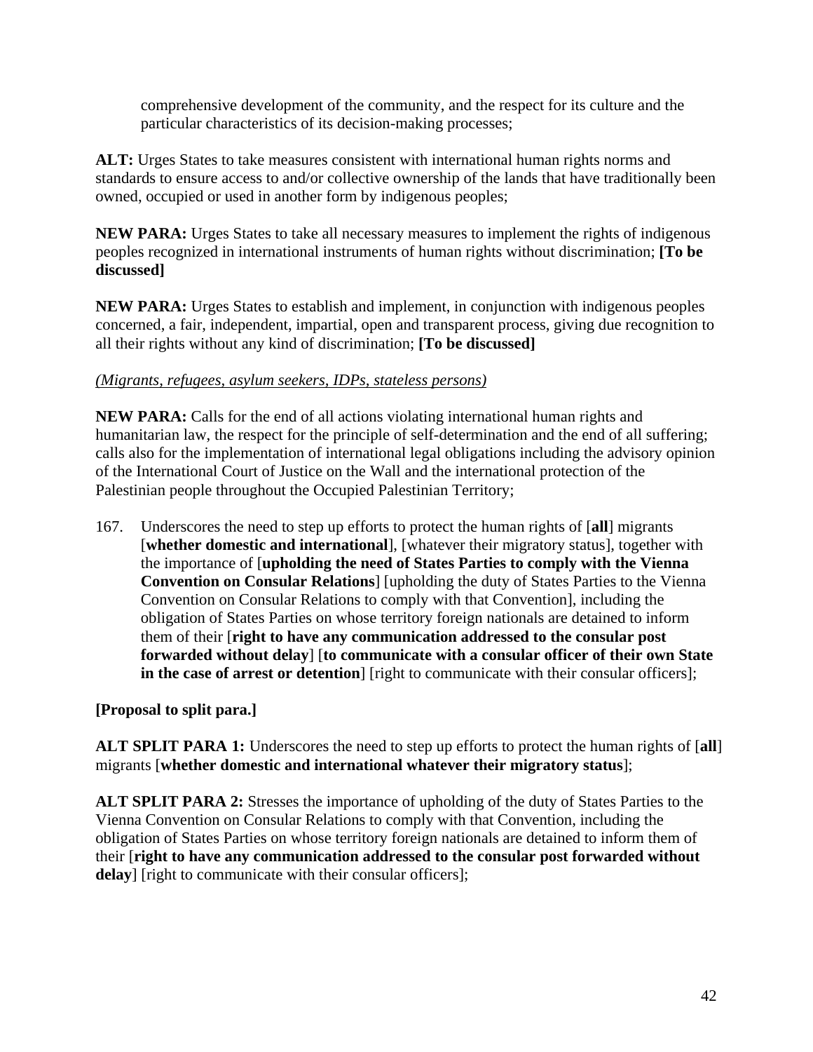comprehensive development of the community, and the respect for its culture and the particular characteristics of its decision-making processes;

**ALT:** Urges States to take measures consistent with international human rights norms and standards to ensure access to and/or collective ownership of the lands that have traditionally been owned, occupied or used in another form by indigenous peoples;

**NEW PARA:** Urges States to take all necessary measures to implement the rights of indigenous peoples recognized in international instruments of human rights without discrimination; **[To be discussed]**

**NEW PARA:** Urges States to establish and implement, in conjunction with indigenous peoples concerned, a fair, independent, impartial, open and transparent process, giving due recognition to all their rights without any kind of discrimination; **[To be discussed]**

*(Migrants, refugees, asylum seekers, IDPs, stateless persons)*

**NEW PARA:** Calls for the end of all actions violating international human rights and humanitarian law, the respect for the principle of self-determination and the end of all suffering; calls also for the implementation of international legal obligations including the advisory opinion of the International Court of Justice on the Wall and the international protection of the Palestinian people throughout the Occupied Palestinian Territory;

167. Underscores the need to step up efforts to protect the human rights of [**all**] migrants [**whether domestic and international**], [whatever their migratory status], together with the importance of [**upholding the need of States Parties to comply with the Vienna Convention on Consular Relations**] [upholding the duty of States Parties to the Vienna Convention on Consular Relations to comply with that Convention], including the obligation of States Parties on whose territory foreign nationals are detained to inform them of their [**right to have any communication addressed to the consular post forwarded without delay**] [**to communicate with a consular officer of their own State in the case of arrest or detention**] [right to communicate with their consular officers];

**[Proposal to split para.]**

**ALT SPLIT PARA 1:** Underscores the need to step up efforts to protect the human rights of [**all**] migrants [**whether domestic and international whatever their migratory status**];

**ALT SPLIT PARA 2:** Stresses the importance of upholding of the duty of States Parties to the Vienna Convention on Consular Relations to comply with that Convention, including the obligation of States Parties on whose territory foreign nationals are detained to inform them of their [**right to have any communication addressed to the consular post forwarded without delay**] [right to communicate with their consular officers];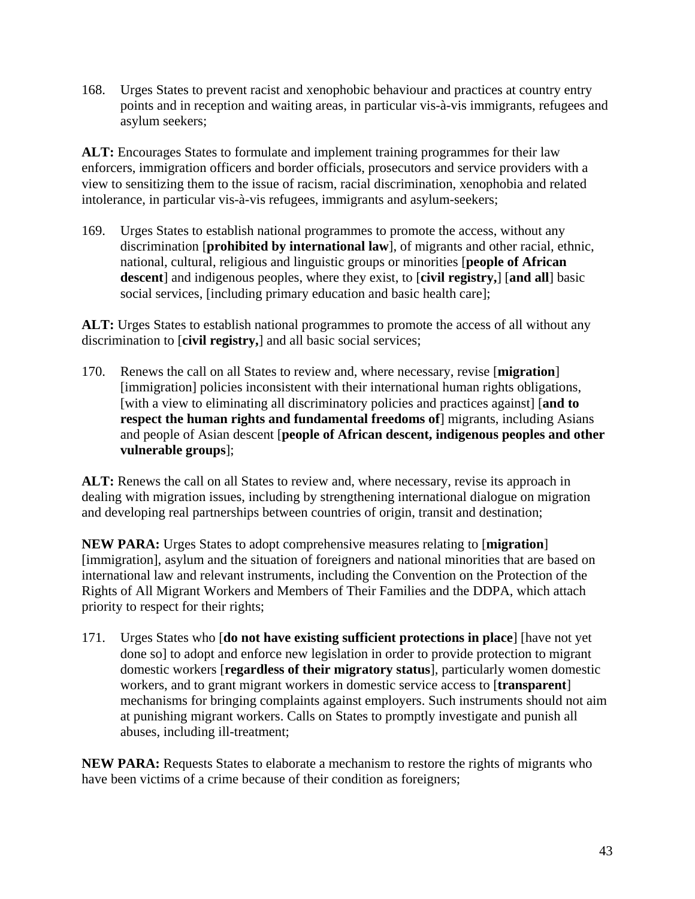168. Urges States to prevent racist and xenophobic behaviour and practices at country entry points and in reception and waiting areas, in particular vis-à-vis immigrants, refugees and asylum seekers;

**ALT:** Encourages States to formulate and implement training programmes for their law enforcers, immigration officers and border officials, prosecutors and service providers with a view to sensitizing them to the issue of racism, racial discrimination, xenophobia and related intolerance, in particular vis-à-vis refugees, immigrants and asylum-seekers;

169. Urges States to establish national programmes to promote the access, without any discrimination [**prohibited by international law**], of migrants and other racial, ethnic, national, cultural, religious and linguistic groups or minorities [**people of African descent**] and indigenous peoples, where they exist, to [**civil registry,**] [**and all**] basic social services, [including primary education and basic health care];

**ALT:** Urges States to establish national programmes to promote the access of all without any discrimination to [**civil registry,**] and all basic social services;

170. Renews the call on all States to review and, where necessary, revise [**migration**] [immigration] policies inconsistent with their international human rights obligations, [with a view to eliminating all discriminatory policies and practices against] [**and to respect the human rights and fundamental freedoms of**] migrants, including Asians and people of Asian descent [**people of African descent, indigenous peoples and other vulnerable groups**];

**ALT:** Renews the call on all States to review and, where necessary, revise its approach in dealing with migration issues, including by strengthening international dialogue on migration and developing real partnerships between countries of origin, transit and destination;

**NEW PARA:** Urges States to adopt comprehensive measures relating to [**migration**] [immigration], asylum and the situation of foreigners and national minorities that are based on international law and relevant instruments, including the Convention on the Protection of the Rights of All Migrant Workers and Members of Their Families and the DDPA, which attach priority to respect for their rights;

171. Urges States who [**do not have existing sufficient protections in place**] [have not yet done so] to adopt and enforce new legislation in order to provide protection to migrant domestic workers [**regardless of their migratory status**], particularly women domestic workers, and to grant migrant workers in domestic service access to [**transparent**] mechanisms for bringing complaints against employers. Such instruments should not aim at punishing migrant workers. Calls on States to promptly investigate and punish all abuses, including ill-treatment;

**NEW PARA:** Requests States to elaborate a mechanism to restore the rights of migrants who have been victims of a crime because of their condition as foreigners;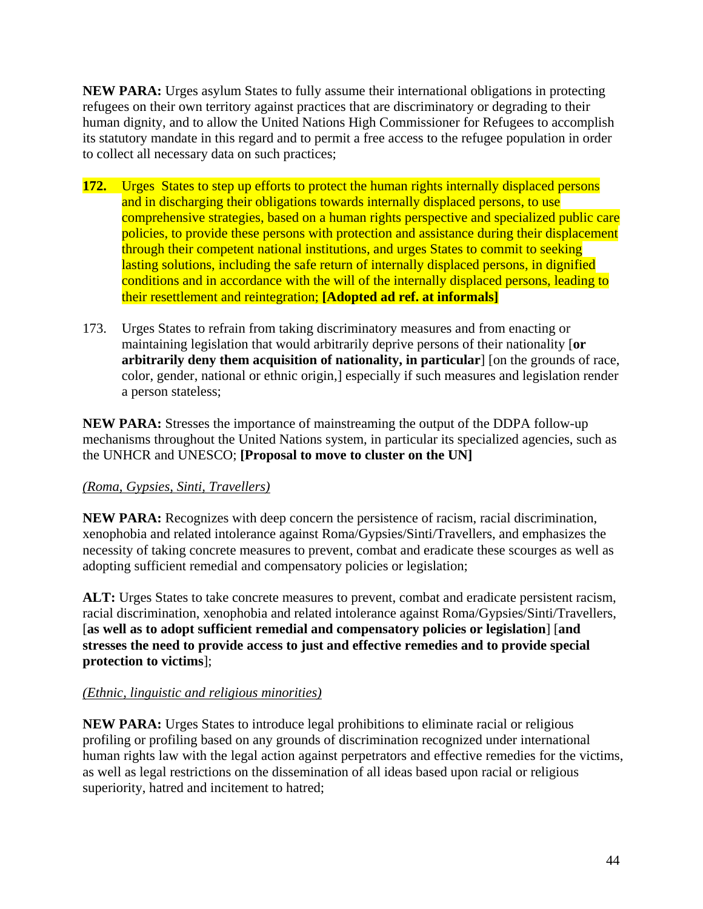**NEW PARA:** Urges asylum States to fully assume their international obligations in protecting refugees on their own territory against practices that are discriminatory or degrading to their human dignity, and to allow the United Nations High Commissioner for Refugees to accomplish its statutory mandate in this regard and to permit a free access to the refugee population in order to collect all necessary data on such practices;

**172.** Urges States to step up efforts to protect the human rights internally displaced persons and in discharging their obligations towards internally displaced persons, to use comprehensive strategies, based on a human rights perspective and specialized public care policies, to provide these persons with protection and assistance during their displacement through their competent national institutions, and urges States to commit to seeking lasting solutions, including the safe return of internally displaced persons, in dignified conditions and in accordance with the will of the internally displaced persons, leading to their resettlement and reintegration; **[Adopted ad ref. at informals]**

173. Urges States to refrain from taking discriminatory measures and from enacting or maintaining legislation that would arbitrarily deprive persons of their nationality [**or arbitrarily deny them acquisition of nationality, in particular**] [on the grounds of race, color, gender, national or ethnic origin,] especially if such measures and legislation render a person stateless;

**NEW PARA:** Stresses the importance of mainstreaming the output of the DDPA follow-up mechanisms throughout the United Nations system, in particular its specialized agencies, such as the UNHCR and UNESCO; **[Proposal to move to cluster on the UN]**

*(Roma, Gypsies, Sinti, Travellers)*

**NEW PARA:** Recognizes with deep concern the persistence of racism, racial discrimination, xenophobia and related intolerance against Roma/Gypsies/Sinti/Travellers, and emphasizes the necessity of taking concrete measures to prevent, combat and eradicate these scourges as well as adopting sufficient remedial and compensatory policies or legislation;

**ALT:** Urges States to take concrete measures to prevent, combat and eradicate persistent racism, racial discrimination, xenophobia and related intolerance against Roma/Gypsies/Sinti/Travellers, [**as well as to adopt sufficient remedial and compensatory policies or legislation**] [**and stresses the need to provide access to just and effective remedies and to provide special protection to victims**];

*(Ethnic, linguistic and religious minorities)*

**NEW PARA:** Urges States to introduce legal prohibitions to eliminate racial or religious profiling or profiling based on any grounds of discrimination recognized under international human rights law with the legal action against perpetrators and effective remedies for the victims, as well as legal restrictions on the dissemination of all ideas based upon racial or religious superiority, hatred and incitement to hatred;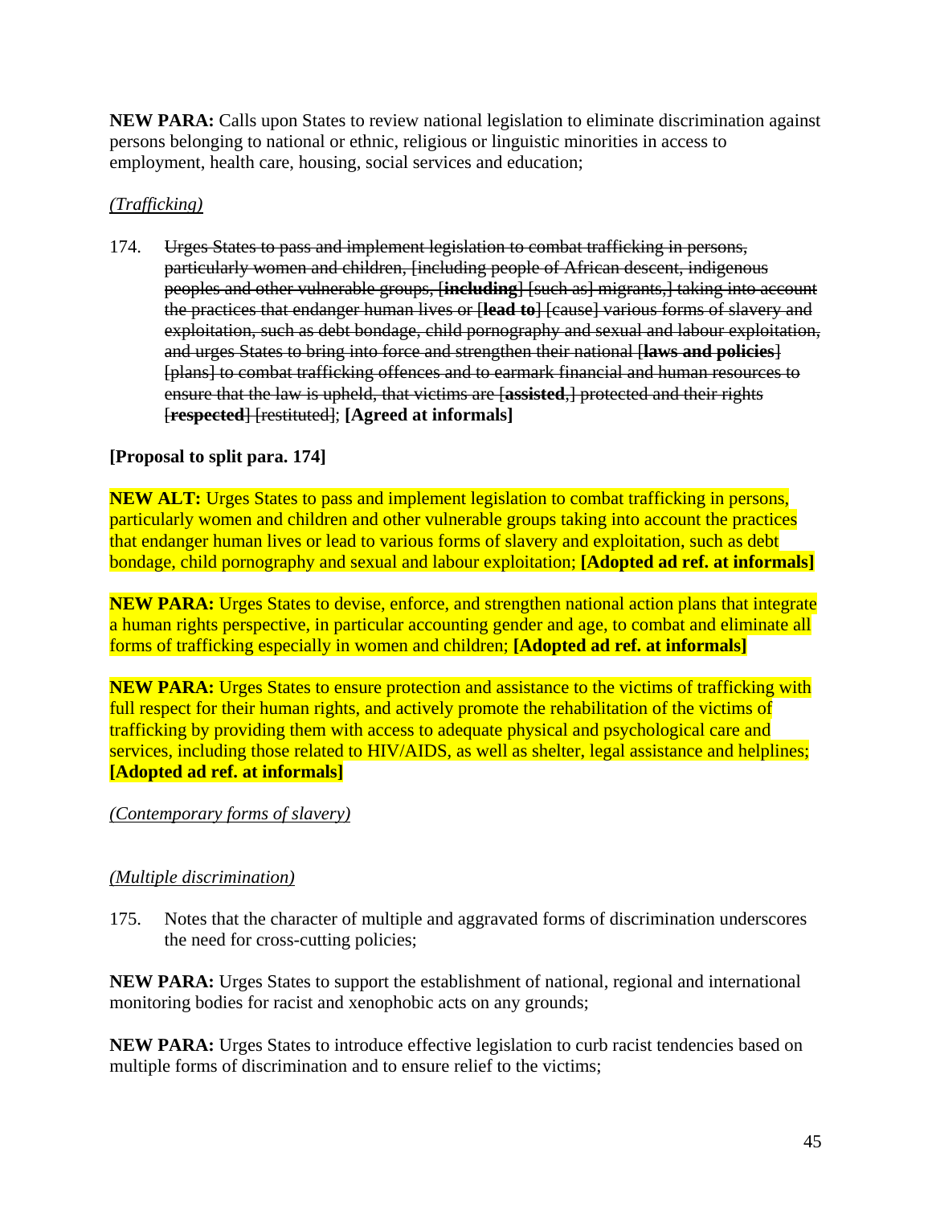**NEW PARA:** Calls upon States to review national legislation to eliminate discrimination against persons belonging to national or ethnic, religious or linguistic minorities in access to employment, health care, housing, social services and education;

*(Trafficking)*

174. ~~Urges States to pass and implement legislation to combat trafficking in persons, particularly women and children, [including people of African descent, indigenous peoples and other vulnerable groups, [**including**] [such as] migrants,] taking into account the practices that endanger human lives or [**lead to**] [cause] various forms of slavery and exploitation, such as debt bondage, child pornography and sexual and labour exploitation, and urges States to bring into force and strengthen their national [**laws and policies**] [plans] to combat trafficking offences and to earmark financial and human resources to ensure that the law is upheld, that victims are [**assisted**,] protected and their rights [**respected**] [restituted]~~; **[Agreed at informals]**

**[Proposal to split para. 174]**

**NEW ALT:** Urges States to pass and implement legislation to combat trafficking in persons, particularly women and children and other vulnerable groups taking into account the practices that endanger human lives or lead to various forms of slavery and exploitation, such as debt bondage, child pornography and sexual and labour exploitation; **[Adopted ad ref. at informals]**

**NEW PARA:** Urges States to devise, enforce, and strengthen national action plans that integrate a human rights perspective, in particular accounting gender and age, to combat and eliminate all forms of trafficking especially in women and children; **[Adopted ad ref. at informals]**

**NEW PARA:** Urges States to ensure protection and assistance to the victims of trafficking with full respect for their human rights, and actively promote the rehabilitation of the victims of trafficking by providing them with access to adequate physical and psychological care and services, including those related to HIV/AIDS, as well as shelter, legal assistance and helplines; **[Adopted ad ref. at informals]**

*(Contemporary forms of slavery)*

*(Multiple discrimination)*

175. Notes that the character of multiple and aggravated forms of discrimination underscores the need for cross-cutting policies;

**NEW PARA:** Urges States to support the establishment of national, regional and international monitoring bodies for racist and xenophobic acts on any grounds;

**NEW PARA:** Urges States to introduce effective legislation to curb racist tendencies based on multiple forms of discrimination and to ensure relief to the victims;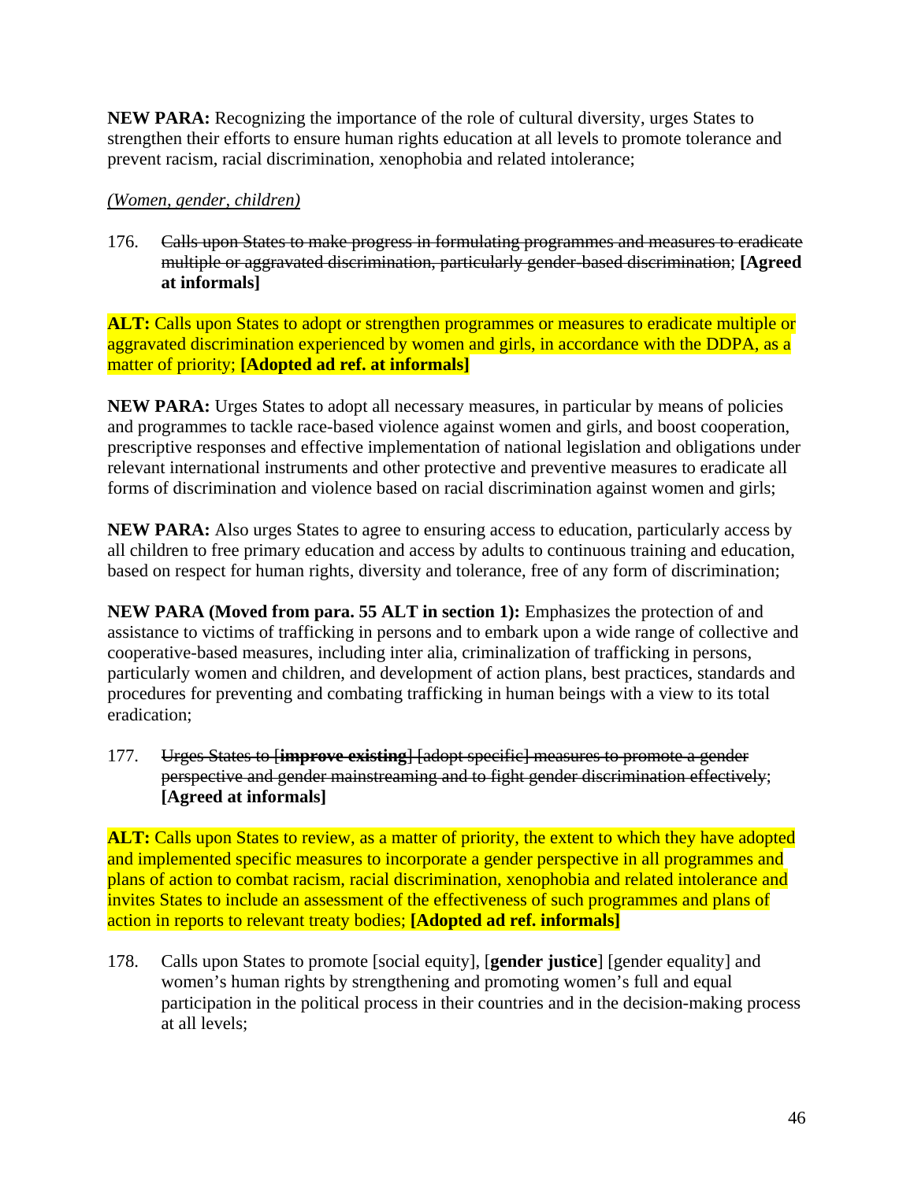**NEW PARA:** Recognizing the importance of the role of cultural diversity, urges States to strengthen their efforts to ensure human rights education at all levels to promote tolerance and prevent racism, racial discrimination, xenophobia and related intolerance;

*(Women, gender, children)*

176. ~~Calls upon States to make progress in formulating programmes and measures to eradicate multiple or aggravated discrimination, particularly gender-based discrimination~~; **[Agreed at informals]**

**ALT:** Calls upon States to adopt or strengthen programmes or measures to eradicate multiple or aggravated discrimination experienced by women and girls, in accordance with the DDPA, as a matter of priority; **[Adopted ad ref. at informals]**

**NEW PARA:** Urges States to adopt all necessary measures, in particular by means of policies and programmes to tackle race-based violence against women and girls, and boost cooperation, prescriptive responses and effective implementation of national legislation and obligations under relevant international instruments and other protective and preventive measures to eradicate all forms of discrimination and violence based on racial discrimination against women and girls;

**NEW PARA:** Also urges States to agree to ensuring access to education, particularly access by all children to free primary education and access by adults to continuous training and education, based on respect for human rights, diversity and tolerance, free of any form of discrimination;

**NEW PARA (Moved from para. 55 ALT in section 1):** Emphasizes the protection of and assistance to victims of trafficking in persons and to embark upon a wide range of collective and cooperative-based measures, including inter alia, criminalization of trafficking in persons, particularly women and children, and development of action plans, best practices, standards and procedures for preventing and combating trafficking in human beings with a view to its total eradication;

177. ~~Urges States to [**improve existing**] [adopt specific] measures to promote a gender perspective and gender mainstreaming and to fight gender discrimination effectively~~; **[Agreed at informals]**

**ALT:** Calls upon States to review, as a matter of priority, the extent to which they have adopted and implemented specific measures to incorporate a gender perspective in all programmes and plans of action to combat racism, racial discrimination, xenophobia and related intolerance and invites States to include an assessment of the effectiveness of such programmes and plans of action in reports to relevant treaty bodies; **[Adopted ad ref. informals]**

178. Calls upon States to promote [social equity], [**gender justice**] [gender equality] and women's human rights by strengthening and promoting women's full and equal participation in the political process in their countries and in the decision-making process at all levels;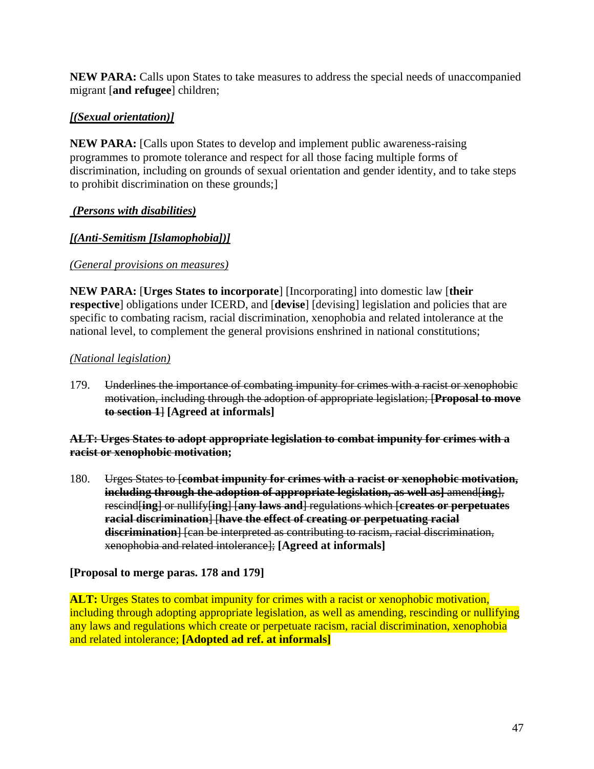**NEW PARA:** Calls upon States to take measures to address the special needs of unaccompanied migrant [**and refugee**] children;

***[(Sexual orientation)]***

**NEW PARA:** [Calls upon States to develop and implement public awareness-raising programmes to promote tolerance and respect for all those facing multiple forms of discrimination, including on grounds of sexual orientation and gender identity, and to take steps to prohibit discrimination on these grounds;]

***(Persons with disabilities)***

***[(Anti-Semitism [Islamophobia])]***

*(General provisions on measures)*

**NEW PARA:** [**Urges States to incorporate**] [Incorporating] into domestic law [**their respective**] obligations under ICERD, and [**devise**] [devising] legislation and policies that are specific to combating racism, racial discrimination, xenophobia and related intolerance at the national level, to complement the general provisions enshrined in national constitutions;

*(National legislation)*

179. ~~Underlines the importance of combating impunity for crimes with a racist or xenophobic motivation, including through the adoption of appropriate legislation; [**Proposal to move to section 1**]~~ **[Agreed at informals]**

~~**ALT: Urges States to adopt appropriate legislation to combat impunity for crimes with a racist or xenophobic motivation;**~~

180. ~~Urges States to [**combat impunity for crimes with a racist or xenophobic motivation, including through the adoption of appropriate legislation, as well as**] amend[**ing**], rescind[**ing**] or nullify[**ing**] [**any laws and**] regulations which [**creates or perpetuates racial discrimination**] [**have the effect of creating or perpetuating racial discrimination**] [can be interpreted as contributing to racism, racial discrimination, xenophobia and related intolerance];~~ **[Agreed at informals]**

**[Proposal to merge paras. 178 and 179]**

**ALT:** Urges States to combat impunity for crimes with a racist or xenophobic motivation, including through adopting appropriate legislation, as well as amending, rescinding or nullifying any laws and regulations which create or perpetuate racism, racial discrimination, xenophobia and related intolerance; **[Adopted ad ref. at informals]**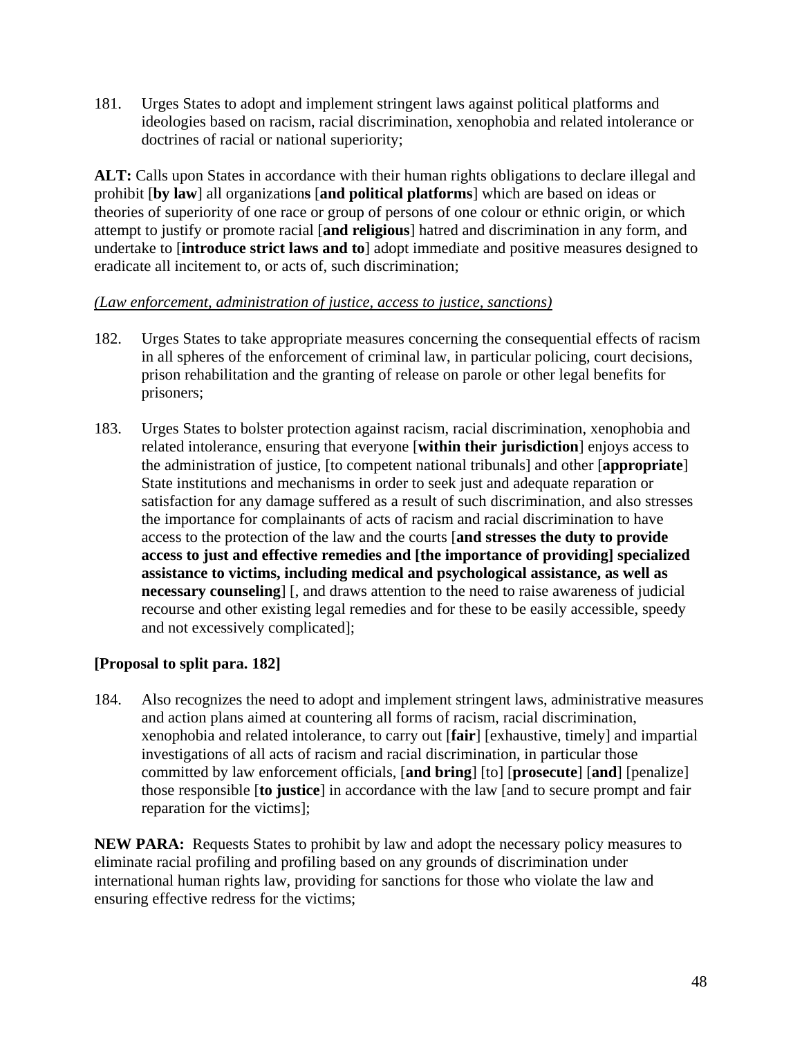181. Urges States to adopt and implement stringent laws against political platforms and ideologies based on racism, racial discrimination, xenophobia and related intolerance or doctrines of racial or national superiority;

**ALT:** Calls upon States in accordance with their human rights obligations to declare illegal and prohibit [**by law**] all organization**s** [**and political platforms**] which are based on ideas or theories of superiority of one race or group of persons of one colour or ethnic origin, or which attempt to justify or promote racial [**and religious**] hatred and discrimination in any form, and undertake to [**introduce strict laws and to**] adopt immediate and positive measures designed to eradicate all incitement to, or acts of, such discrimination;

*(Law enforcement, administration of justice, access to justice, sanctions)*

182. Urges States to take appropriate measures concerning the consequential effects of racism in all spheres of the enforcement of criminal law, in particular policing, court decisions, prison rehabilitation and the granting of release on parole or other legal benefits for prisoners;

183. Urges States to bolster protection against racism, racial discrimination, xenophobia and related intolerance, ensuring that everyone [**within their jurisdiction**] enjoys access to the administration of justice, [to competent national tribunals] and other [**appropriate**] State institutions and mechanisms in order to seek just and adequate reparation or satisfaction for any damage suffered as a result of such discrimination, and also stresses the importance for complainants of acts of racism and racial discrimination to have access to the protection of the law and the courts [**and stresses the duty to provide access to just and effective remedies and [the importance of providing] specialized assistance to victims, including medical and psychological assistance, as well as necessary counseling**] [, and draws attention to the need to raise awareness of judicial recourse and other existing legal remedies and for these to be easily accessible, speedy and not excessively complicated];

**[Proposal to split para. 182]**

184. Also recognizes the need to adopt and implement stringent laws, administrative measures and action plans aimed at countering all forms of racism, racial discrimination, xenophobia and related intolerance, to carry out [**fair**] [exhaustive, timely] and impartial investigations of all acts of racism and racial discrimination, in particular those committed by law enforcement officials, [**and bring**] [to] [**prosecute**] [**and**] [penalize] those responsible [**to justice**] in accordance with the law [and to secure prompt and fair reparation for the victims];

**NEW PARA:** Requests States to prohibit by law and adopt the necessary policy measures to eliminate racial profiling and profiling based on any grounds of discrimination under international human rights law, providing for sanctions for those who violate the law and ensuring effective redress for the victims;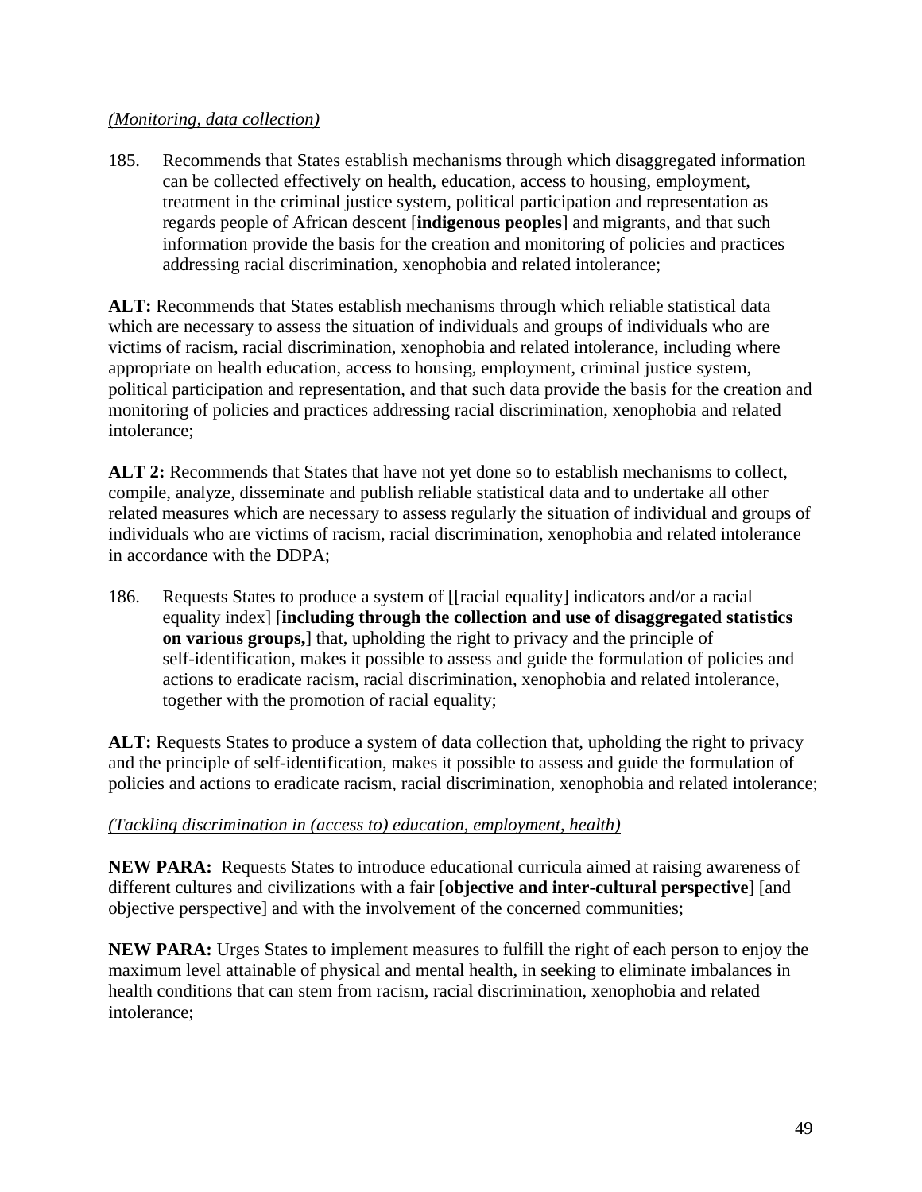*(Monitoring, data collection)*

185. Recommends that States establish mechanisms through which disaggregated information can be collected effectively on health, education, access to housing, employment, treatment in the criminal justice system, political participation and representation as regards people of African descent [**indigenous peoples**] and migrants, and that such information provide the basis for the creation and monitoring of policies and practices addressing racial discrimination, xenophobia and related intolerance;

**ALT:** Recommends that States establish mechanisms through which reliable statistical data which are necessary to assess the situation of individuals and groups of individuals who are victims of racism, racial discrimination, xenophobia and related intolerance, including where appropriate on health education, access to housing, employment, criminal justice system, political participation and representation, and that such data provide the basis for the creation and monitoring of policies and practices addressing racial discrimination, xenophobia and related intolerance;

**ALT 2:** Recommends that States that have not yet done so to establish mechanisms to collect, compile, analyze, disseminate and publish reliable statistical data and to undertake all other related measures which are necessary to assess regularly the situation of individual and groups of individuals who are victims of racism, racial discrimination, xenophobia and related intolerance in accordance with the DDPA;

186. Requests States to produce a system of [[racial equality] indicators and/or a racial equality index] [**including through the collection and use of disaggregated statistics on various groups,**] that, upholding the right to privacy and the principle of self-identification, makes it possible to assess and guide the formulation of policies and actions to eradicate racism, racial discrimination, xenophobia and related intolerance, together with the promotion of racial equality;

**ALT:** Requests States to produce a system of data collection that, upholding the right to privacy and the principle of self-identification, makes it possible to assess and guide the formulation of policies and actions to eradicate racism, racial discrimination, xenophobia and related intolerance;

*(Tackling discrimination in (access to) education, employment, health)*

**NEW PARA:** Requests States to introduce educational curricula aimed at raising awareness of different cultures and civilizations with a fair [**objective and inter-cultural perspective**] [and objective perspective] and with the involvement of the concerned communities;

**NEW PARA:** Urges States to implement measures to fulfill the right of each person to enjoy the maximum level attainable of physical and mental health, in seeking to eliminate imbalances in health conditions that can stem from racism, racial discrimination, xenophobia and related intolerance;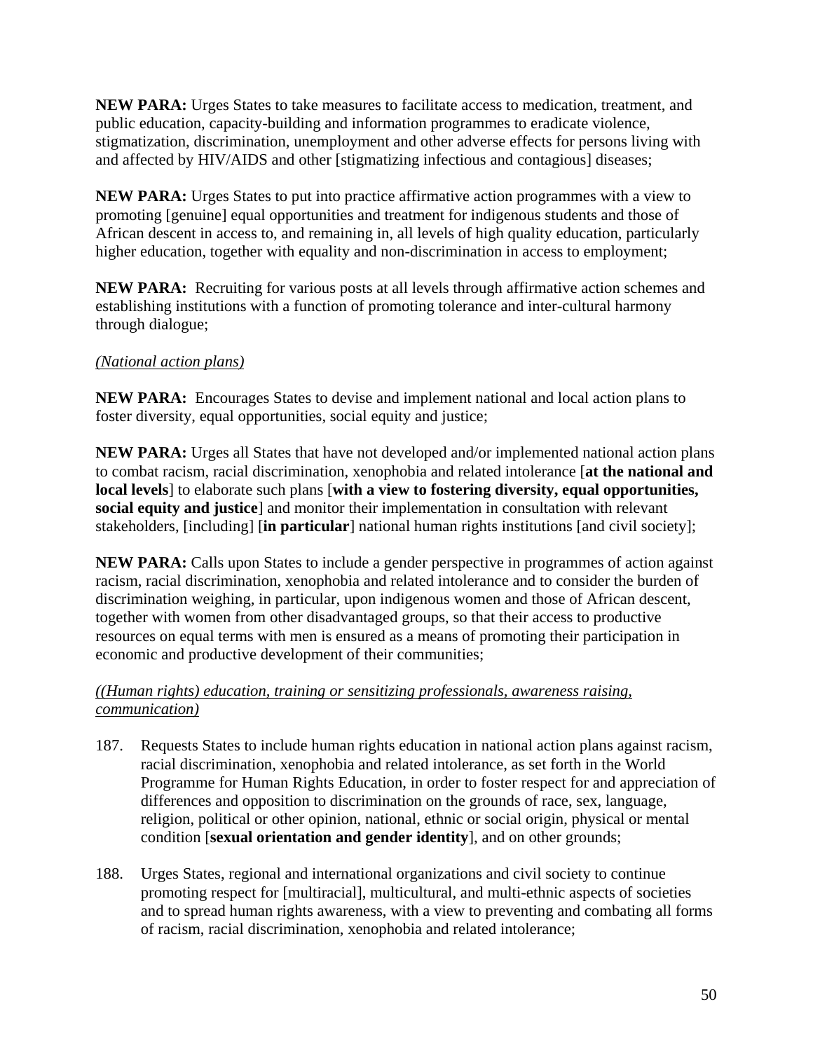**NEW PARA:** Urges States to take measures to facilitate access to medication, treatment, and public education, capacity-building and information programmes to eradicate violence, stigmatization, discrimination, unemployment and other adverse effects for persons living with and affected by HIV/AIDS and other [stigmatizing infectious and contagious] diseases;

**NEW PARA:** Urges States to put into practice affirmative action programmes with a view to promoting [genuine] equal opportunities and treatment for indigenous students and those of African descent in access to, and remaining in, all levels of high quality education, particularly higher education, together with equality and non-discrimination in access to employment;

**NEW PARA:** Recruiting for various posts at all levels through affirmative action schemes and establishing institutions with a function of promoting tolerance and inter-cultural harmony through dialogue;

*(National action plans)*

**NEW PARA:** Encourages States to devise and implement national and local action plans to foster diversity, equal opportunities, social equity and justice;

**NEW PARA:** Urges all States that have not developed and/or implemented national action plans to combat racism, racial discrimination, xenophobia and related intolerance [**at the national and local levels**] to elaborate such plans [**with a view to fostering diversity, equal opportunities, social equity and justice**] and monitor their implementation in consultation with relevant stakeholders, [including] [**in particular**] national human rights institutions [and civil society];

**NEW PARA:** Calls upon States to include a gender perspective in programmes of action against racism, racial discrimination, xenophobia and related intolerance and to consider the burden of discrimination weighing, in particular, upon indigenous women and those of African descent, together with women from other disadvantaged groups, so that their access to productive resources on equal terms with men is ensured as a means of promoting their participation in economic and productive development of their communities;

*((Human rights) education, training or sensitizing professionals, awareness raising, communication)*

187. Requests States to include human rights education in national action plans against racism, racial discrimination, xenophobia and related intolerance, as set forth in the World Programme for Human Rights Education, in order to foster respect for and appreciation of differences and opposition to discrimination on the grounds of race, sex, language, religion, political or other opinion, national, ethnic or social origin, physical or mental condition [**sexual orientation and gender identity**], and on other grounds;

188. Urges States, regional and international organizations and civil society to continue promoting respect for [multiracial], multicultural, and multi-ethnic aspects of societies and to spread human rights awareness, with a view to preventing and combating all forms of racism, racial discrimination, xenophobia and related intolerance;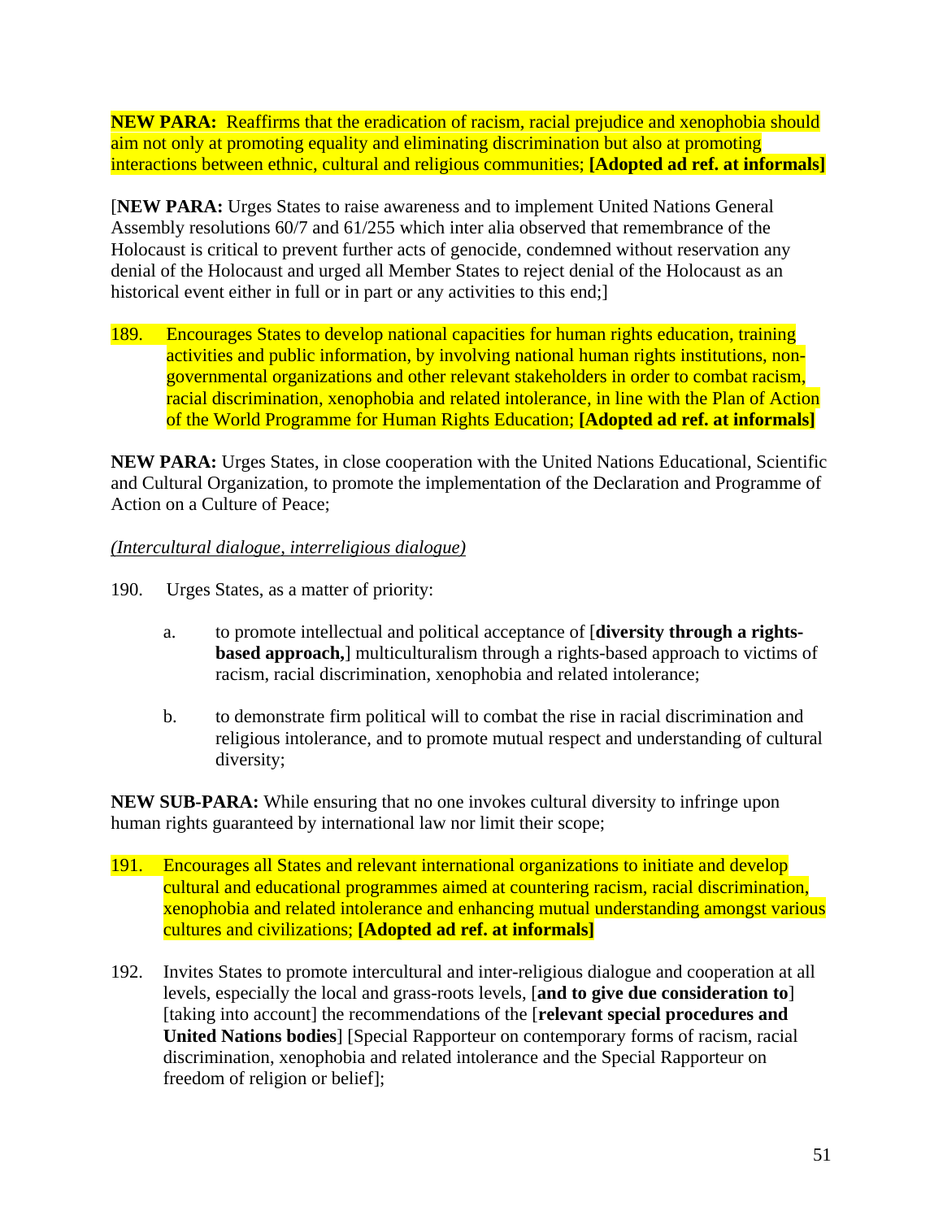**NEW PARA:** Reaffirms that the eradication of racism, racial prejudice and xenophobia should aim not only at promoting equality and eliminating discrimination but also at promoting interactions between ethnic, cultural and religious communities; **[Adopted ad ref. at informals]**

[**NEW PARA:** Urges States to raise awareness and to implement United Nations General Assembly resolutions 60/7 and 61/255 which inter alia observed that remembrance of the Holocaust is critical to prevent further acts of genocide, condemned without reservation any denial of the Holocaust and urged all Member States to reject denial of the Holocaust as an historical event either in full or in part or any activities to this end;]

189. Encourages States to develop national capacities for human rights education, training activities and public information, by involving national human rights institutions, non-governmental organizations and other relevant stakeholders in order to combat racism, racial discrimination, xenophobia and related intolerance, in line with the Plan of Action of the World Programme for Human Rights Education; **[Adopted ad ref. at informals]**

**NEW PARA:** Urges States, in close cooperation with the United Nations Educational, Scientific and Cultural Organization, to promote the implementation of the Declaration and Programme of Action on a Culture of Peace;

*(Intercultural dialogue, interreligious dialogue)*

190. Urges States, as a matter of priority:

a. to promote intellectual and political acceptance of [**diversity through a rights-based approach,**] multiculturalism through a rights-based approach to victims of racism, racial discrimination, xenophobia and related intolerance;

b. to demonstrate firm political will to combat the rise in racial discrimination and religious intolerance, and to promote mutual respect and understanding of cultural diversity;

**NEW SUB-PARA:** While ensuring that no one invokes cultural diversity to infringe upon human rights guaranteed by international law nor limit their scope;

191. Encourages all States and relevant international organizations to initiate and develop cultural and educational programmes aimed at countering racism, racial discrimination, xenophobia and related intolerance and enhancing mutual understanding amongst various cultures and civilizations; **[Adopted ad ref. at informals]**

192. Invites States to promote intercultural and inter-religious dialogue and cooperation at all levels, especially the local and grass-roots levels, [**and to give due consideration to**] [taking into account] the recommendations of the [**relevant special procedures and United Nations bodies**] [Special Rapporteur on contemporary forms of racism, racial discrimination, xenophobia and related intolerance and the Special Rapporteur on freedom of religion or belief];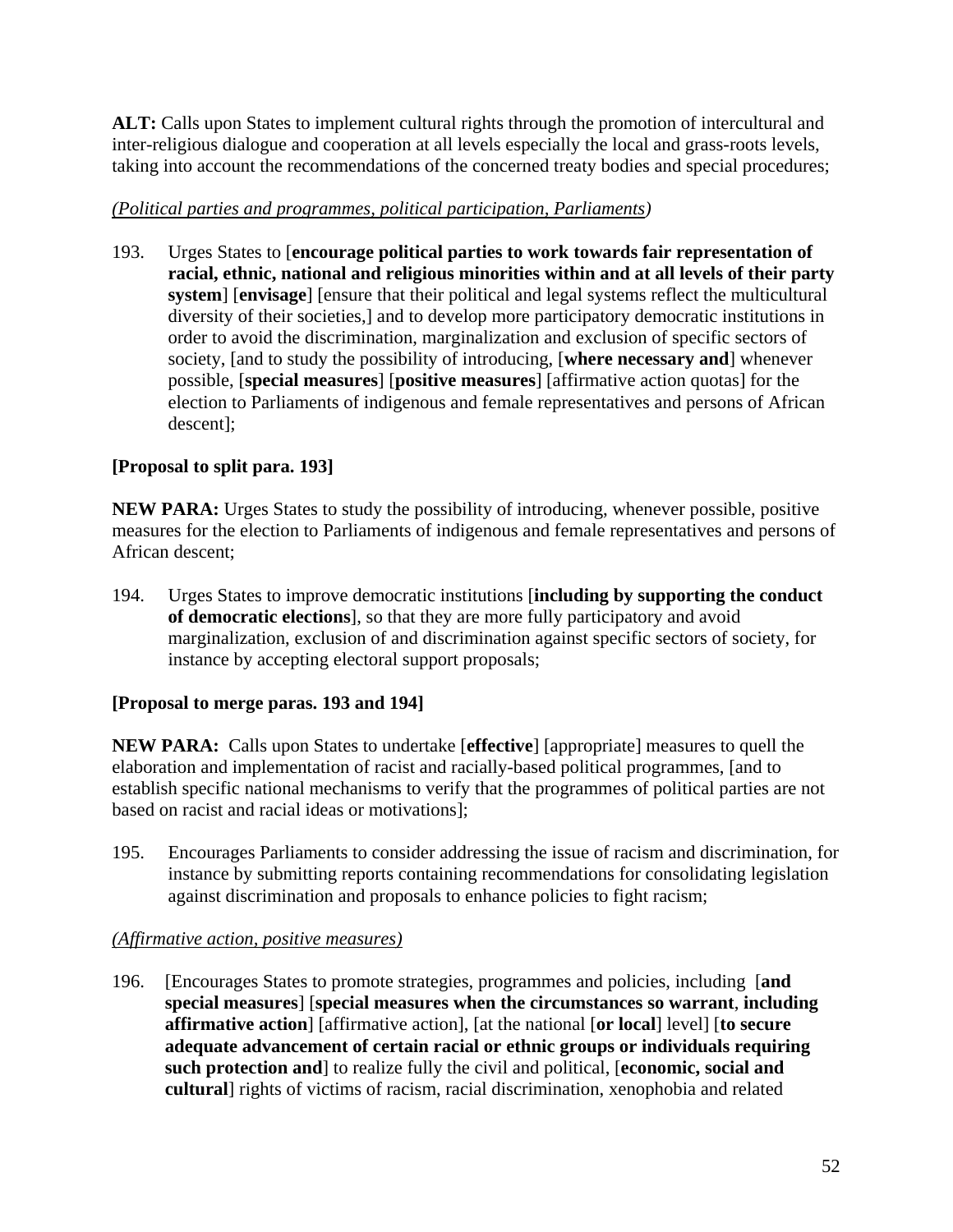**ALT:** Calls upon States to implement cultural rights through the promotion of intercultural and inter-religious dialogue and cooperation at all levels especially the local and grass-roots levels, taking into account the recommendations of the concerned treaty bodies and special procedures;

*(Political parties and programmes, political participation, Parliaments)*

193. Urges States to [**encourage political parties to work towards fair representation of racial, ethnic, national and religious minorities within and at all levels of their party system**] [**envisage**] [ensure that their political and legal systems reflect the multicultural diversity of their societies,] and to develop more participatory democratic institutions in order to avoid the discrimination, marginalization and exclusion of specific sectors of society, [and to study the possibility of introducing, [**where necessary and**] whenever possible, [**special measures**] [**positive measures**] [affirmative action quotas] for the election to Parliaments of indigenous and female representatives and persons of African descent];

**[Proposal to split para. 193]**

**NEW PARA:** Urges States to study the possibility of introducing, whenever possible, positive measures for the election to Parliaments of indigenous and female representatives and persons of African descent;

194. Urges States to improve democratic institutions [**including by supporting the conduct of democratic elections**], so that they are more fully participatory and avoid marginalization, exclusion of and discrimination against specific sectors of society, for instance by accepting electoral support proposals;

**[Proposal to merge paras. 193 and 194]**

**NEW PARA:** Calls upon States to undertake [**effective**] [appropriate] measures to quell the elaboration and implementation of racist and racially-based political programmes, [and to establish specific national mechanisms to verify that the programmes of political parties are not based on racist and racial ideas or motivations];

195. Encourages Parliaments to consider addressing the issue of racism and discrimination, for instance by submitting reports containing recommendations for consolidating legislation against discrimination and proposals to enhance policies to fight racism;

*(Affirmative action, positive measures)*

196. [Encourages States to promote strategies, programmes and policies, including [**and special measures**] [**special measures when the circumstances so warrant**, **including affirmative action**] [affirmative action], [at the national [**or local**] level] [**to secure adequate advancement of certain racial or ethnic groups or individuals requiring such protection and**] to realize fully the civil and political, [**economic, social and cultural**] rights of victims of racism, racial discrimination, xenophobia and related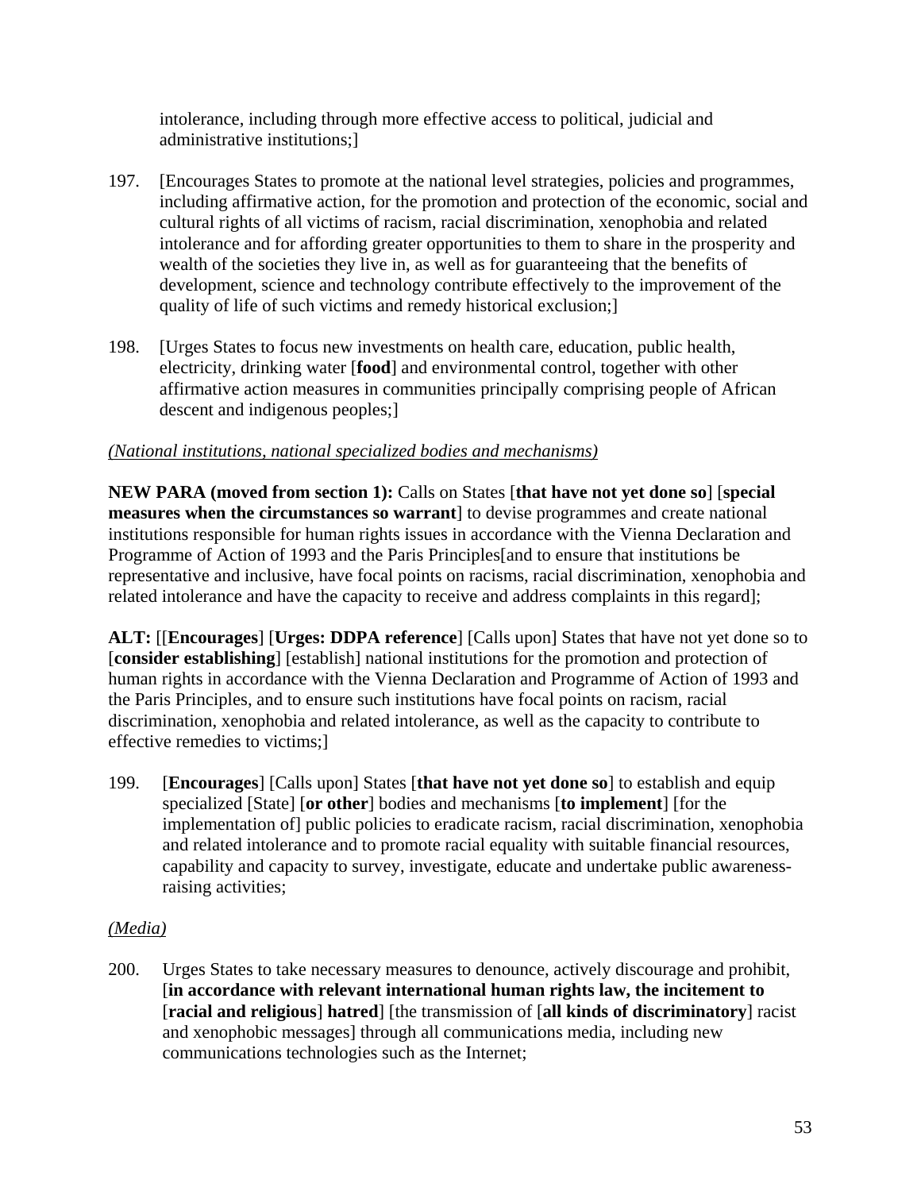intolerance, including through more effective access to political, judicial and administrative institutions;]

197. [Encourages States to promote at the national level strategies, policies and programmes, including affirmative action, for the promotion and protection of the economic, social and cultural rights of all victims of racism, racial discrimination, xenophobia and related intolerance and for affording greater opportunities to them to share in the prosperity and wealth of the societies they live in, as well as for guaranteeing that the benefits of development, science and technology contribute effectively to the improvement of the quality of life of such victims and remedy historical exclusion;]

198. [Urges States to focus new investments on health care, education, public health, electricity, drinking water [**food**] and environmental control, together with other affirmative action measures in communities principally comprising people of African descent and indigenous peoples;]

*(National institutions, national specialized bodies and mechanisms)*

**NEW PARA (moved from section 1):** Calls on States [**that have not yet done so**] [**special measures when the circumstances so warrant**] to devise programmes and create national institutions responsible for human rights issues in accordance with the Vienna Declaration and Programme of Action of 1993 and the Paris Principles[and to ensure that institutions be representative and inclusive, have focal points on racisms, racial discrimination, xenophobia and related intolerance and have the capacity to receive and address complaints in this regard];

**ALT:** [[**Encourages**] [**Urges: DDPA reference**] [Calls upon] States that have not yet done so to [**consider establishing**] [establish] national institutions for the promotion and protection of human rights in accordance with the Vienna Declaration and Programme of Action of 1993 and the Paris Principles, and to ensure such institutions have focal points on racism, racial discrimination, xenophobia and related intolerance, as well as the capacity to contribute to effective remedies to victims;]

199. [**Encourages**] [Calls upon] States [**that have not yet done so**] to establish and equip specialized [State] [**or other**] bodies and mechanisms [**to implement**] [for the implementation of] public policies to eradicate racism, racial discrimination, xenophobia and related intolerance and to promote racial equality with suitable financial resources, capability and capacity to survey, investigate, educate and undertake public awareness-raising activities;

*(Media)*

200. Urges States to take necessary measures to denounce, actively discourage and prohibit, [**in accordance with relevant international human rights law, the incitement to** [**racial and religious**] **hatred**] [the transmission of [**all kinds of discriminatory**] racist and xenophobic messages] through all communications media, including new communications technologies such as the Internet;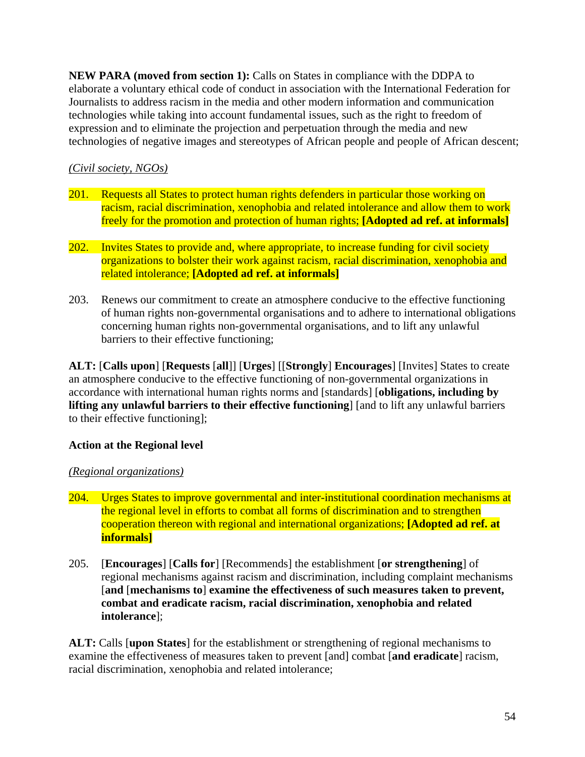**NEW PARA (moved from section 1):** Calls on States in compliance with the DDPA to elaborate a voluntary ethical code of conduct in association with the International Federation for Journalists to address racism in the media and other modern information and communication technologies while taking into account fundamental issues, such as the right to freedom of expression and to eliminate the projection and perpetuation through the media and new technologies of negative images and stereotypes of African people and people of African descent;

*(Civil society, NGOs)*

201. Requests all States to protect human rights defenders in particular those working on racism, racial discrimination, xenophobia and related intolerance and allow them to work freely for the promotion and protection of human rights; **[Adopted ad ref. at informals]**

202. Invites States to provide and, where appropriate, to increase funding for civil society organizations to bolster their work against racism, racial discrimination, xenophobia and related intolerance; **[Adopted ad ref. at informals]**

203. Renews our commitment to create an atmosphere conducive to the effective functioning of human rights non-governmental organisations and to adhere to international obligations concerning human rights non-governmental organisations, and to lift any unlawful barriers to their effective functioning;

**ALT:** [**Calls upon**] [**Requests** [**all**]] [**Urges**] [[**Strongly**] **Encourages**] [Invites] States to create an atmosphere conducive to the effective functioning of non-governmental organizations in accordance with international human rights norms and [standards] [**obligations, including by lifting any unlawful barriers to their effective functioning**] [and to lift any unlawful barriers to their effective functioning];

**Action at the Regional level**

*(Regional organizations)*

204. Urges States to improve governmental and inter-institutional coordination mechanisms at the regional level in efforts to combat all forms of discrimination and to strengthen cooperation thereon with regional and international organizations; **[Adopted ad ref. at informals]**

205. [**Encourages**] [**Calls for**] [Recommends] the establishment [**or strengthening**] of regional mechanisms against racism and discrimination, including complaint mechanisms [**and** [**mechanisms to**] **examine the effectiveness of such measures taken to prevent, combat and eradicate racism, racial discrimination, xenophobia and related intolerance**];

**ALT:** Calls [**upon States**] for the establishment or strengthening of regional mechanisms to examine the effectiveness of measures taken to prevent [and] combat [**and eradicate**] racism, racial discrimination, xenophobia and related intolerance;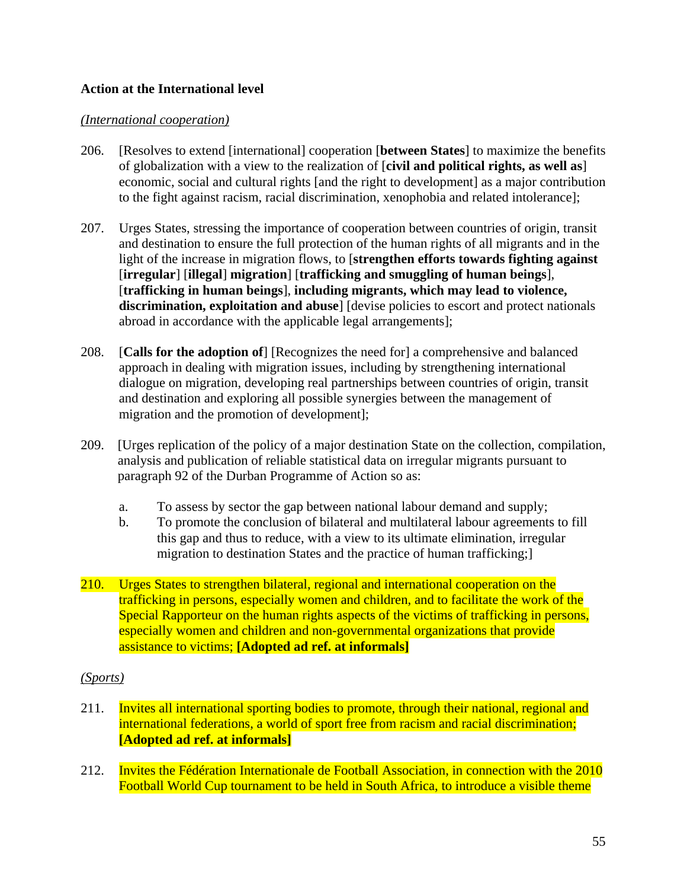**Action at the International level**

*(International cooperation)*

206. [Resolves to extend [international] cooperation [**between States**] to maximize the benefits of globalization with a view to the realization of [**civil and political rights, as well as**] economic, social and cultural rights [and the right to development] as a major contribution to the fight against racism, racial discrimination, xenophobia and related intolerance];

207. Urges States, stressing the importance of cooperation between countries of origin, transit and destination to ensure the full protection of the human rights of all migrants and in the light of the increase in migration flows, to [**strengthen efforts towards fighting against** [**irregular**] [**illegal**] **migration**] [**trafficking and smuggling of human beings**], [**trafficking in human beings**], **including migrants, which may lead to violence, discrimination, exploitation and abuse**] [devise policies to escort and protect nationals abroad in accordance with the applicable legal arrangements];

208. [**Calls for the adoption of**] [Recognizes the need for] a comprehensive and balanced approach in dealing with migration issues, including by strengthening international dialogue on migration, developing real partnerships between countries of origin, transit and destination and exploring all possible synergies between the management of migration and the promotion of development];

209. [Urges replication of the policy of a major destination State on the collection, compilation, analysis and publication of reliable statistical data on irregular migrants pursuant to paragraph 92 of the Durban Programme of Action so as:

    a. To assess by sector the gap between national labour demand and supply;
    b. To promote the conclusion of bilateral and multilateral labour agreements to fill this gap and thus to reduce, with a view to its ultimate elimination, irregular migration to destination States and the practice of human trafficking;]

210. Urges States to strengthen bilateral, regional and international cooperation on the trafficking in persons, especially women and children, and to facilitate the work of the Special Rapporteur on the human rights aspects of the victims of trafficking in persons, especially women and children and non-governmental organizations that provide assistance to victims; **[Adopted ad ref. at informals]**

*(Sports)*

211. Invites all international sporting bodies to promote, through their national, regional and international federations, a world of sport free from racism and racial discrimination; **[Adopted ad ref. at informals]**

212. Invites the Fédération Internationale de Football Association, in connection with the 2010 Football World Cup tournament to be held in South Africa, to introduce a visible theme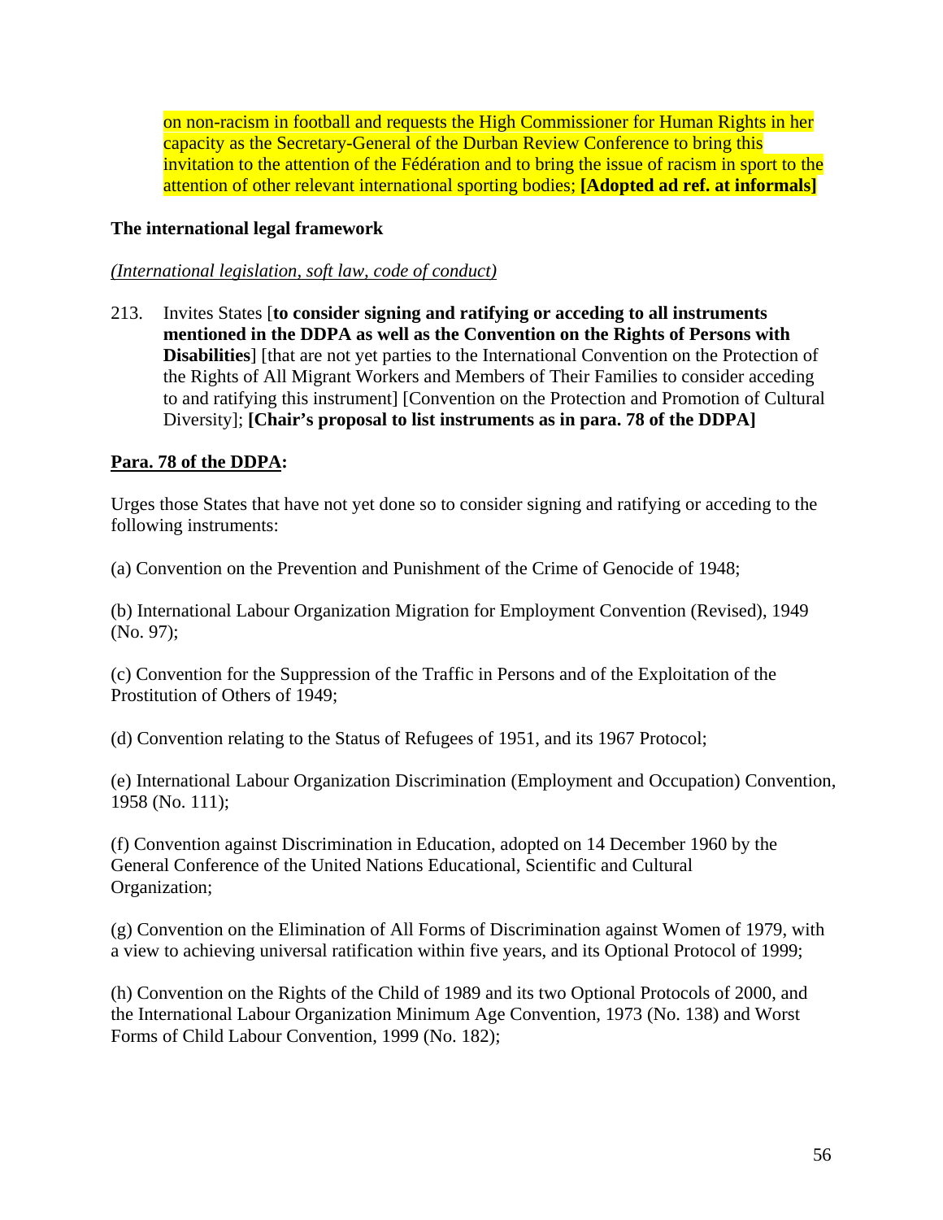on non-racism in football and requests the High Commissioner for Human Rights in her capacity as the Secretary-General of the Durban Review Conference to bring this invitation to the attention of the Fédération and to bring the issue of racism in sport to the attention of other relevant international sporting bodies; **[Adopted ad ref. at informals]**

**The international legal framework**

*(International legislation, soft law, code of conduct)*

213. Invites States [**to consider signing and ratifying or acceding to all instruments mentioned in the DDPA as well as the Convention on the Rights of Persons with Disabilities**] [that are not yet parties to the International Convention on the Protection of the Rights of All Migrant Workers and Members of Their Families to consider acceding to and ratifying this instrument] [Convention on the Protection and Promotion of Cultural Diversity]; **[Chair's proposal to list instruments as in para. 78 of the DDPA]**

**Para. 78 of the DDPA:**

Urges those States that have not yet done so to consider signing and ratifying or acceding to the following instruments:

(a) Convention on the Prevention and Punishment of the Crime of Genocide of 1948;

(b) International Labour Organization Migration for Employment Convention (Revised), 1949 (No. 97);

(c) Convention for the Suppression of the Traffic in Persons and of the Exploitation of the Prostitution of Others of 1949;

(d) Convention relating to the Status of Refugees of 1951, and its 1967 Protocol;

(e) International Labour Organization Discrimination (Employment and Occupation) Convention, 1958 (No. 111);

(f) Convention against Discrimination in Education, adopted on 14 December 1960 by the General Conference of the United Nations Educational, Scientific and Cultural Organization;

(g) Convention on the Elimination of All Forms of Discrimination against Women of 1979, with a view to achieving universal ratification within five years, and its Optional Protocol of 1999;

(h) Convention on the Rights of the Child of 1989 and its two Optional Protocols of 2000, and the International Labour Organization Minimum Age Convention, 1973 (No. 138) and Worst Forms of Child Labour Convention, 1999 (No. 182);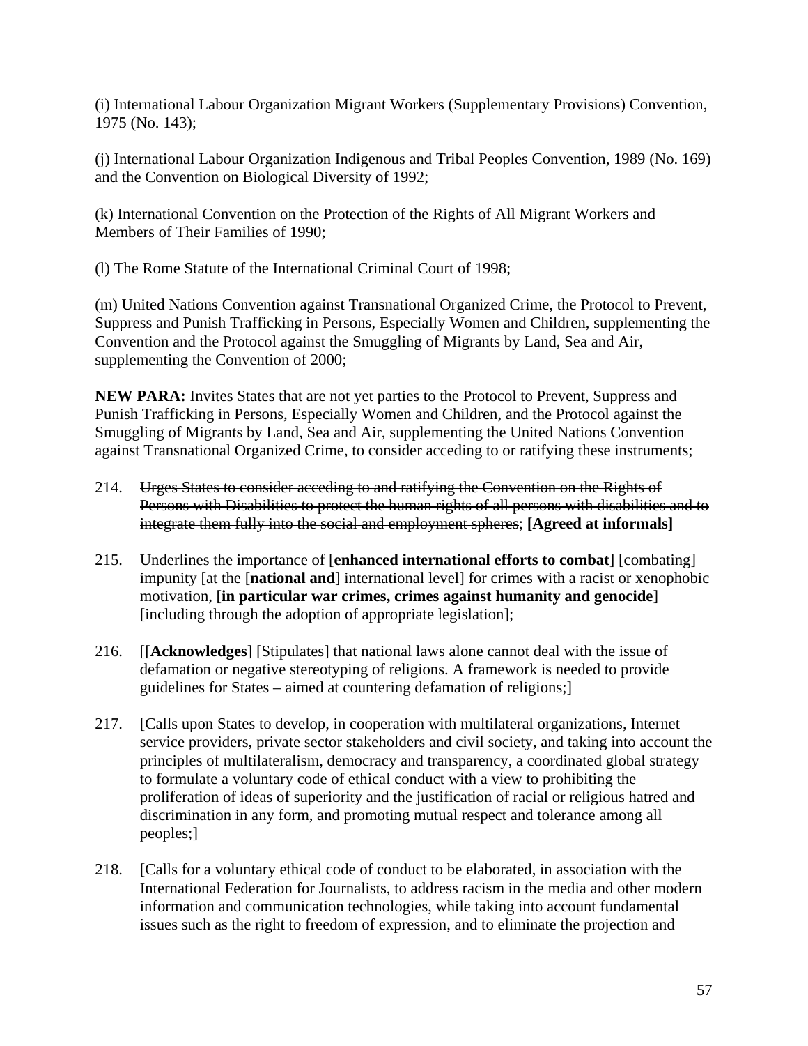(i) International Labour Organization Migrant Workers (Supplementary Provisions) Convention, 1975 (No. 143);

(j) International Labour Organization Indigenous and Tribal Peoples Convention, 1989 (No. 169) and the Convention on Biological Diversity of 1992;

(k) International Convention on the Protection of the Rights of All Migrant Workers and Members of Their Families of 1990;

(l) The Rome Statute of the International Criminal Court of 1998;

(m) United Nations Convention against Transnational Organized Crime, the Protocol to Prevent, Suppress and Punish Trafficking in Persons, Especially Women and Children, supplementing the Convention and the Protocol against the Smuggling of Migrants by Land, Sea and Air, supplementing the Convention of 2000;

**NEW PARA:** Invites States that are not yet parties to the Protocol to Prevent, Suppress and Punish Trafficking in Persons, Especially Women and Children, and the Protocol against the Smuggling of Migrants by Land, Sea and Air, supplementing the United Nations Convention against Transnational Organized Crime, to consider acceding to or ratifying these instruments;

214. ~~Urges States to consider acceding to and ratifying the Convention on the Rights of Persons with Disabilities to protect the human rights of all persons with disabilities and to integrate them fully into the social and employment spheres~~; **[Agreed at informals]**

215. Underlines the importance of [**enhanced international efforts to combat**] [combating] impunity [at the [**national and**] international level] for crimes with a racist or xenophobic motivation, [**in particular war crimes, crimes against humanity and genocide**] [including through the adoption of appropriate legislation];

216. [[**Acknowledges**] [Stipulates] that national laws alone cannot deal with the issue of defamation or negative stereotyping of religions. A framework is needed to provide guidelines for States – aimed at countering defamation of religions;]

217. [Calls upon States to develop, in cooperation with multilateral organizations, Internet service providers, private sector stakeholders and civil society, and taking into account the principles of multilateralism, democracy and transparency, a coordinated global strategy to formulate a voluntary code of ethical conduct with a view to prohibiting the proliferation of ideas of superiority and the justification of racial or religious hatred and discrimination in any form, and promoting mutual respect and tolerance among all peoples;]

218. [Calls for a voluntary ethical code of conduct to be elaborated, in association with the International Federation for Journalists, to address racism in the media and other modern information and communication technologies, while taking into account fundamental issues such as the right to freedom of expression, and to eliminate the projection and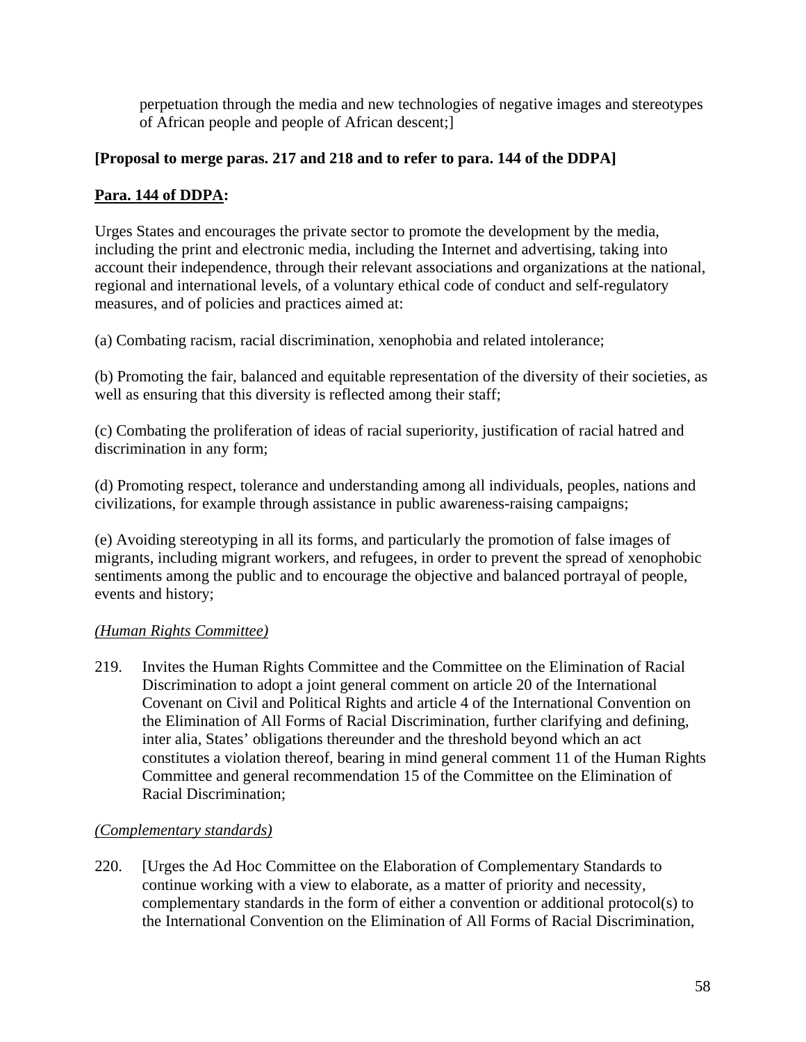perpetuation through the media and new technologies of negative images and stereotypes of African people and people of African descent;]

**[Proposal to merge paras. 217 and 218 and to refer to para. 144 of the DDPA]**

**<u>Para. 144 of DDPA</u>:**

Urges States and encourages the private sector to promote the development by the media, including the print and electronic media, including the Internet and advertising, taking into account their independence, through their relevant associations and organizations at the national, regional and international levels, of a voluntary ethical code of conduct and self-regulatory measures, and of policies and practices aimed at:

(a) Combating racism, racial discrimination, xenophobia and related intolerance;

(b) Promoting the fair, balanced and equitable representation of the diversity of their societies, as well as ensuring that this diversity is reflected among their staff;

(c) Combating the proliferation of ideas of racial superiority, justification of racial hatred and discrimination in any form;

(d) Promoting respect, tolerance and understanding among all individuals, peoples, nations and civilizations, for example through assistance in public awareness-raising campaigns;

(e) Avoiding stereotyping in all its forms, and particularly the promotion of false images of migrants, including migrant workers, and refugees, in order to prevent the spread of xenophobic sentiments among the public and to encourage the objective and balanced portrayal of people, events and history;

*<u>(Human Rights Committee)</u>*

219. Invites the Human Rights Committee and the Committee on the Elimination of Racial Discrimination to adopt a joint general comment on article 20 of the International Covenant on Civil and Political Rights and article 4 of the International Convention on the Elimination of All Forms of Racial Discrimination, further clarifying and defining, inter alia, States' obligations thereunder and the threshold beyond which an act constitutes a violation thereof, bearing in mind general comment 11 of the Human Rights Committee and general recommendation 15 of the Committee on the Elimination of Racial Discrimination;

*<u>(Complementary standards)</u>*

220. [Urges the Ad Hoc Committee on the Elaboration of Complementary Standards to continue working with a view to elaborate, as a matter of priority and necessity, complementary standards in the form of either a convention or additional protocol(s) to the International Convention on the Elimination of All Forms of Racial Discrimination,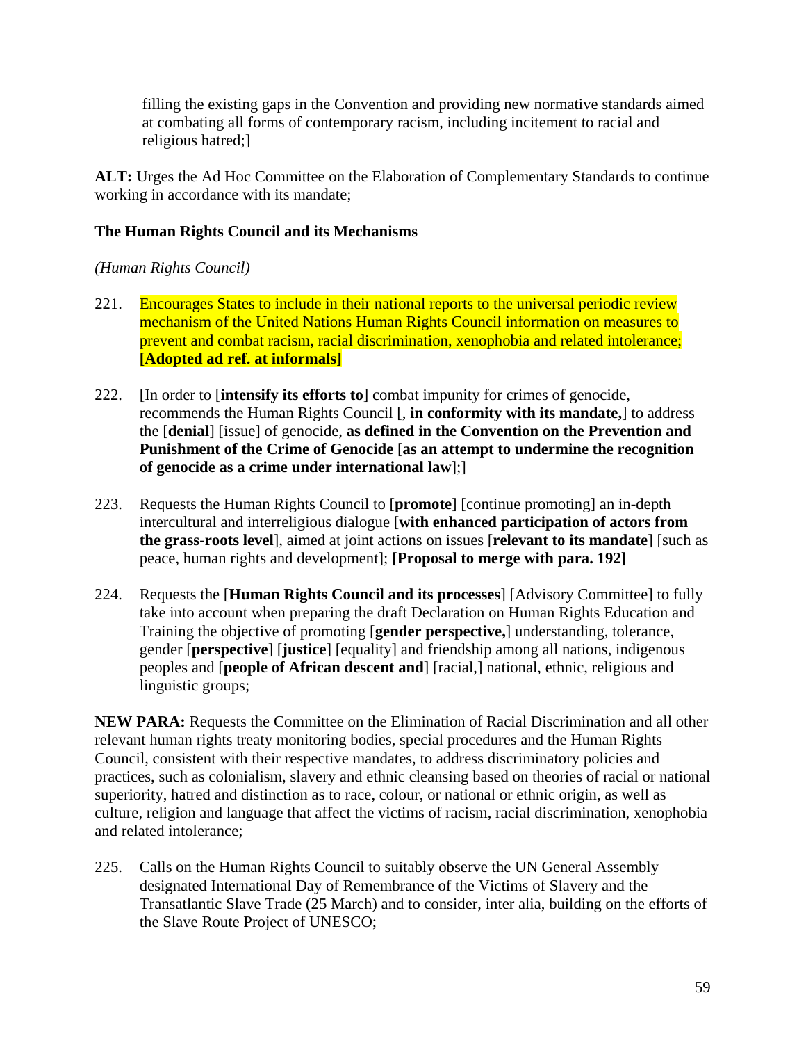filling the existing gaps in the Convention and providing new normative standards aimed at combating all forms of contemporary racism, including incitement to racial and religious hatred;]

**ALT:** Urges the Ad Hoc Committee on the Elaboration of Complementary Standards to continue working in accordance with its mandate;

**The Human Rights Council and its Mechanisms**

*(Human Rights Council)*

221. Encourages States to include in their national reports to the universal periodic review mechanism of the United Nations Human Rights Council information on measures to prevent and combat racism, racial discrimination, xenophobia and related intolerance; **[Adopted ad ref. at informals]**

222. [In order to [**intensify its efforts to**] combat impunity for crimes of genocide, recommends the Human Rights Council [, **in conformity with its mandate,**] to address the [**denial**] [issue] of genocide, **as defined in the Convention on the Prevention and Punishment of the Crime of Genocide** [**as an attempt to undermine the recognition of genocide as a crime under international law**];]

223. Requests the Human Rights Council to [**promote**] [continue promoting] an in-depth intercultural and interreligious dialogue [**with enhanced participation of actors from the grass-roots level**], aimed at joint actions on issues [**relevant to its mandate**] [such as peace, human rights and development]; **[Proposal to merge with para. 192]**

224. Requests the [**Human Rights Council and its processes**] [Advisory Committee] to fully take into account when preparing the draft Declaration on Human Rights Education and Training the objective of promoting [**gender perspective,**] understanding, tolerance, gender [**perspective**] [**justice**] [equality] and friendship among all nations, indigenous peoples and [**people of African descent and**] [racial,] national, ethnic, religious and linguistic groups;

**NEW PARA:** Requests the Committee on the Elimination of Racial Discrimination and all other relevant human rights treaty monitoring bodies, special procedures and the Human Rights Council, consistent with their respective mandates, to address discriminatory policies and practices, such as colonialism, slavery and ethnic cleansing based on theories of racial or national superiority, hatred and distinction as to race, colour, or national or ethnic origin, as well as culture, religion and language that affect the victims of racism, racial discrimination, xenophobia and related intolerance;

225. Calls on the Human Rights Council to suitably observe the UN General Assembly designated International Day of Remembrance of the Victims of Slavery and the Transatlantic Slave Trade (25 March) and to consider, inter alia, building on the efforts of the Slave Route Project of UNESCO;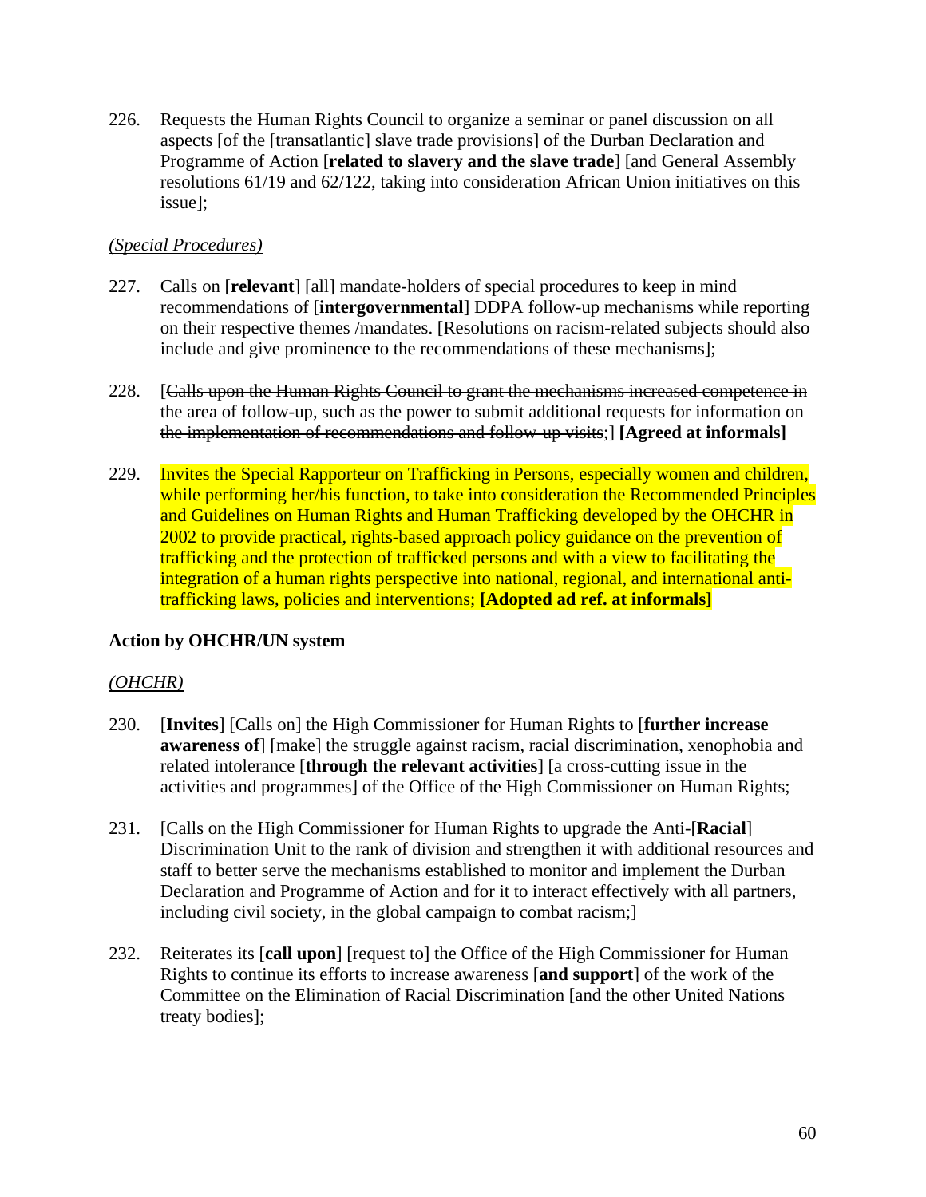226. Requests the Human Rights Council to organize a seminar or panel discussion on all aspects [of the [transatlantic] slave trade provisions] of the Durban Declaration and Programme of Action [**related to slavery and the slave trade**] [and General Assembly resolutions 61/19 and 62/122, taking into consideration African Union initiatives on this issue];

*(Special Procedures)*

227. Calls on [**relevant**] [all] mandate-holders of special procedures to keep in mind recommendations of [**intergovernmental**] DDPA follow-up mechanisms while reporting on their respective themes /mandates. [Resolutions on racism-related subjects should also include and give prominence to the recommendations of these mechanisms];

228. [~~Calls upon the Human Rights Council to grant the mechanisms increased competence in the area of follow-up, such as the power to submit additional requests for information on the implementation of recommendations and follow-up visits~~;] **[Agreed at informals]**

229. Invites the Special Rapporteur on Trafficking in Persons, especially women and children, while performing her/his function, to take into consideration the Recommended Principles and Guidelines on Human Rights and Human Trafficking developed by the OHCHR in 2002 to provide practical, rights-based approach policy guidance on the prevention of trafficking and the protection of trafficked persons and with a view to facilitating the integration of a human rights perspective into national, regional, and international anti-trafficking laws, policies and interventions; **[Adopted ad ref. at informals]**

**Action by OHCHR/UN system**

*(OHCHR)*

230. [**Invites**] [Calls on] the High Commissioner for Human Rights to [**further increase awareness of**] [make] the struggle against racism, racial discrimination, xenophobia and related intolerance [**through the relevant activities**] [a cross-cutting issue in the activities and programmes] of the Office of the High Commissioner on Human Rights;

231. [Calls on the High Commissioner for Human Rights to upgrade the Anti-[**Racial**] Discrimination Unit to the rank of division and strengthen it with additional resources and staff to better serve the mechanisms established to monitor and implement the Durban Declaration and Programme of Action and for it to interact effectively with all partners, including civil society, in the global campaign to combat racism;]

232. Reiterates its [**call upon**] [request to] the Office of the High Commissioner for Human Rights to continue its efforts to increase awareness [**and support**] of the work of the Committee on the Elimination of Racial Discrimination [and the other United Nations treaty bodies];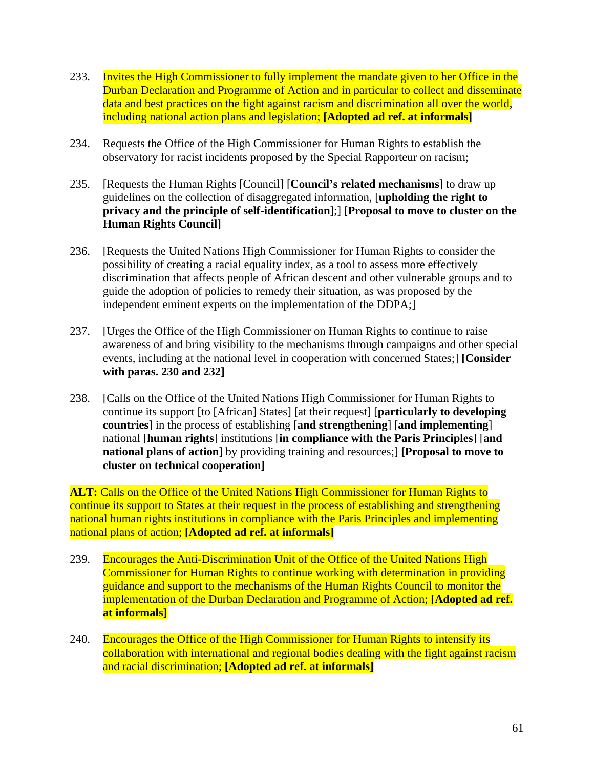233. Invites the High Commissioner to fully implement the mandate given to her Office in the Durban Declaration and Programme of Action and in particular to collect and disseminate data and best practices on the fight against racism and discrimination all over the world, including national action plans and legislation; **[Adopted ad ref. at informals]**

234. Requests the Office of the High Commissioner for Human Rights to establish the observatory for racist incidents proposed by the Special Rapporteur on racism;

235. [Requests the Human Rights [Council] [**Council's related mechanisms**] to draw up guidelines on the collection of disaggregated information, [**upholding the right to privacy and the principle of self-identification**];] **[Proposal to move to cluster on the Human Rights Council]**

236. [Requests the United Nations High Commissioner for Human Rights to consider the possibility of creating a racial equality index, as a tool to assess more effectively discrimination that affects people of African descent and other vulnerable groups and to guide the adoption of policies to remedy their situation, as was proposed by the independent eminent experts on the implementation of the DDPA;]

237. [Urges the Office of the High Commissioner on Human Rights to continue to raise awareness of and bring visibility to the mechanisms through campaigns and other special events, including at the national level in cooperation with concerned States;] **[Consider with paras. 230 and 232]**

238. [Calls on the Office of the United Nations High Commissioner for Human Rights to continue its support [to [African] States] [at their request] [**particularly to developing countries**] in the process of establishing [**and strengthening**] [**and implementing**] national [**human rights**] institutions [**in compliance with the Paris Principles**] [**and national plans of action**] by providing training and resources;] **[Proposal to move to cluster on technical cooperation]**

**ALT:** Calls on the Office of the United Nations High Commissioner for Human Rights to continue its support to States at their request in the process of establishing and strengthening national human rights institutions in compliance with the Paris Principles and implementing national plans of action; **[Adopted ad ref. at informals]**

239. Encourages the Anti-Discrimination Unit of the Office of the United Nations High Commissioner for Human Rights to continue working with determination in providing guidance and support to the mechanisms of the Human Rights Council to monitor the implementation of the Durban Declaration and Programme of Action; **[Adopted ad ref. at informals]**

240. Encourages the Office of the High Commissioner for Human Rights to intensify its collaboration with international and regional bodies dealing with the fight against racism and racial discrimination; **[Adopted ad ref. at informals]**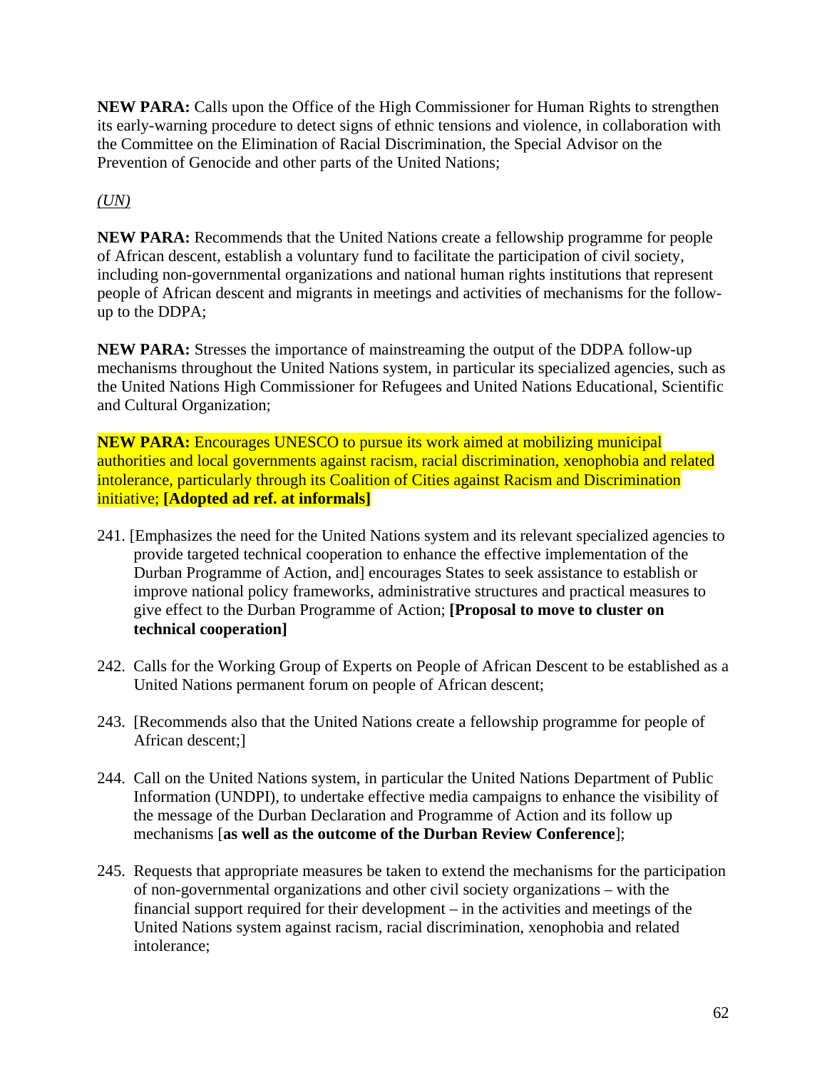**NEW PARA:** Calls upon the Office of the High Commissioner for Human Rights to strengthen its early-warning procedure to detect signs of ethnic tensions and violence, in collaboration with the Committee on the Elimination of Racial Discrimination, the Special Advisor on the Prevention of Genocide and other parts of the United Nations;

*(UN)*

**NEW PARA:** Recommends that the United Nations create a fellowship programme for people of African descent, establish a voluntary fund to facilitate the participation of civil society, including non-governmental organizations and national human rights institutions that represent people of African descent and migrants in meetings and activities of mechanisms for the follow-up to the DDPA;

**NEW PARA:** Stresses the importance of mainstreaming the output of the DDPA follow-up mechanisms throughout the United Nations system, in particular its specialized agencies, such as the United Nations High Commissioner for Refugees and United Nations Educational, Scientific and Cultural Organization;

**NEW PARA:** Encourages UNESCO to pursue its work aimed at mobilizing municipal authorities and local governments against racism, racial discrimination, xenophobia and related intolerance, particularly through its Coalition of Cities against Racism and Discrimination initiative; **[Adopted ad ref. at informals]**

241. [Emphasizes the need for the United Nations system and its relevant specialized agencies to provide targeted technical cooperation to enhance the effective implementation of the Durban Programme of Action, and] encourages States to seek assistance to establish or improve national policy frameworks, administrative structures and practical measures to give effect to the Durban Programme of Action; **[Proposal to move to cluster on technical cooperation]**

242. Calls for the Working Group of Experts on People of African Descent to be established as a United Nations permanent forum on people of African descent;

243. [Recommends also that the United Nations create a fellowship programme for people of African descent;]

244. Call on the United Nations system, in particular the United Nations Department of Public Information (UNDPI), to undertake effective media campaigns to enhance the visibility of the message of the Durban Declaration and Programme of Action and its follow up mechanisms [**as well as the outcome of the Durban Review Conference**];

245. Requests that appropriate measures be taken to extend the mechanisms for the participation of non-governmental organizations and other civil society organizations – with the financial support required for their development – in the activities and meetings of the United Nations system against racism, racial discrimination, xenophobia and related intolerance;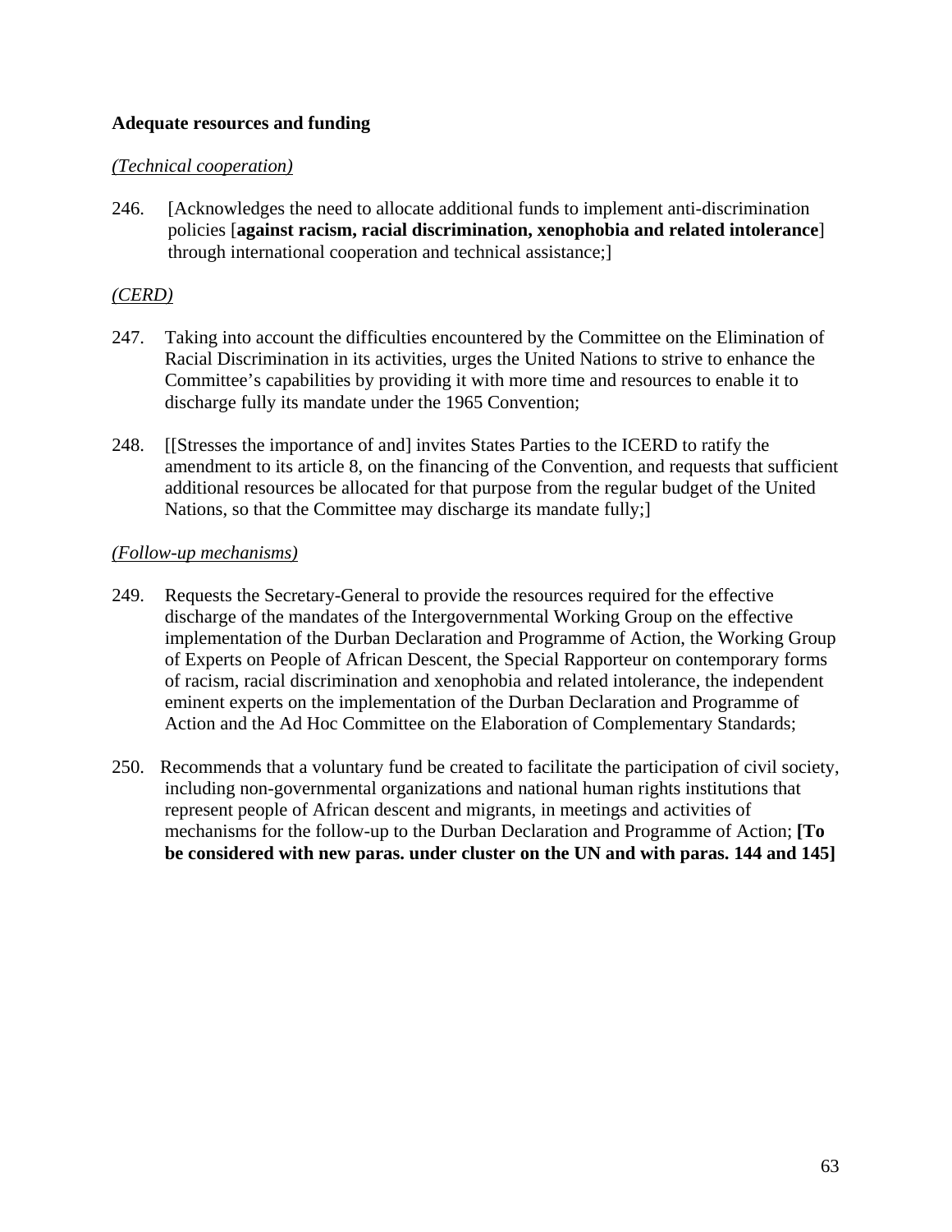**Adequate resources and funding**

*(Technical cooperation)*

246. [Acknowledges the need to allocate additional funds to implement anti-discrimination policies [**against racism, racial discrimination, xenophobia and related intolerance**] through international cooperation and technical assistance;]

*(CERD)*

247. Taking into account the difficulties encountered by the Committee on the Elimination of Racial Discrimination in its activities, urges the United Nations to strive to enhance the Committee's capabilities by providing it with more time and resources to enable it to discharge fully its mandate under the 1965 Convention;

248. [[Stresses the importance of and] invites States Parties to the ICERD to ratify the amendment to its article 8, on the financing of the Convention, and requests that sufficient additional resources be allocated for that purpose from the regular budget of the United Nations, so that the Committee may discharge its mandate fully;]

*(Follow-up mechanisms)*

249. Requests the Secretary-General to provide the resources required for the effective discharge of the mandates of the Intergovernmental Working Group on the effective implementation of the Durban Declaration and Programme of Action, the Working Group of Experts on People of African Descent, the Special Rapporteur on contemporary forms of racism, racial discrimination and xenophobia and related intolerance, the independent eminent experts on the implementation of the Durban Declaration and Programme of Action and the Ad Hoc Committee on the Elaboration of Complementary Standards;

250. Recommends that a voluntary fund be created to facilitate the participation of civil society, including non-governmental organizations and national human rights institutions that represent people of African descent and migrants, in meetings and activities of mechanisms for the follow-up to the Durban Declaration and Programme of Action; **[To be considered with new paras. under cluster on the UN and with paras. 144 and 145]**